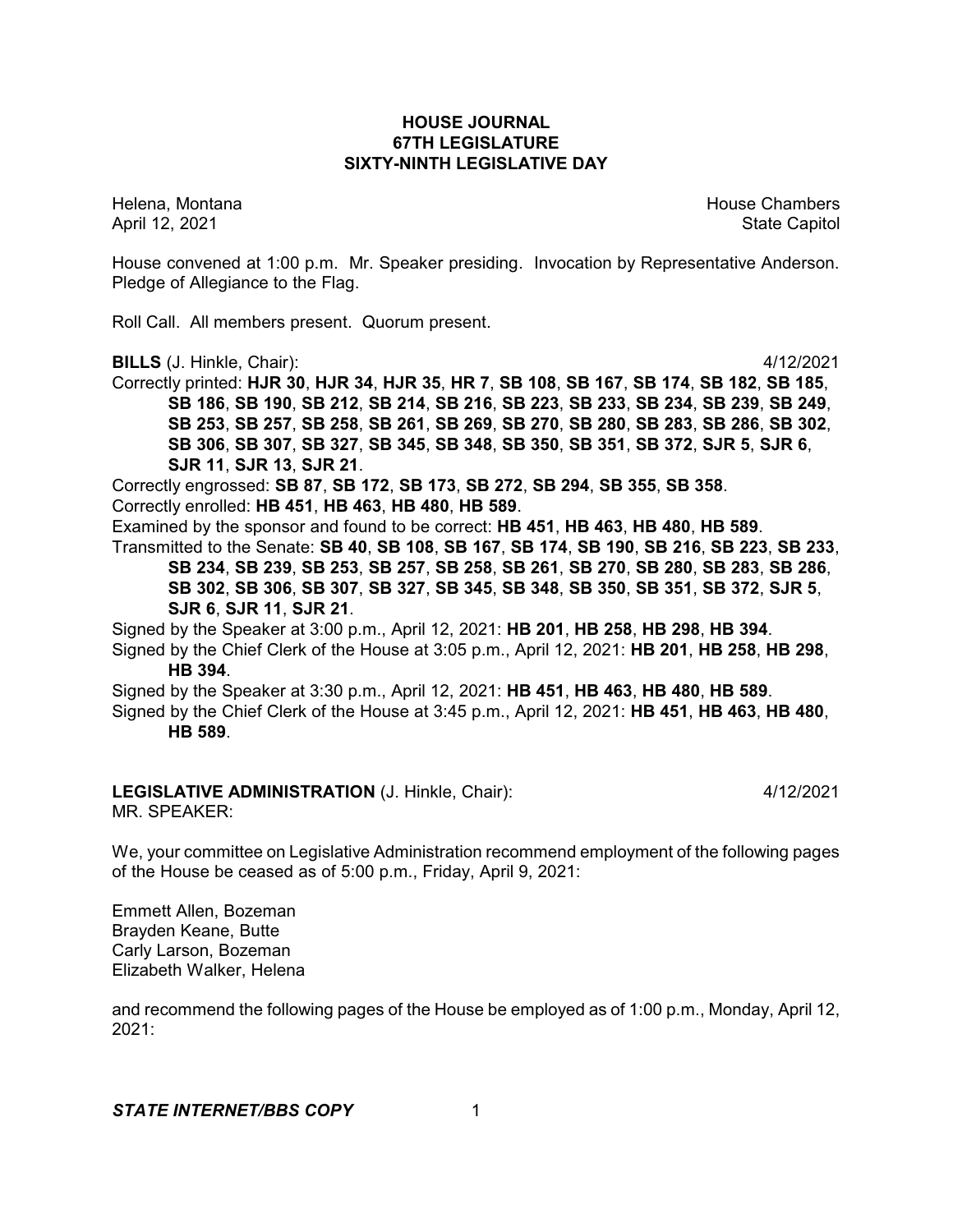# HOUSE JOURNAL
## 67TH LEGISLATURE
## SIXTY-NINTH LEGISLATIVE DAY

Helena, Montana House Chambers
April 12, 2021 State Capitol

House convened at 1:00 p.m. Mr. Speaker presiding. Invocation by Representative Anderson. Pledge of Allegiance to the Flag.

Roll Call. All members present. Quorum present.

**BILLS** (J. Hinkle, Chair): 4/12/2021

Correctly printed: **HJR 30**, **HJR 34**, **HJR 35**, **HR 7**, **SB 108**, **SB 167**, **SB 174**, **SB 182**, **SB 185**, **SB 186**, **SB 190**, **SB 212**, **SB 214**, **SB 216**, **SB 223**, **SB 233**, **SB 234**, **SB 239**, **SB 249**, **SB 253**, **SB 257**, **SB 258**, **SB 261**, **SB 269**, **SB 270**, **SB 280**, **SB 283**, **SB 286**, **SB 302**, **SB 306**, **SB 307**, **SB 327**, **SB 345**, **SB 348**, **SB 350**, **SB 351**, **SB 372**, **SJR 5**, **SJR 6**, **SJR 11**, **SJR 13**, **SJR 21**.

Correctly engrossed: **SB 87**, **SB 172**, **SB 173**, **SB 272**, **SB 294**, **SB 355**, **SB 358**.

Correctly enrolled: **HB 451**, **HB 463**, **HB 480**, **HB 589**.

Examined by the sponsor and found to be correct: **HB 451**, **HB 463**, **HB 480**, **HB 589**.

Transmitted to the Senate: **SB 40**, **SB 108**, **SB 167**, **SB 174**, **SB 190**, **SB 216**, **SB 223**, **SB 233**, **SB 234**, **SB 239**, **SB 253**, **SB 257**, **SB 258**, **SB 261**, **SB 270**, **SB 280**, **SB 283**, **SB 286**, **SB 302**, **SB 306**, **SB 307**, **SB 327**, **SB 345**, **SB 348**, **SB 350**, **SB 351**, **SB 372**, **SJR 5**, **SJR 6**, **SJR 11**, **SJR 21**.

Signed by the Speaker at 3:00 p.m., April 12, 2021: **HB 201**, **HB 258**, **HB 298**, **HB 394**.

Signed by the Chief Clerk of the House at 3:05 p.m., April 12, 2021: **HB 201**, **HB 258**, **HB 298**, **HB 394**.

Signed by the Speaker at 3:30 p.m., April 12, 2021: **HB 451**, **HB 463**, **HB 480**, **HB 589**.

Signed by the Chief Clerk of the House at 3:45 p.m., April 12, 2021: **HB 451**, **HB 463**, **HB 480**, **HB 589**.

**LEGISLATIVE ADMINISTRATION** (J. Hinkle, Chair): 4/12/2021

MR. SPEAKER:

We, your committee on Legislative Administration recommend employment of the following pages of the House be ceased as of 5:00 p.m., Friday, April 9, 2021:

Emmett Allen, Bozeman
Brayden Keane, Butte
Carly Larson, Bozeman
Elizabeth Walker, Helena

and recommend the following pages of the House be employed as of 1:00 p.m., Monday, April 12, 2021: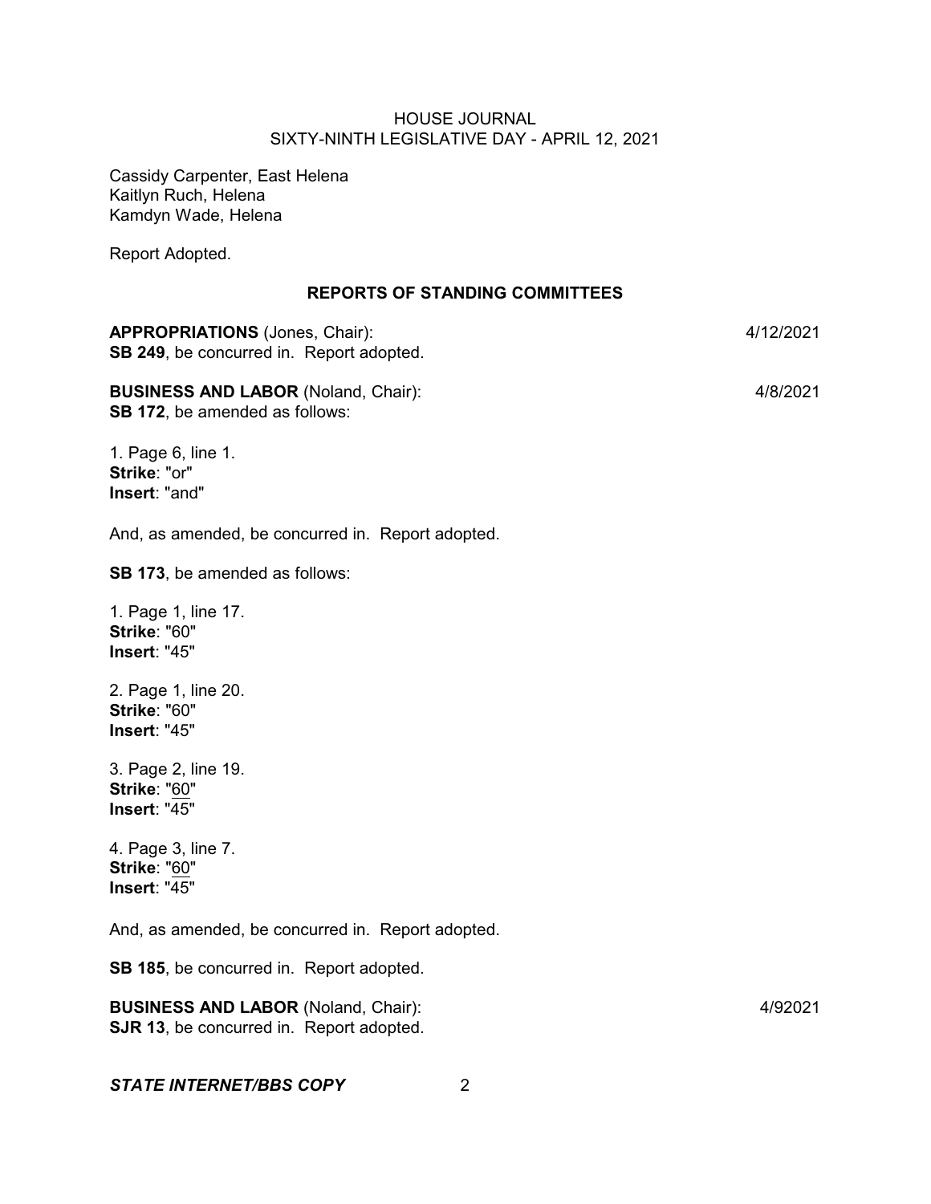Cassidy Carpenter, East Helena
Kaitlyn Ruch, Helena
Kamdyn Wade, Helena

Report Adopted.

## REPORTS OF STANDING COMMITTEES

**APPROPRIATIONS** (Jones, Chair): 4/12/2021
**SB 249**, be concurred in. Report adopted.

**BUSINESS AND LABOR** (Noland, Chair): 4/8/2021
**SB 172**, be amended as follows:

1. Page 6, line 1.
**Strike**: "or"
**Insert**: "and"

And, as amended, be concurred in. Report adopted.

**SB 173**, be amended as follows:

1. Page 1, line 17.
**Strike**: "60"
**Insert**: "45"

2. Page 1, line 20.
**Strike**: "60"
**Insert**: "45"

3. Page 2, line 19.
**Strike**: "<u>60</u>"
**Insert**: "<u>45</u>"

4. Page 3, line 7.
**Strike**: "<u>60</u>"
**Insert**: "<u>45</u>"

And, as amended, be concurred in. Report adopted.

**SB 185**, be concurred in. Report adopted.

**BUSINESS AND LABOR** (Noland, Chair): 4/92021
**SJR 13**, be concurred in. Report adopted.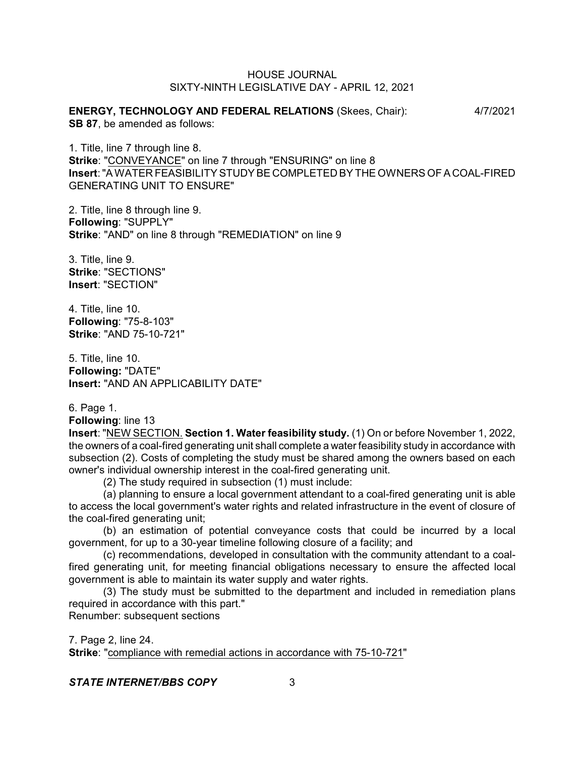**ENERGY, TECHNOLOGY AND FEDERAL RELATIONS** (Skees, Chair): 4/7/2021

**SB 87**, be amended as follows:

1. Title, line 7 through line 8.

**Strike**: "CONVEYANCE" on line 7 through "ENSURING" on line 8

**Insert**: "A WATER FEASIBILITY STUDY BE COMPLETED BY THE OWNERS OF A COAL-FIRED GENERATING UNIT TO ENSURE"

2. Title, line 8 through line 9.

**Following**: "SUPPLY"

**Strike**: "AND" on line 8 through "REMEDIATION" on line 9

3. Title, line 9.

**Strike**: "SECTIONS"

**Insert**: "SECTION"

4. Title, line 10.

**Following**: "75-8-103"

**Strike**: "AND 75-10-721"

5. Title, line 10.

**Following:** "DATE"

**Insert:** "AND AN APPLICABILITY DATE"

6. Page 1.

**Following**: line 13

**Insert**: "NEW SECTION. **Section 1. Water feasibility study.** (1) On or before November 1, 2022, the owners of a coal-fired generating unit shall complete a water feasibility study in accordance with subsection (2). Costs of completing the study must be shared among the owners based on each owner's individual ownership interest in the coal-fired generating unit.

(2) The study required in subsection (1) must include:

(a) planning to ensure a local government attendant to a coal-fired generating unit is able to access the local government's water rights and related infrastructure in the event of closure of the coal-fired generating unit;

(b) an estimation of potential conveyance costs that could be incurred by a local government, for up to a 30-year timeline following closure of a facility; and

(c) recommendations, developed in consultation with the community attendant to a coal-fired generating unit, for meeting financial obligations necessary to ensure the affected local government is able to maintain its water supply and water rights.

(3) The study must be submitted to the department and included in remediation plans required in accordance with this part."

Renumber: subsequent sections

7. Page 2, line 24.

**Strike**: "compliance with remedial actions in accordance with 75-10-721"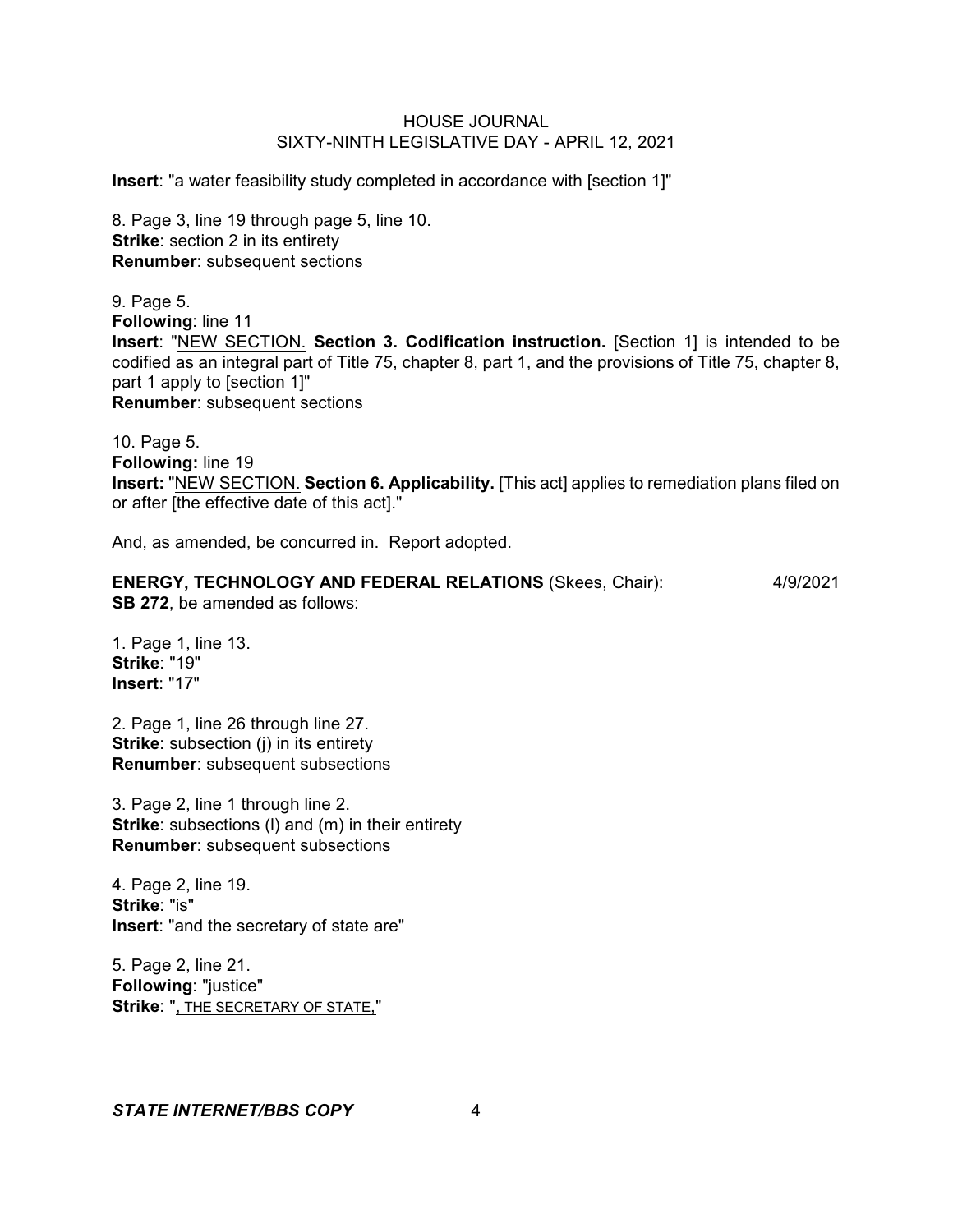**Insert**: "a water feasibility study completed in accordance with [section 1]"

8. Page 3, line 19 through page 5, line 10.
**Strike**: section 2 in its entirety
**Renumber**: subsequent sections

9. Page 5.
**Following**: line 11
**Insert**: "<u>NEW SECTION.</u> **Section 3. Codification instruction.** [Section 1] is intended to be codified as an integral part of Title 75, chapter 8, part 1, and the provisions of Title 75, chapter 8, part 1 apply to [section 1]"
**Renumber**: subsequent sections

10. Page 5.
**Following:** line 19
**Insert:** "<u>NEW SECTION.</u> **Section 6. Applicability.** [This act] applies to remediation plans filed on or after [the effective date of this act]."

And, as amended, be concurred in. Report adopted.

**ENERGY, TECHNOLOGY AND FEDERAL RELATIONS** (Skees, Chair): 4/9/2021
**SB 272**, be amended as follows:

1. Page 1, line 13.
**Strike**: "19"
**Insert**: "17"

2. Page 1, line 26 through line 27.
**Strike**: subsection (j) in its entirety
**Renumber**: subsequent subsections

3. Page 2, line 1 through line 2.
**Strike**: subsections (l) and (m) in their entirety
**Renumber**: subsequent subsections

4. Page 2, line 19.
**Strike**: "is"
**Insert**: "and the secretary of state are"

5. Page 2, line 21.
**Following**: "<u>justice</u>"
**Strike**: "<u>, THE SECRETARY OF STATE,</u>"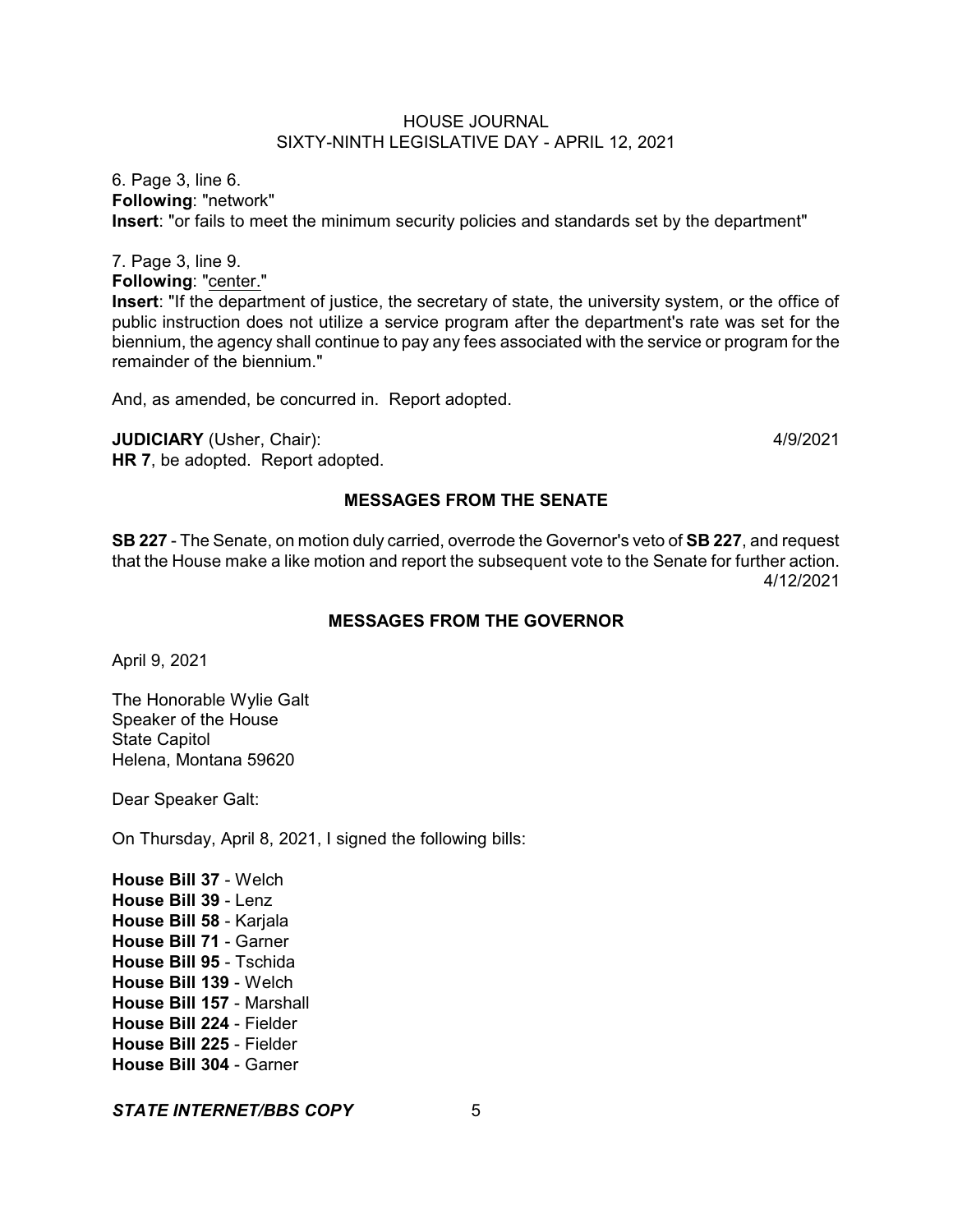6. Page 3, line 6.
**Following**: "network"
**Insert**: "or fails to meet the minimum security policies and standards set by the department"

7. Page 3, line 9.
**Following**: "center."
**Insert**: "If the department of justice, the secretary of state, the university system, or the office of public instruction does not utilize a service program after the department's rate was set for the biennium, the agency shall continue to pay any fees associated with the service or program for the remainder of the biennium."

And, as amended, be concurred in. Report adopted.

**JUDICIARY** (Usher, Chair): 4/9/2021
**HR 7**, be adopted. Report adopted.

## MESSAGES FROM THE SENATE

**SB 227** - The Senate, on motion duly carried, overrode the Governor's veto of **SB 227**, and request that the House make a like motion and report the subsequent vote to the Senate for further action. 4/12/2021

## MESSAGES FROM THE GOVERNOR

April 9, 2021

The Honorable Wylie Galt
Speaker of the House
State Capitol
Helena, Montana 59620

Dear Speaker Galt:

On Thursday, April 8, 2021, I signed the following bills:

**House Bill 37** - Welch
**House Bill 39** - Lenz
**House Bill 58** - Karjala
**House Bill 71** - Garner
**House Bill 95** - Tschida
**House Bill 139** - Welch
**House Bill 157** - Marshall
**House Bill 224** - Fielder
**House Bill 225** - Fielder
**House Bill 304** - Garner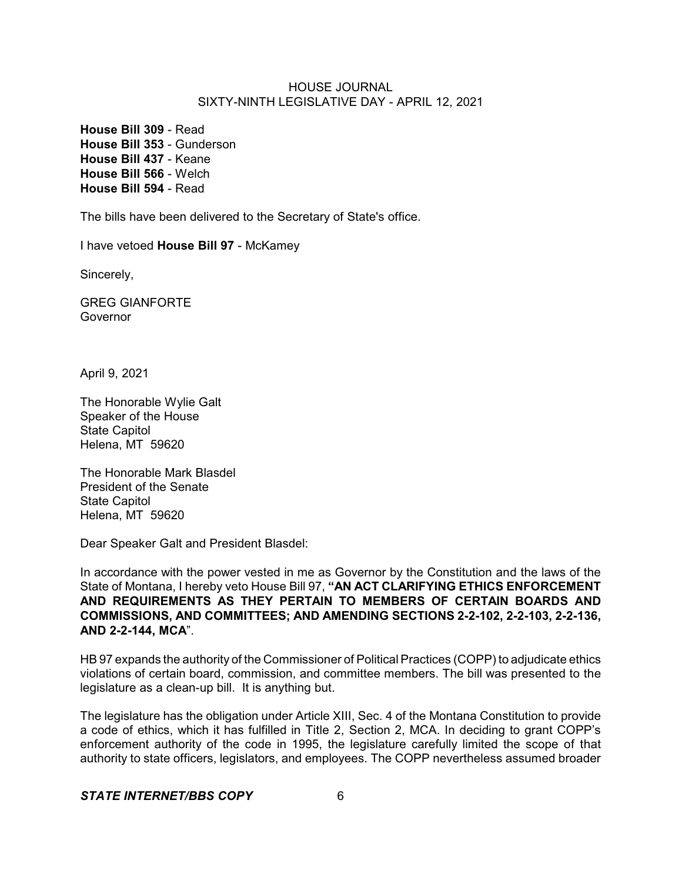**House Bill 309** - Read
**House Bill 353** - Gunderson
**House Bill 437** - Keane
**House Bill 566** - Welch
**House Bill 594** - Read

The bills have been delivered to the Secretary of State's office.

I have vetoed **House Bill 97** - McKamey

Sincerely,

GREG GIANFORTE
Governor

April 9, 2021

The Honorable Wylie Galt
Speaker of the House
State Capitol
Helena, MT 59620

The Honorable Mark Blasdel
President of the Senate
State Capitol
Helena, MT 59620

Dear Speaker Galt and President Blasdel:

In accordance with the power vested in me as Governor by the Constitution and the laws of the State of Montana, I hereby veto House Bill 97, **"AN ACT CLARIFYING ETHICS ENFORCEMENT AND REQUIREMENTS AS THEY PERTAIN TO MEMBERS OF CERTAIN BOARDS AND COMMISSIONS, AND COMMITTEES; AND AMENDING SECTIONS 2-2-102, 2-2-103, 2-2-136, AND 2-2-144, MCA**".

HB 97 expands the authority of the Commissioner of Political Practices (COPP) to adjudicate ethics violations of certain board, commission, and committee members. The bill was presented to the legislature as a clean-up bill. It is anything but.

The legislature has the obligation under Article XIII, Sec. 4 of the Montana Constitution to provide a code of ethics, which it has fulfilled in Title 2, Section 2, MCA. In deciding to grant COPP's enforcement authority of the code in 1995, the legislature carefully limited the scope of that authority to state officers, legislators, and employees. The COPP nevertheless assumed broader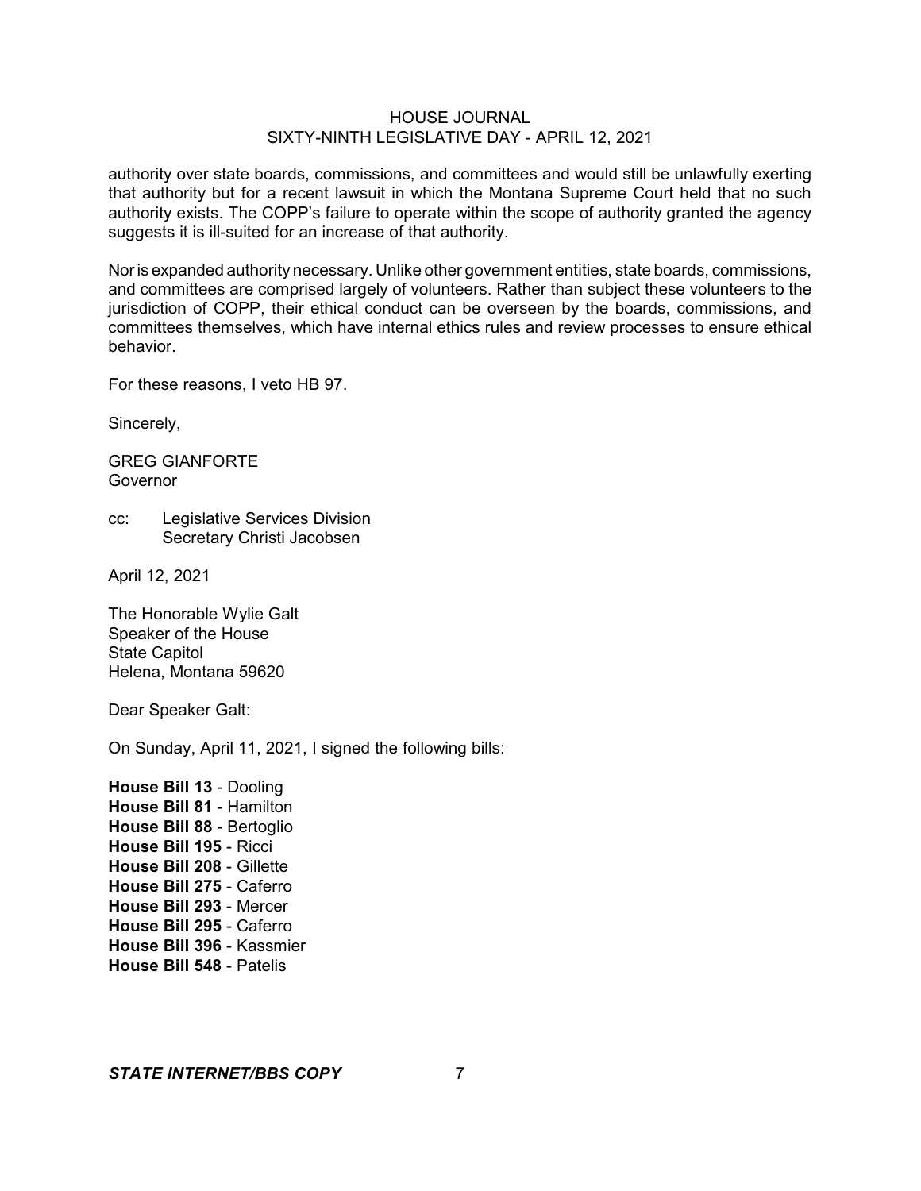authority over state boards, commissions, and committees and would still be unlawfully exerting that authority but for a recent lawsuit in which the Montana Supreme Court held that no such authority exists. The COPP's failure to operate within the scope of authority granted the agency suggests it is ill-suited for an increase of that authority.

Nor is expanded authority necessary. Unlike other government entities, state boards, commissions, and committees are comprised largely of volunteers. Rather than subject these volunteers to the jurisdiction of COPP, their ethical conduct can be overseen by the boards, commissions, and committees themselves, which have internal ethics rules and review processes to ensure ethical behavior.

For these reasons, I veto HB 97.

Sincerely,

GREG GIANFORTE
Governor

cc: Legislative Services Division
Secretary Christi Jacobsen

April 12, 2021

The Honorable Wylie Galt
Speaker of the House
State Capitol
Helena, Montana 59620

Dear Speaker Galt:

On Sunday, April 11, 2021, I signed the following bills:

**House Bill 13** - Dooling
**House Bill 81** - Hamilton
**House Bill 88** - Bertoglio
**House Bill 195** - Ricci
**House Bill 208** - Gillette
**House Bill 275** - Caferro
**House Bill 293** - Mercer
**House Bill 295** - Caferro
**House Bill 396** - Kassmier
**House Bill 548** - Patelis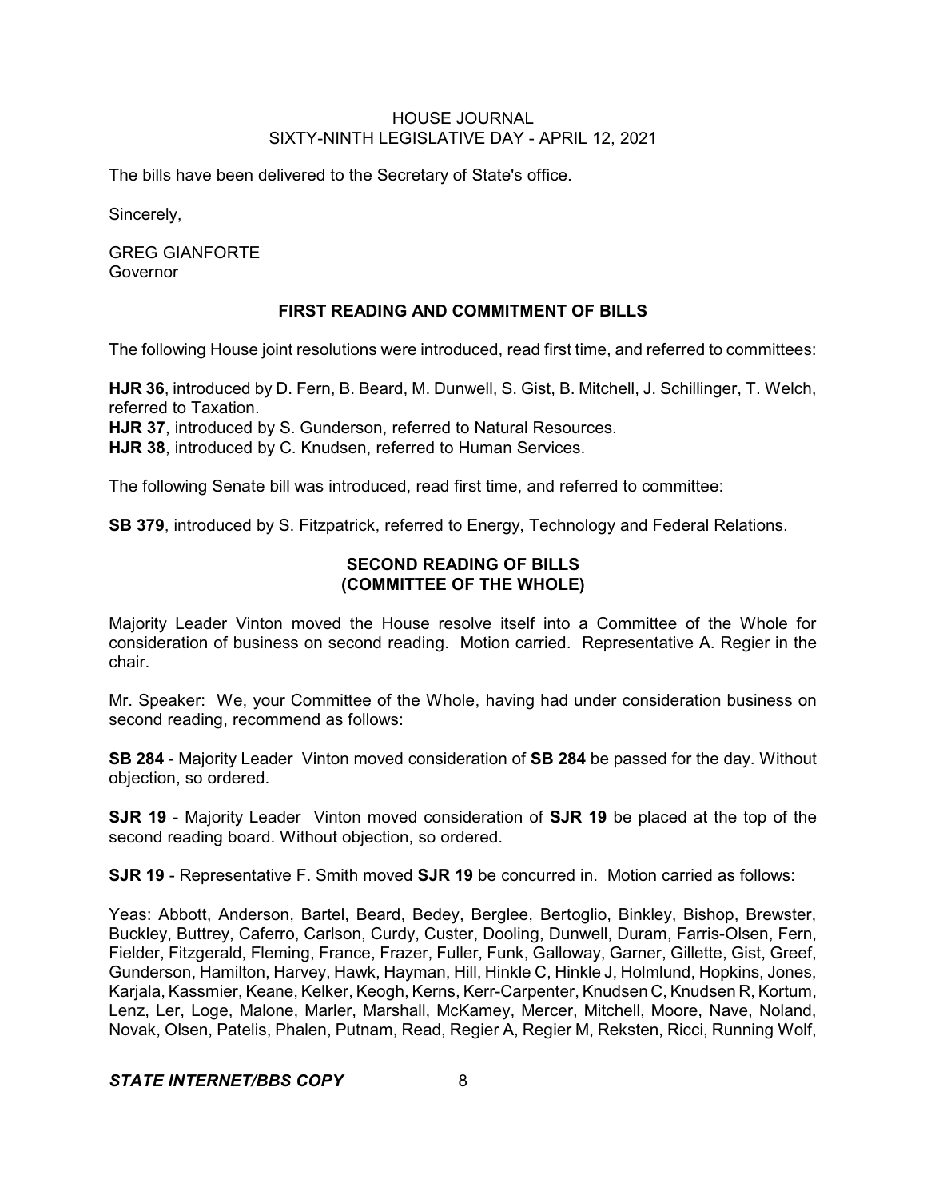The bills have been delivered to the Secretary of State's office.

Sincerely,

GREG GIANFORTE
Governor

## FIRST READING AND COMMITMENT OF BILLS

The following House joint resolutions were introduced, read first time, and referred to committees:

**HJR 36**, introduced by D. Fern, B. Beard, M. Dunwell, S. Gist, B. Mitchell, J. Schillinger, T. Welch, referred to Taxation.
**HJR 37**, introduced by S. Gunderson, referred to Natural Resources.
**HJR 38**, introduced by C. Knudsen, referred to Human Services.

The following Senate bill was introduced, read first time, and referred to committee:

**SB 379**, introduced by S. Fitzpatrick, referred to Energy, Technology and Federal Relations.

## SECOND READING OF BILLS (COMMITTEE OF THE WHOLE)

Majority Leader Vinton moved the House resolve itself into a Committee of the Whole for consideration of business on second reading. Motion carried. Representative A. Regier in the chair.

Mr. Speaker: We, your Committee of the Whole, having had under consideration business on second reading, recommend as follows:

**SB 284** - Majority Leader Vinton moved consideration of **SB 284** be passed for the day. Without objection, so ordered.

**SJR 19** - Majority Leader Vinton moved consideration of **SJR 19** be placed at the top of the second reading board. Without objection, so ordered.

**SJR 19** - Representative F. Smith moved **SJR 19** be concurred in. Motion carried as follows:

Yeas: Abbott, Anderson, Bartel, Beard, Bedey, Berglee, Bertoglio, Binkley, Bishop, Brewster, Buckley, Buttrey, Caferro, Carlson, Curdy, Custer, Dooling, Dunwell, Duram, Farris-Olsen, Fern, Fielder, Fitzgerald, Fleming, France, Frazer, Fuller, Funk, Galloway, Garner, Gillette, Gist, Greef, Gunderson, Hamilton, Harvey, Hawk, Hayman, Hill, Hinkle C, Hinkle J, Holmlund, Hopkins, Jones, Karjala, Kassmier, Keane, Kelker, Keogh, Kerns, Kerr-Carpenter, Knudsen C, Knudsen R, Kortum, Lenz, Ler, Loge, Malone, Marler, Marshall, McKamey, Mercer, Mitchell, Moore, Nave, Noland, Novak, Olsen, Patelis, Phalen, Putnam, Read, Regier A, Regier M, Reksten, Ricci, Running Wolf,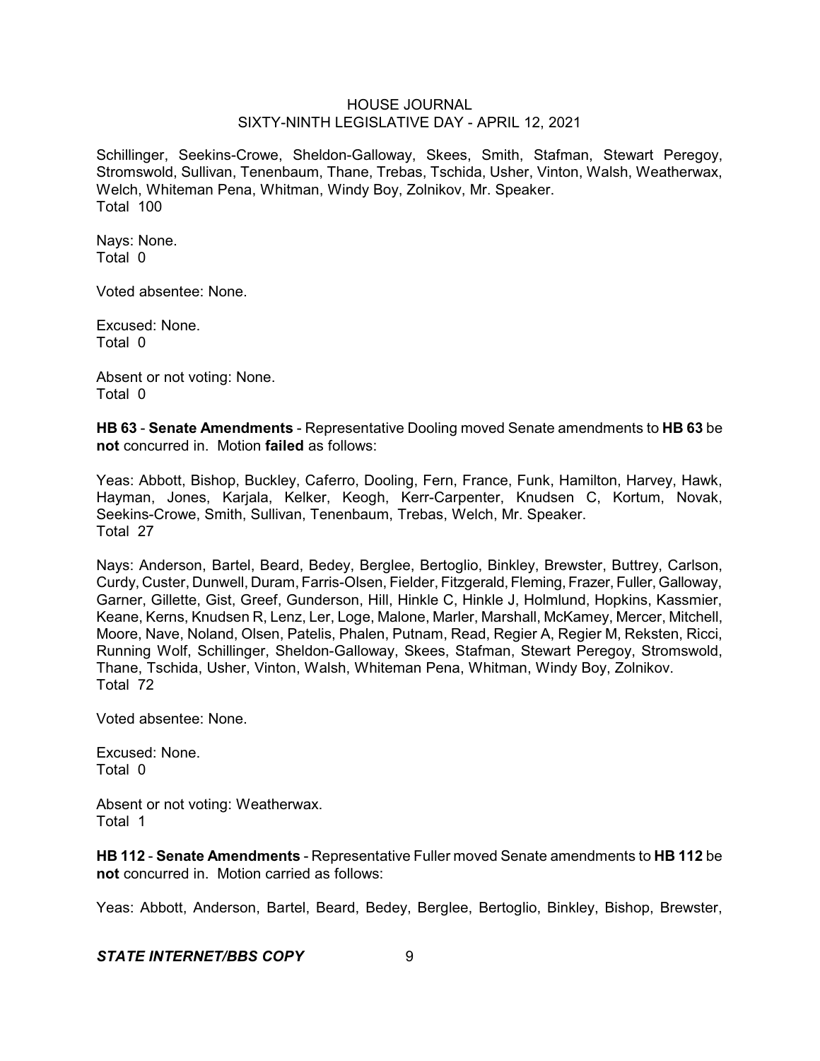Schillinger, Seekins-Crowe, Sheldon-Galloway, Skees, Smith, Stafman, Stewart Peregoy, Stromswold, Sullivan, Tenenbaum, Thane, Trebas, Tschida, Usher, Vinton, Walsh, Weatherwax, Welch, Whiteman Pena, Whitman, Windy Boy, Zolnikov, Mr. Speaker.
Total 100

Nays: None.
Total 0

Voted absentee: None.

Excused: None.
Total 0

Absent or not voting: None.
Total 0

**HB 63** - **Senate Amendments** - Representative Dooling moved Senate amendments to **HB 63** be **not** concurred in. Motion **failed** as follows:

Yeas: Abbott, Bishop, Buckley, Caferro, Dooling, Fern, France, Funk, Hamilton, Harvey, Hawk, Hayman, Jones, Karjala, Kelker, Keogh, Kerr-Carpenter, Knudsen C, Kortum, Novak, Seekins-Crowe, Smith, Sullivan, Tenenbaum, Trebas, Welch, Mr. Speaker.
Total 27

Nays: Anderson, Bartel, Beard, Bedey, Berglee, Bertoglio, Binkley, Brewster, Buttrey, Carlson, Curdy, Custer, Dunwell, Duram, Farris-Olsen, Fielder, Fitzgerald, Fleming, Frazer, Fuller, Galloway, Garner, Gillette, Gist, Greef, Gunderson, Hill, Hinkle C, Hinkle J, Holmlund, Hopkins, Kassmier, Keane, Kerns, Knudsen R, Lenz, Ler, Loge, Malone, Marler, Marshall, McKamey, Mercer, Mitchell, Moore, Nave, Noland, Olsen, Patelis, Phalen, Putnam, Read, Regier A, Regier M, Reksten, Ricci, Running Wolf, Schillinger, Sheldon-Galloway, Skees, Stafman, Stewart Peregoy, Stromswold, Thane, Tschida, Usher, Vinton, Walsh, Whiteman Pena, Whitman, Windy Boy, Zolnikov.
Total 72

Voted absentee: None.

Excused: None.
Total 0

Absent or not voting: Weatherwax.
Total 1

**HB 112** - **Senate Amendments** - Representative Fuller moved Senate amendments to **HB 112** be **not** concurred in. Motion carried as follows:

Yeas: Abbott, Anderson, Bartel, Beard, Bedey, Berglee, Bertoglio, Binkley, Bishop, Brewster,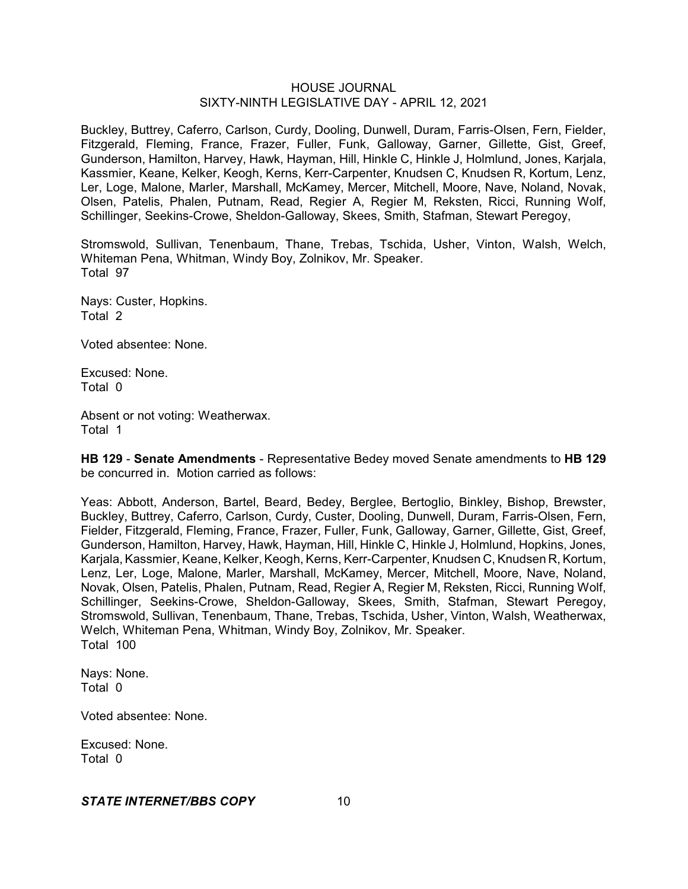Buckley, Buttrey, Caferro, Carlson, Curdy, Dooling, Dunwell, Duram, Farris-Olsen, Fern, Fielder, Fitzgerald, Fleming, France, Frazer, Fuller, Funk, Galloway, Garner, Gillette, Gist, Greef, Gunderson, Hamilton, Harvey, Hawk, Hayman, Hill, Hinkle C, Hinkle J, Holmlund, Jones, Karjala, Kassmier, Keane, Kelker, Keogh, Kerns, Kerr-Carpenter, Knudsen C, Knudsen R, Kortum, Lenz, Ler, Loge, Malone, Marler, Marshall, McKamey, Mercer, Mitchell, Moore, Nave, Noland, Novak, Olsen, Patelis, Phalen, Putnam, Read, Regier A, Regier M, Reksten, Ricci, Running Wolf, Schillinger, Seekins-Crowe, Sheldon-Galloway, Skees, Smith, Stafman, Stewart Peregoy,

Stromswold, Sullivan, Tenenbaum, Thane, Trebas, Tschida, Usher, Vinton, Walsh, Welch, Whiteman Pena, Whitman, Windy Boy, Zolnikov, Mr. Speaker.
Total 97

Nays: Custer, Hopkins.
Total 2

Voted absentee: None.

Excused: None.
Total 0

Absent or not voting: Weatherwax.
Total 1

**HB 129** - **Senate Amendments** - Representative Bedey moved Senate amendments to **HB 129** be concurred in. Motion carried as follows:

Yeas: Abbott, Anderson, Bartel, Beard, Bedey, Berglee, Bertoglio, Binkley, Bishop, Brewster, Buckley, Buttrey, Caferro, Carlson, Curdy, Custer, Dooling, Dunwell, Duram, Farris-Olsen, Fern, Fielder, Fitzgerald, Fleming, France, Frazer, Fuller, Funk, Galloway, Garner, Gillette, Gist, Greef, Gunderson, Hamilton, Harvey, Hawk, Hayman, Hill, Hinkle C, Hinkle J, Holmlund, Hopkins, Jones, Karjala, Kassmier, Keane, Kelker, Keogh, Kerns, Kerr-Carpenter, Knudsen C, Knudsen R, Kortum, Lenz, Ler, Loge, Malone, Marler, Marshall, McKamey, Mercer, Mitchell, Moore, Nave, Noland, Novak, Olsen, Patelis, Phalen, Putnam, Read, Regier A, Regier M, Reksten, Ricci, Running Wolf, Schillinger, Seekins-Crowe, Sheldon-Galloway, Skees, Smith, Stafman, Stewart Peregoy, Stromswold, Sullivan, Tenenbaum, Thane, Trebas, Tschida, Usher, Vinton, Walsh, Weatherwax, Welch, Whiteman Pena, Whitman, Windy Boy, Zolnikov, Mr. Speaker.
Total 100

Nays: None.
Total 0

Voted absentee: None.

Excused: None.
Total 0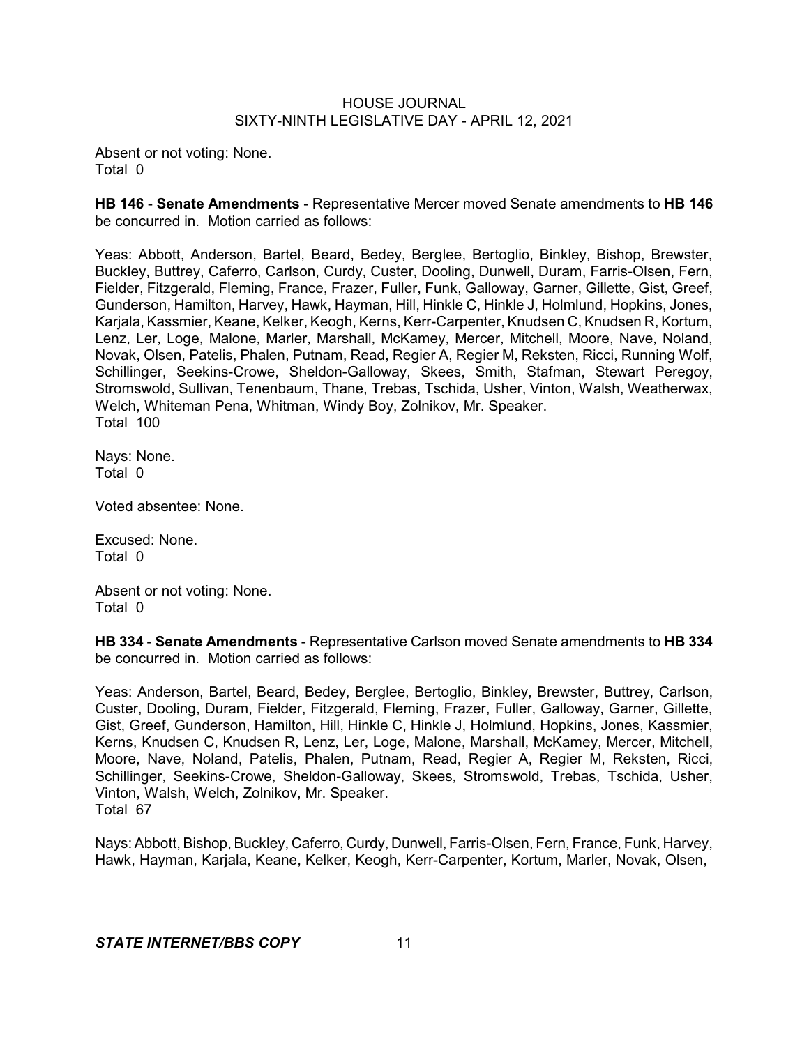Absent or not voting: None.
Total 0

**HB 146** - **Senate Amendments** - Representative Mercer moved Senate amendments to **HB 146** be concurred in. Motion carried as follows:

Yeas: Abbott, Anderson, Bartel, Beard, Bedey, Berglee, Bertoglio, Binkley, Bishop, Brewster, Buckley, Buttrey, Caferro, Carlson, Curdy, Custer, Dooling, Dunwell, Duram, Farris-Olsen, Fern, Fielder, Fitzgerald, Fleming, France, Frazer, Fuller, Funk, Galloway, Garner, Gillette, Gist, Greef, Gunderson, Hamilton, Harvey, Hawk, Hayman, Hill, Hinkle C, Hinkle J, Holmlund, Hopkins, Jones, Karjala, Kassmier, Keane, Kelker, Keogh, Kerns, Kerr-Carpenter, Knudsen C, Knudsen R, Kortum, Lenz, Ler, Loge, Malone, Marler, Marshall, McKamey, Mercer, Mitchell, Moore, Nave, Noland, Novak, Olsen, Patelis, Phalen, Putnam, Read, Regier A, Regier M, Reksten, Ricci, Running Wolf, Schillinger, Seekins-Crowe, Sheldon-Galloway, Skees, Smith, Stafman, Stewart Peregoy, Stromswold, Sullivan, Tenenbaum, Thane, Trebas, Tschida, Usher, Vinton, Walsh, Weatherwax, Welch, Whiteman Pena, Whitman, Windy Boy, Zolnikov, Mr. Speaker.
Total 100

Nays: None.
Total 0

Voted absentee: None.

Excused: None.
Total 0

Absent or not voting: None.
Total 0

**HB 334** - **Senate Amendments** - Representative Carlson moved Senate amendments to **HB 334** be concurred in. Motion carried as follows:

Yeas: Anderson, Bartel, Beard, Bedey, Berglee, Bertoglio, Binkley, Brewster, Buttrey, Carlson, Custer, Dooling, Duram, Fielder, Fitzgerald, Fleming, Frazer, Fuller, Galloway, Garner, Gillette, Gist, Greef, Gunderson, Hamilton, Hill, Hinkle C, Hinkle J, Holmlund, Hopkins, Jones, Kassmier, Kerns, Knudsen C, Knudsen R, Lenz, Ler, Loge, Malone, Marshall, McKamey, Mercer, Mitchell, Moore, Nave, Noland, Patelis, Phalen, Putnam, Read, Regier A, Regier M, Reksten, Ricci, Schillinger, Seekins-Crowe, Sheldon-Galloway, Skees, Stromswold, Trebas, Tschida, Usher, Vinton, Walsh, Welch, Zolnikov, Mr. Speaker.
Total 67

Nays: Abbott, Bishop, Buckley, Caferro, Curdy, Dunwell, Farris-Olsen, Fern, France, Funk, Harvey, Hawk, Hayman, Karjala, Keane, Kelker, Keogh, Kerr-Carpenter, Kortum, Marler, Novak, Olsen,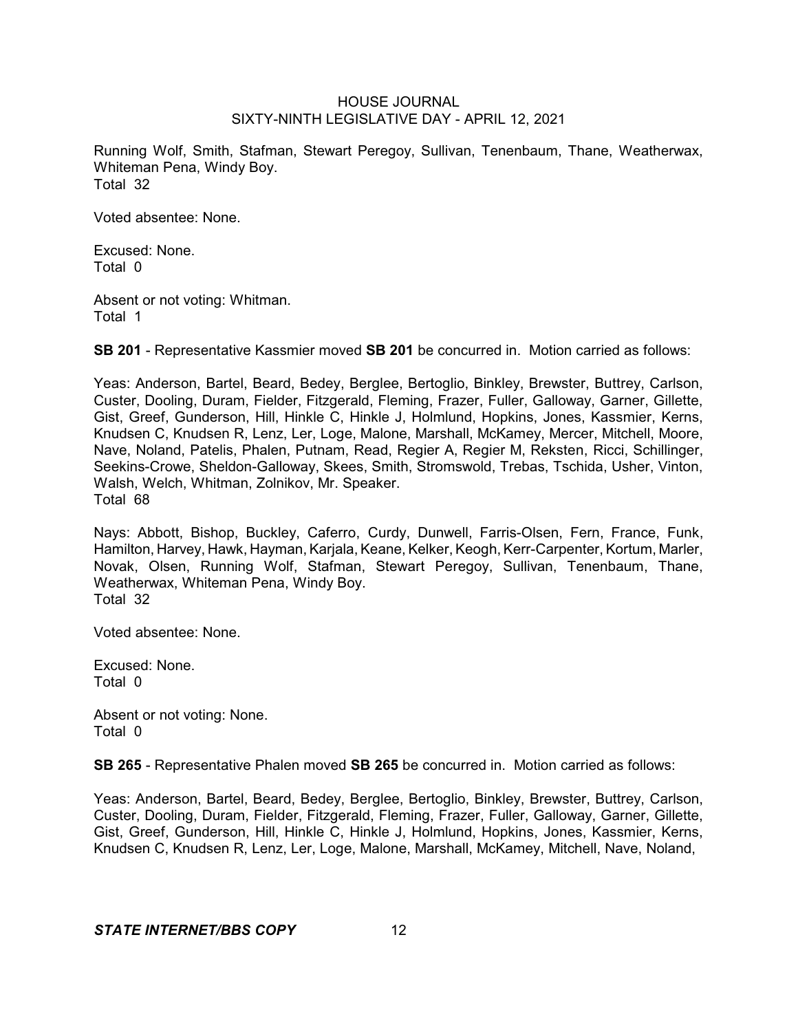Running Wolf, Smith, Stafman, Stewart Peregoy, Sullivan, Tenenbaum, Thane, Weatherwax, Whiteman Pena, Windy Boy.
Total 32

Voted absentee: None.

Excused: None.
Total 0

Absent or not voting: Whitman.
Total 1

**SB 201** - Representative Kassmier moved **SB 201** be concurred in. Motion carried as follows:

Yeas: Anderson, Bartel, Beard, Bedey, Berglee, Bertoglio, Binkley, Brewster, Buttrey, Carlson, Custer, Dooling, Duram, Fielder, Fitzgerald, Fleming, Frazer, Fuller, Galloway, Garner, Gillette, Gist, Greef, Gunderson, Hill, Hinkle C, Hinkle J, Holmlund, Hopkins, Jones, Kassmier, Kerns, Knudsen C, Knudsen R, Lenz, Ler, Loge, Malone, Marshall, McKamey, Mercer, Mitchell, Moore, Nave, Noland, Patelis, Phalen, Putnam, Read, Regier A, Regier M, Reksten, Ricci, Schillinger, Seekins-Crowe, Sheldon-Galloway, Skees, Smith, Stromswold, Trebas, Tschida, Usher, Vinton, Walsh, Welch, Whitman, Zolnikov, Mr. Speaker.
Total 68

Nays: Abbott, Bishop, Buckley, Caferro, Curdy, Dunwell, Farris-Olsen, Fern, France, Funk, Hamilton, Harvey, Hawk, Hayman, Karjala, Keane, Kelker, Keogh, Kerr-Carpenter, Kortum, Marler, Novak, Olsen, Running Wolf, Stafman, Stewart Peregoy, Sullivan, Tenenbaum, Thane, Weatherwax, Whiteman Pena, Windy Boy.
Total 32

Voted absentee: None.

Excused: None.
Total 0

Absent or not voting: None.
Total 0

**SB 265** - Representative Phalen moved **SB 265** be concurred in. Motion carried as follows:

Yeas: Anderson, Bartel, Beard, Bedey, Berglee, Bertoglio, Binkley, Brewster, Buttrey, Carlson, Custer, Dooling, Duram, Fielder, Fitzgerald, Fleming, Frazer, Fuller, Galloway, Garner, Gillette, Gist, Greef, Gunderson, Hill, Hinkle C, Hinkle J, Holmlund, Hopkins, Jones, Kassmier, Kerns, Knudsen C, Knudsen R, Lenz, Ler, Loge, Malone, Marshall, McKamey, Mitchell, Nave, Noland,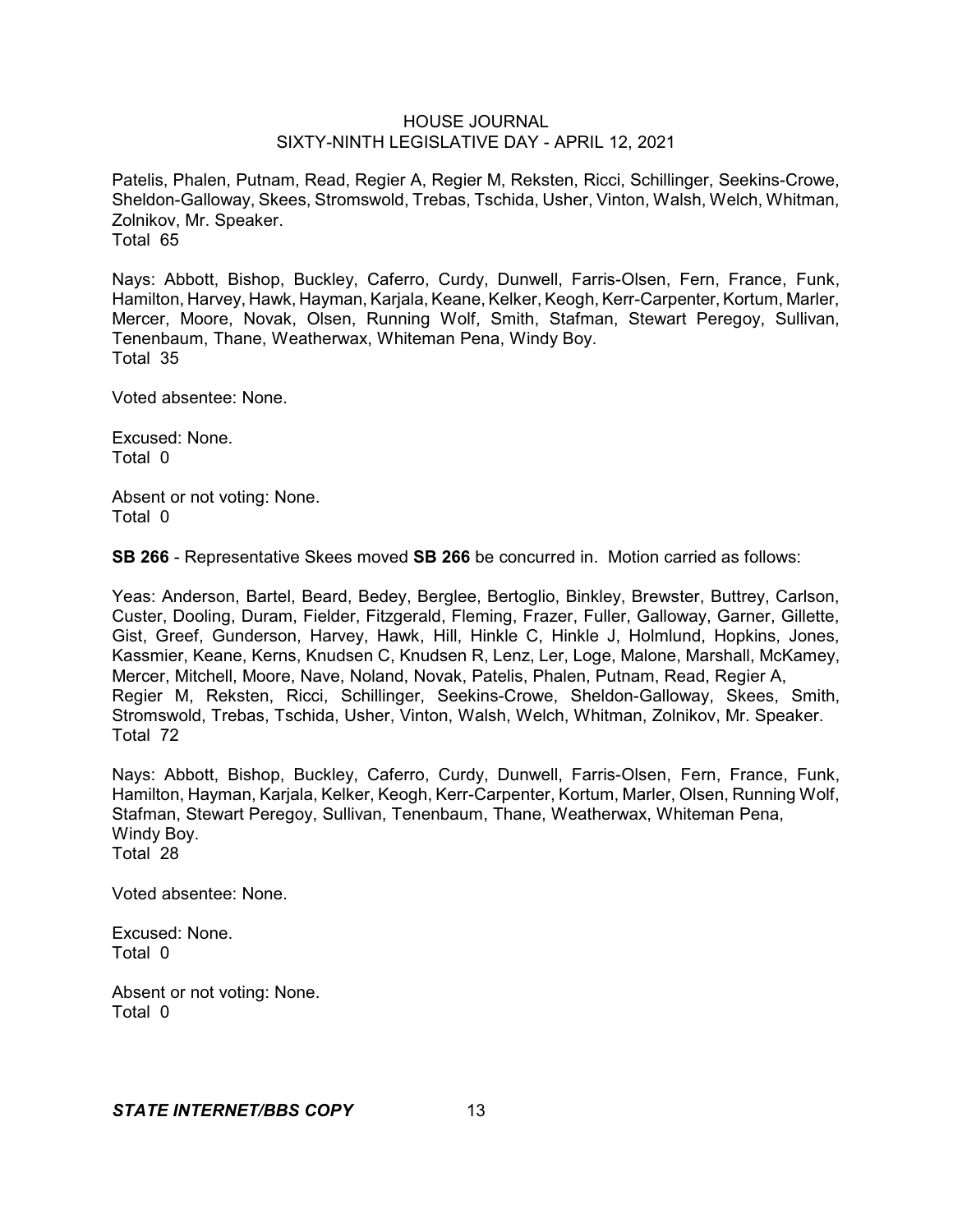Patelis, Phalen, Putnam, Read, Regier A, Regier M, Reksten, Ricci, Schillinger, Seekins-Crowe, Sheldon-Galloway, Skees, Stromswold, Trebas, Tschida, Usher, Vinton, Walsh, Welch, Whitman, Zolnikov, Mr. Speaker.
Total 65

Nays: Abbott, Bishop, Buckley, Caferro, Curdy, Dunwell, Farris-Olsen, Fern, France, Funk, Hamilton, Harvey, Hawk, Hayman, Karjala, Keane, Kelker, Keogh, Kerr-Carpenter, Kortum, Marler, Mercer, Moore, Novak, Olsen, Running Wolf, Smith, Stafman, Stewart Peregoy, Sullivan, Tenenbaum, Thane, Weatherwax, Whiteman Pena, Windy Boy.
Total 35

Voted absentee: None.

Excused: None.
Total 0

Absent or not voting: None.
Total 0

**SB 266** - Representative Skees moved **SB 266** be concurred in. Motion carried as follows:

Yeas: Anderson, Bartel, Beard, Bedey, Berglee, Bertoglio, Binkley, Brewster, Buttrey, Carlson, Custer, Dooling, Duram, Fielder, Fitzgerald, Fleming, Frazer, Fuller, Galloway, Garner, Gillette, Gist, Greef, Gunderson, Harvey, Hawk, Hill, Hinkle C, Hinkle J, Holmlund, Hopkins, Jones, Kassmier, Keane, Kerns, Knudsen C, Knudsen R, Lenz, Ler, Loge, Malone, Marshall, McKamey, Mercer, Mitchell, Moore, Nave, Noland, Novak, Patelis, Phalen, Putnam, Read, Regier A, Regier M, Reksten, Ricci, Schillinger, Seekins-Crowe, Sheldon-Galloway, Skees, Smith, Stromswold, Trebas, Tschida, Usher, Vinton, Walsh, Welch, Whitman, Zolnikov, Mr. Speaker.
Total 72

Nays: Abbott, Bishop, Buckley, Caferro, Curdy, Dunwell, Farris-Olsen, Fern, France, Funk, Hamilton, Hayman, Karjala, Kelker, Keogh, Kerr-Carpenter, Kortum, Marler, Olsen, Running Wolf, Stafman, Stewart Peregoy, Sullivan, Tenenbaum, Thane, Weatherwax, Whiteman Pena, Windy Boy.
Total 28

Voted absentee: None.

Excused: None.
Total 0

Absent or not voting: None.
Total 0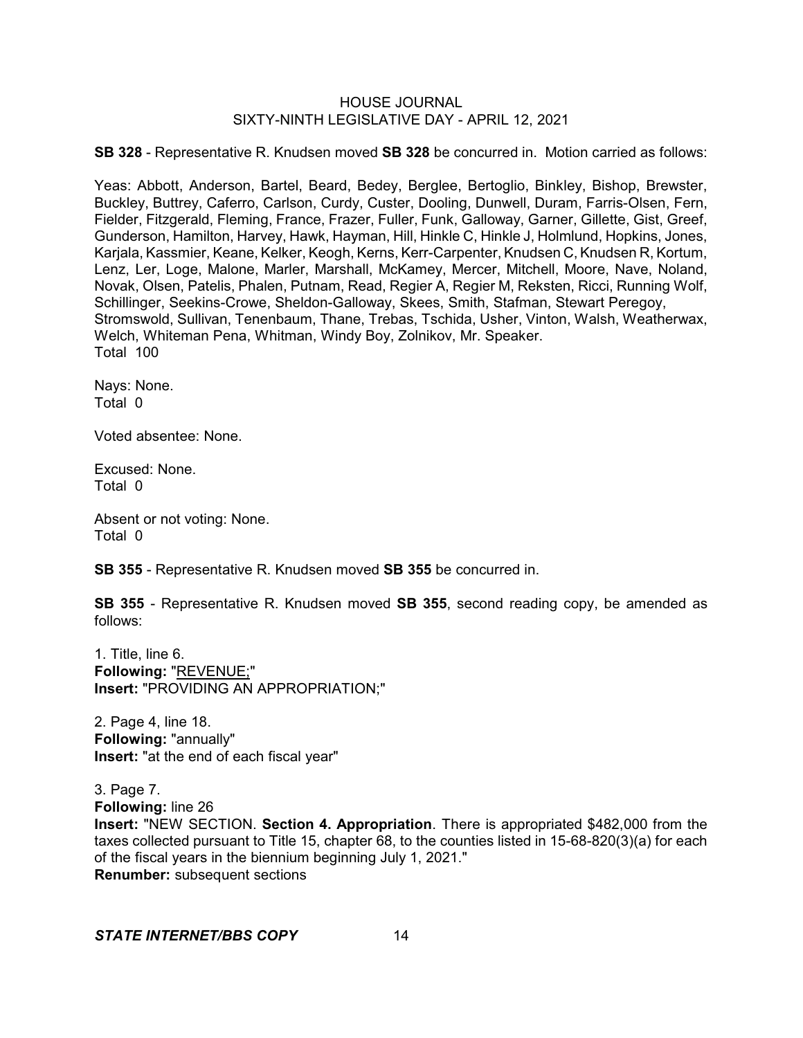**SB 328** - Representative R. Knudsen moved **SB 328** be concurred in. Motion carried as follows:

Yeas: Abbott, Anderson, Bartel, Beard, Bedey, Berglee, Bertoglio, Binkley, Bishop, Brewster, Buckley, Buttrey, Caferro, Carlson, Curdy, Custer, Dooling, Dunwell, Duram, Farris-Olsen, Fern, Fielder, Fitzgerald, Fleming, France, Frazer, Fuller, Funk, Galloway, Garner, Gillette, Gist, Greef, Gunderson, Hamilton, Harvey, Hawk, Hayman, Hill, Hinkle C, Hinkle J, Holmlund, Hopkins, Jones, Karjala, Kassmier, Keane, Kelker, Keogh, Kerns, Kerr-Carpenter, Knudsen C, Knudsen R, Kortum, Lenz, Ler, Loge, Malone, Marler, Marshall, McKamey, Mercer, Mitchell, Moore, Nave, Noland, Novak, Olsen, Patelis, Phalen, Putnam, Read, Regier A, Regier M, Reksten, Ricci, Running Wolf, Schillinger, Seekins-Crowe, Sheldon-Galloway, Skees, Smith, Stafman, Stewart Peregoy, Stromswold, Sullivan, Tenenbaum, Thane, Trebas, Tschida, Usher, Vinton, Walsh, Weatherwax, Welch, Whiteman Pena, Whitman, Windy Boy, Zolnikov, Mr. Speaker.
Total 100

Nays: None.
Total 0

Voted absentee: None.

Excused: None.
Total 0

Absent or not voting: None.
Total 0

**SB 355** - Representative R. Knudsen moved **SB 355** be concurred in.

**SB 355** - Representative R. Knudsen moved **SB 355**, second reading copy, be amended as follows:

1. Title, line 6.
**Following:** "REVENUE;"
**Insert:** "PROVIDING AN APPROPRIATION;"

2. Page 4, line 18.
**Following:** "annually"
**Insert:** "at the end of each fiscal year"

3. Page 7.
**Following:** line 26
**Insert:** "NEW SECTION. **Section 4. Appropriation**. There is appropriated $482,000 from the taxes collected pursuant to Title 15, chapter 68, to the counties listed in 15-68-820(3)(a) for each of the fiscal years in the biennium beginning July 1, 2021."
**Renumber:** subsequent sections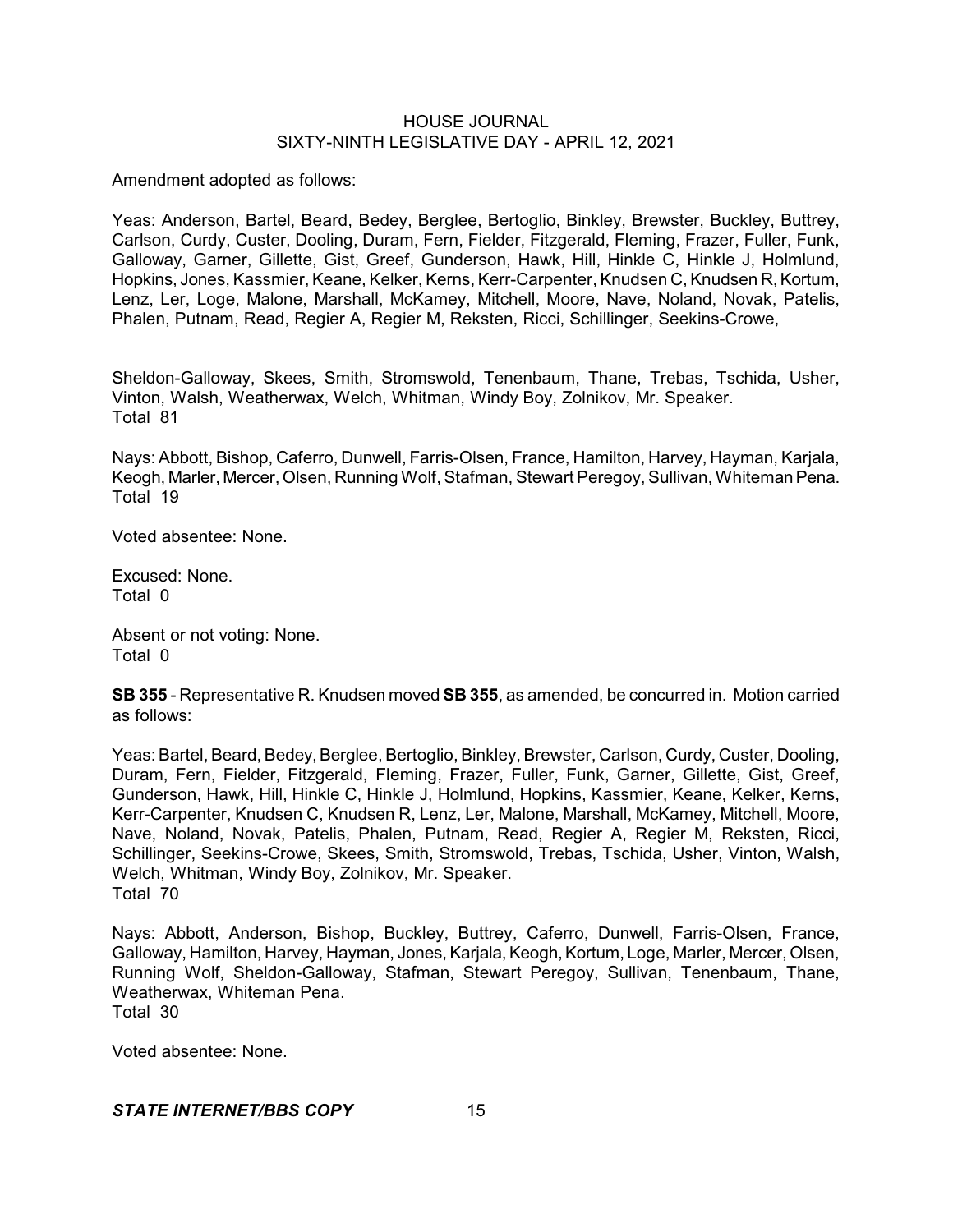Amendment adopted as follows:

Yeas: Anderson, Bartel, Beard, Bedey, Berglee, Bertoglio, Binkley, Brewster, Buckley, Buttrey, Carlson, Curdy, Custer, Dooling, Duram, Fern, Fielder, Fitzgerald, Fleming, Frazer, Fuller, Funk, Galloway, Garner, Gillette, Gist, Greef, Gunderson, Hawk, Hill, Hinkle C, Hinkle J, Holmlund, Hopkins, Jones, Kassmier, Keane, Kelker, Kerns, Kerr-Carpenter, Knudsen C, Knudsen R, Kortum, Lenz, Ler, Loge, Malone, Marshall, McKamey, Mitchell, Moore, Nave, Noland, Novak, Patelis, Phalen, Putnam, Read, Regier A, Regier M, Reksten, Ricci, Schillinger, Seekins-Crowe,

Sheldon-Galloway, Skees, Smith, Stromswold, Tenenbaum, Thane, Trebas, Tschida, Usher, Vinton, Walsh, Weatherwax, Welch, Whitman, Windy Boy, Zolnikov, Mr. Speaker.
Total 81

Nays: Abbott, Bishop, Caferro, Dunwell, Farris-Olsen, France, Hamilton, Harvey, Hayman, Karjala, Keogh, Marler, Mercer, Olsen, Running Wolf, Stafman, Stewart Peregoy, Sullivan, Whiteman Pena.
Total 19

Voted absentee: None.

Excused: None.
Total 0

Absent or not voting: None.
Total 0

**SB 355** - Representative R. Knudsen moved **SB 355**, as amended, be concurred in. Motion carried as follows:

Yeas: Bartel, Beard, Bedey, Berglee, Bertoglio, Binkley, Brewster, Carlson, Curdy, Custer, Dooling, Duram, Fern, Fielder, Fitzgerald, Fleming, Frazer, Fuller, Funk, Garner, Gillette, Gist, Greef, Gunderson, Hawk, Hill, Hinkle C, Hinkle J, Holmlund, Hopkins, Kassmier, Keane, Kelker, Kerns, Kerr-Carpenter, Knudsen C, Knudsen R, Lenz, Ler, Malone, Marshall, McKamey, Mitchell, Moore, Nave, Noland, Novak, Patelis, Phalen, Putnam, Read, Regier A, Regier M, Reksten, Ricci, Schillinger, Seekins-Crowe, Skees, Smith, Stromswold, Trebas, Tschida, Usher, Vinton, Walsh, Welch, Whitman, Windy Boy, Zolnikov, Mr. Speaker.
Total 70

Nays: Abbott, Anderson, Bishop, Buckley, Buttrey, Caferro, Dunwell, Farris-Olsen, France, Galloway, Hamilton, Harvey, Hayman, Jones, Karjala, Keogh, Kortum, Loge, Marler, Mercer, Olsen, Running Wolf, Sheldon-Galloway, Stafman, Stewart Peregoy, Sullivan, Tenenbaum, Thane, Weatherwax, Whiteman Pena.
Total 30

Voted absentee: None.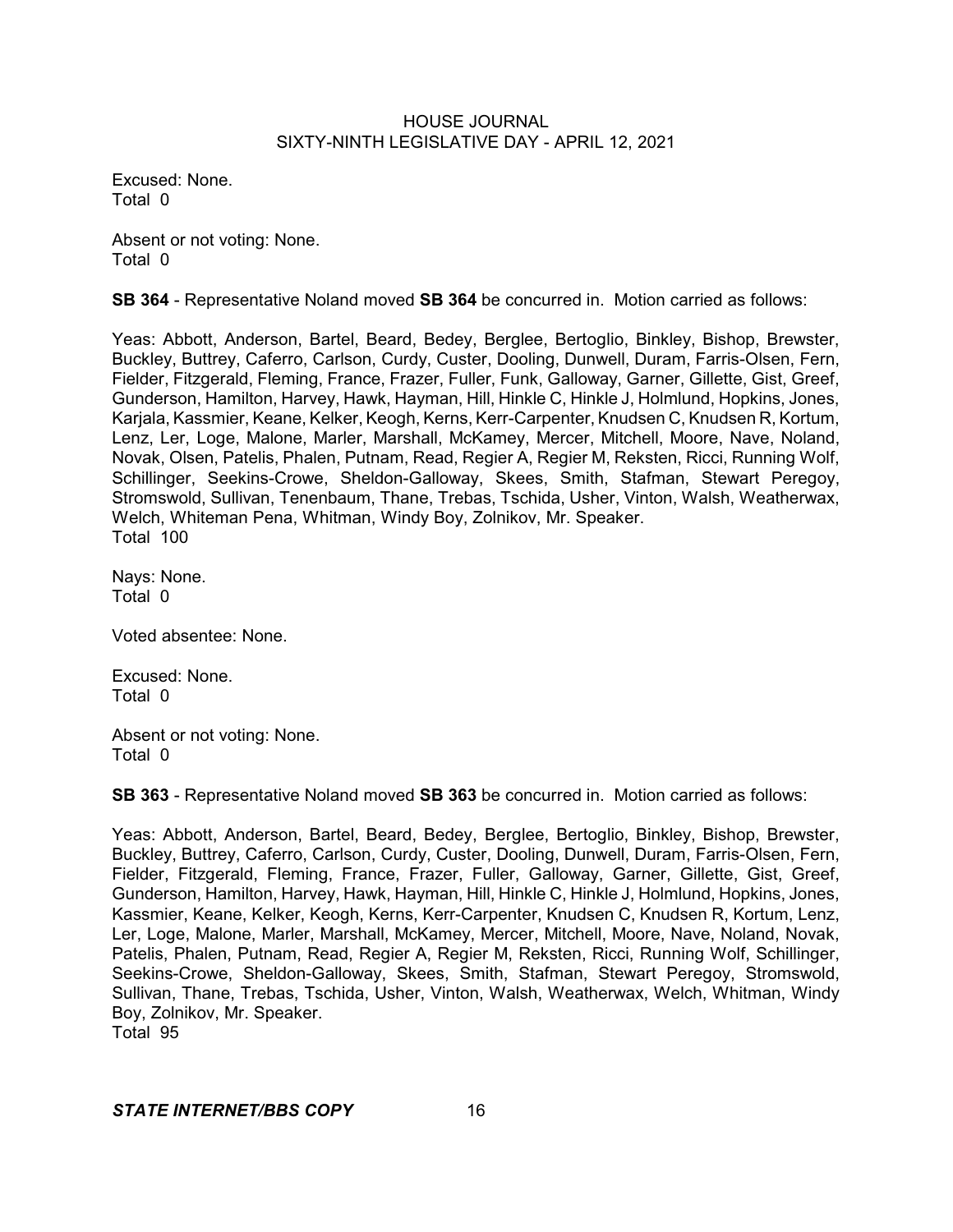Excused: None.
Total 0

Absent or not voting: None.
Total 0

**SB 364** - Representative Noland moved **SB 364** be concurred in. Motion carried as follows:

Yeas: Abbott, Anderson, Bartel, Beard, Bedey, Berglee, Bertoglio, Binkley, Bishop, Brewster, Buckley, Buttrey, Caferro, Carlson, Curdy, Custer, Dooling, Dunwell, Duram, Farris-Olsen, Fern, Fielder, Fitzgerald, Fleming, France, Frazer, Fuller, Funk, Galloway, Garner, Gillette, Gist, Greef, Gunderson, Hamilton, Harvey, Hawk, Hayman, Hill, Hinkle C, Hinkle J, Holmlund, Hopkins, Jones, Karjala, Kassmier, Keane, Kelker, Keogh, Kerns, Kerr-Carpenter, Knudsen C, Knudsen R, Kortum, Lenz, Ler, Loge, Malone, Marler, Marshall, McKamey, Mercer, Mitchell, Moore, Nave, Noland, Novak, Olsen, Patelis, Phalen, Putnam, Read, Regier A, Regier M, Reksten, Ricci, Running Wolf, Schillinger, Seekins-Crowe, Sheldon-Galloway, Skees, Smith, Stafman, Stewart Peregoy, Stromswold, Sullivan, Tenenbaum, Thane, Trebas, Tschida, Usher, Vinton, Walsh, Weatherwax, Welch, Whiteman Pena, Whitman, Windy Boy, Zolnikov, Mr. Speaker.
Total 100

Nays: None.
Total 0

Voted absentee: None.

Excused: None.
Total 0

Absent or not voting: None.
Total 0

**SB 363** - Representative Noland moved **SB 363** be concurred in. Motion carried as follows:

Yeas: Abbott, Anderson, Bartel, Beard, Bedey, Berglee, Bertoglio, Binkley, Bishop, Brewster, Buckley, Buttrey, Caferro, Carlson, Curdy, Custer, Dooling, Dunwell, Duram, Farris-Olsen, Fern, Fielder, Fitzgerald, Fleming, France, Frazer, Fuller, Galloway, Garner, Gillette, Gist, Greef, Gunderson, Hamilton, Harvey, Hawk, Hayman, Hill, Hinkle C, Hinkle J, Holmlund, Hopkins, Jones, Kassmier, Keane, Kelker, Keogh, Kerns, Kerr-Carpenter, Knudsen C, Knudsen R, Kortum, Lenz, Ler, Loge, Malone, Marler, Marshall, McKamey, Mercer, Mitchell, Moore, Nave, Noland, Novak, Patelis, Phalen, Putnam, Read, Regier A, Regier M, Reksten, Ricci, Running Wolf, Schillinger, Seekins-Crowe, Sheldon-Galloway, Skees, Smith, Stafman, Stewart Peregoy, Stromswold, Sullivan, Thane, Trebas, Tschida, Usher, Vinton, Walsh, Weatherwax, Welch, Whitman, Windy Boy, Zolnikov, Mr. Speaker.
Total 95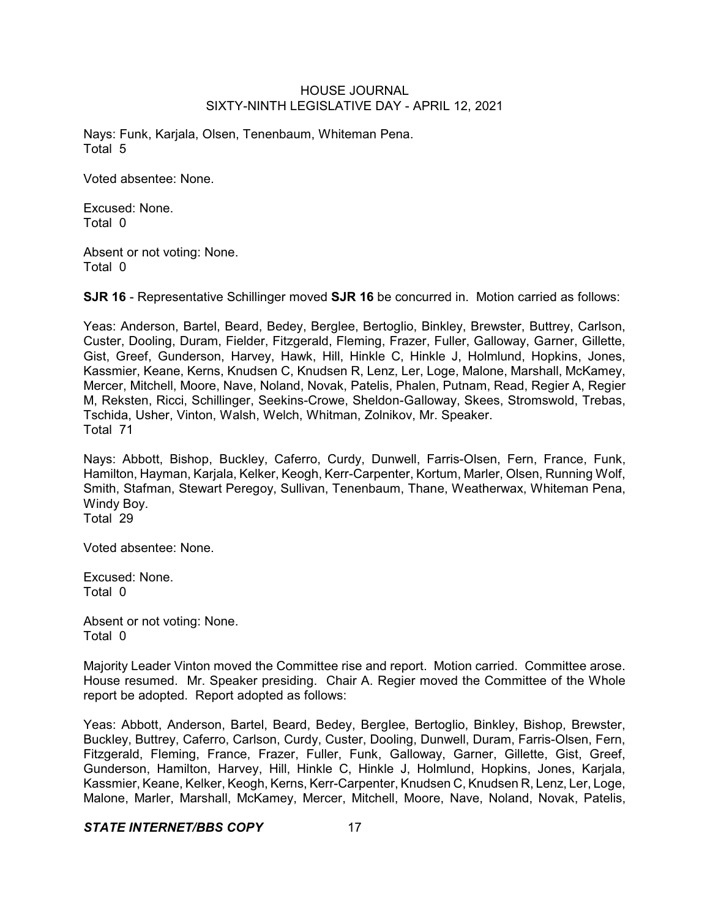Nays: Funk, Karjala, Olsen, Tenenbaum, Whiteman Pena.
Total 5

Voted absentee: None.

Excused: None.
Total 0

Absent or not voting: None.
Total 0

**SJR 16** - Representative Schillinger moved **SJR 16** be concurred in. Motion carried as follows:

Yeas: Anderson, Bartel, Beard, Bedey, Berglee, Bertoglio, Binkley, Brewster, Buttrey, Carlson, Custer, Dooling, Duram, Fielder, Fitzgerald, Fleming, Frazer, Fuller, Galloway, Garner, Gillette, Gist, Greef, Gunderson, Harvey, Hawk, Hill, Hinkle C, Hinkle J, Holmlund, Hopkins, Jones, Kassmier, Keane, Kerns, Knudsen C, Knudsen R, Lenz, Ler, Loge, Malone, Marshall, McKamey, Mercer, Mitchell, Moore, Nave, Noland, Novak, Patelis, Phalen, Putnam, Read, Regier A, Regier M, Reksten, Ricci, Schillinger, Seekins-Crowe, Sheldon-Galloway, Skees, Stromswold, Trebas, Tschida, Usher, Vinton, Walsh, Welch, Whitman, Zolnikov, Mr. Speaker.
Total 71

Nays: Abbott, Bishop, Buckley, Caferro, Curdy, Dunwell, Farris-Olsen, Fern, France, Funk, Hamilton, Hayman, Karjala, Kelker, Keogh, Kerr-Carpenter, Kortum, Marler, Olsen, Running Wolf, Smith, Stafman, Stewart Peregoy, Sullivan, Tenenbaum, Thane, Weatherwax, Whiteman Pena, Windy Boy.
Total 29

Voted absentee: None.

Excused: None.
Total 0

Absent or not voting: None.
Total 0

Majority Leader Vinton moved the Committee rise and report. Motion carried. Committee arose. House resumed. Mr. Speaker presiding. Chair A. Regier moved the Committee of the Whole report be adopted. Report adopted as follows:

Yeas: Abbott, Anderson, Bartel, Beard, Bedey, Berglee, Bertoglio, Binkley, Bishop, Brewster, Buckley, Buttrey, Caferro, Carlson, Curdy, Custer, Dooling, Dunwell, Duram, Farris-Olsen, Fern, Fitzgerald, Fleming, France, Frazer, Fuller, Funk, Galloway, Garner, Gillette, Gist, Greef, Gunderson, Hamilton, Harvey, Hill, Hinkle C, Hinkle J, Holmlund, Hopkins, Jones, Karjala, Kassmier, Keane, Kelker, Keogh, Kerns, Kerr-Carpenter, Knudsen C, Knudsen R, Lenz, Ler, Loge, Malone, Marler, Marshall, McKamey, Mercer, Mitchell, Moore, Nave, Noland, Novak, Patelis,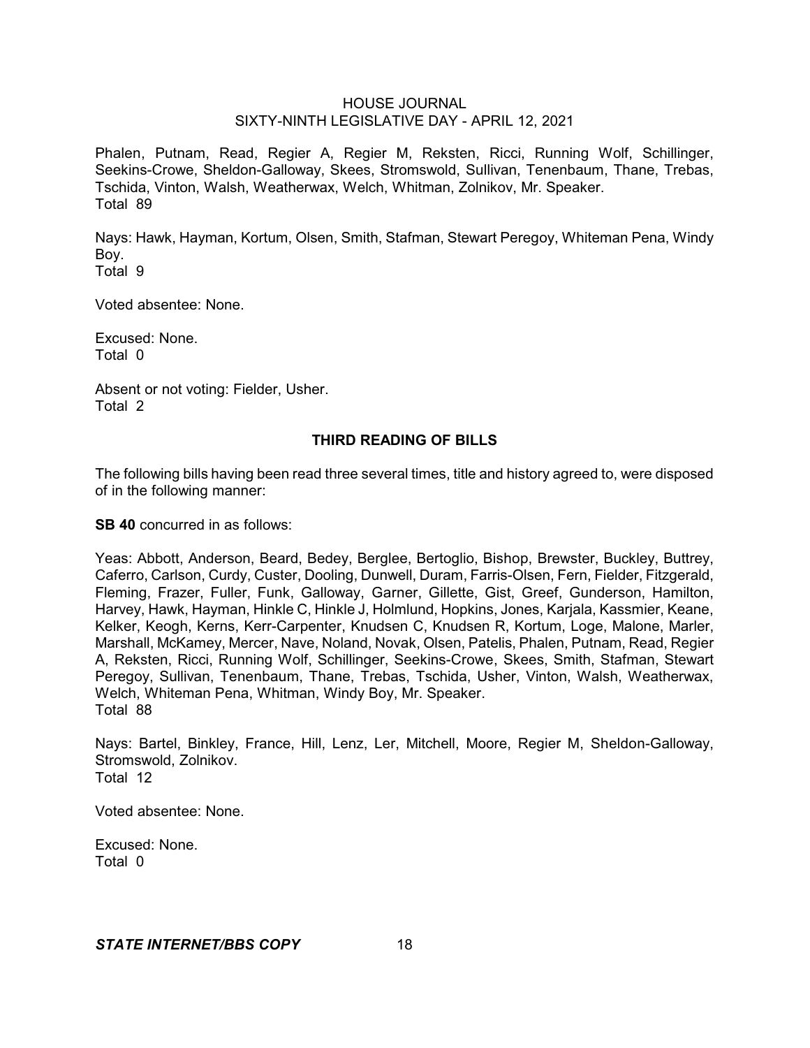Phalen, Putnam, Read, Regier A, Regier M, Reksten, Ricci, Running Wolf, Schillinger, Seekins-Crowe, Sheldon-Galloway, Skees, Stromswold, Sullivan, Tenenbaum, Thane, Trebas, Tschida, Vinton, Walsh, Weatherwax, Welch, Whitman, Zolnikov, Mr. Speaker.
Total 89

Nays: Hawk, Hayman, Kortum, Olsen, Smith, Stafman, Stewart Peregoy, Whiteman Pena, Windy Boy.
Total 9

Voted absentee: None.

Excused: None.
Total 0

Absent or not voting: Fielder, Usher.
Total 2

## THIRD READING OF BILLS

The following bills having been read three several times, title and history agreed to, were disposed of in the following manner:

**SB 40** concurred in as follows:

Yeas: Abbott, Anderson, Beard, Bedey, Berglee, Bertoglio, Bishop, Brewster, Buckley, Buttrey, Caferro, Carlson, Curdy, Custer, Dooling, Dunwell, Duram, Farris-Olsen, Fern, Fielder, Fitzgerald, Fleming, Frazer, Fuller, Funk, Galloway, Garner, Gillette, Gist, Greef, Gunderson, Hamilton, Harvey, Hawk, Hayman, Hinkle C, Hinkle J, Holmlund, Hopkins, Jones, Karjala, Kassmier, Keane, Kelker, Keogh, Kerns, Kerr-Carpenter, Knudsen C, Knudsen R, Kortum, Loge, Malone, Marler, Marshall, McKamey, Mercer, Nave, Noland, Novak, Olsen, Patelis, Phalen, Putnam, Read, Regier A, Reksten, Ricci, Running Wolf, Schillinger, Seekins-Crowe, Skees, Smith, Stafman, Stewart Peregoy, Sullivan, Tenenbaum, Thane, Trebas, Tschida, Usher, Vinton, Walsh, Weatherwax, Welch, Whiteman Pena, Whitman, Windy Boy, Mr. Speaker.
Total 88

Nays: Bartel, Binkley, France, Hill, Lenz, Ler, Mitchell, Moore, Regier M, Sheldon-Galloway, Stromswold, Zolnikov.
Total 12

Voted absentee: None.

Excused: None.
Total 0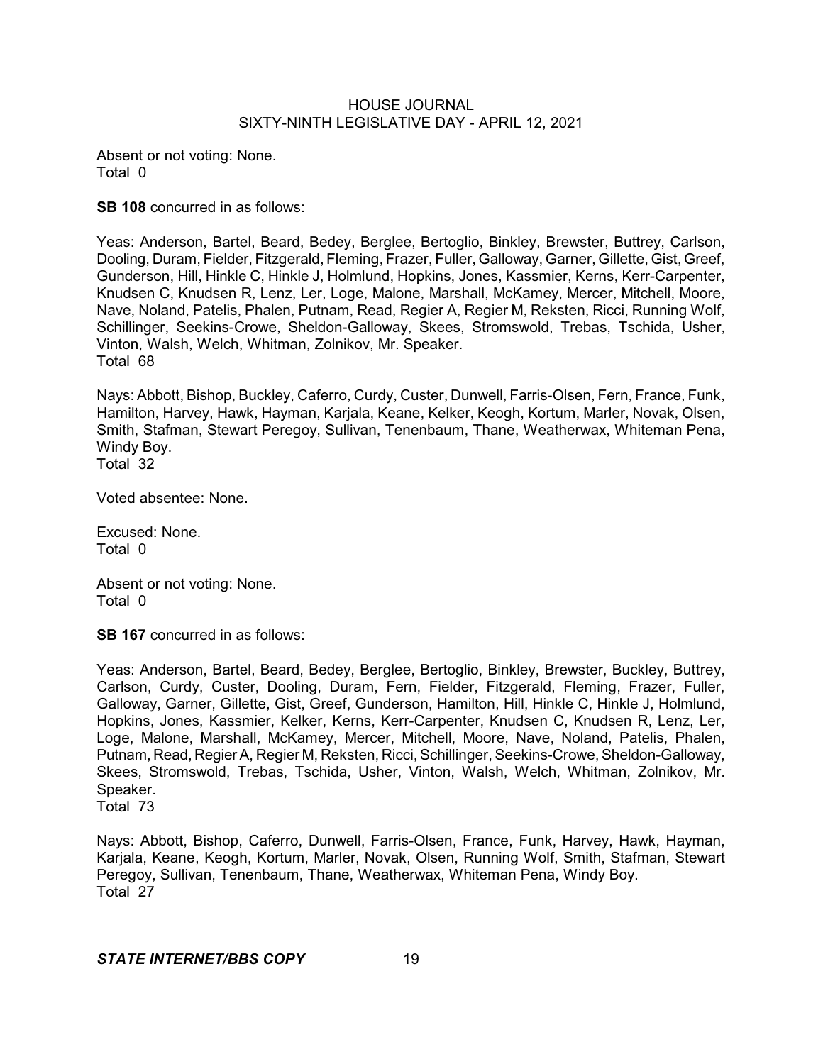Absent or not voting: None.
Total 0

**SB 108** concurred in as follows:

Yeas: Anderson, Bartel, Beard, Bedey, Berglee, Bertoglio, Binkley, Brewster, Buttrey, Carlson, Dooling, Duram, Fielder, Fitzgerald, Fleming, Frazer, Fuller, Galloway, Garner, Gillette, Gist, Greef, Gunderson, Hill, Hinkle C, Hinkle J, Holmlund, Hopkins, Jones, Kassmier, Kerns, Kerr-Carpenter, Knudsen C, Knudsen R, Lenz, Ler, Loge, Malone, Marshall, McKamey, Mercer, Mitchell, Moore, Nave, Noland, Patelis, Phalen, Putnam, Read, Regier A, Regier M, Reksten, Ricci, Running Wolf, Schillinger, Seekins-Crowe, Sheldon-Galloway, Skees, Stromswold, Trebas, Tschida, Usher, Vinton, Walsh, Welch, Whitman, Zolnikov, Mr. Speaker.
Total 68

Nays: Abbott, Bishop, Buckley, Caferro, Curdy, Custer, Dunwell, Farris-Olsen, Fern, France, Funk, Hamilton, Harvey, Hawk, Hayman, Karjala, Keane, Kelker, Keogh, Kortum, Marler, Novak, Olsen, Smith, Stafman, Stewart Peregoy, Sullivan, Tenenbaum, Thane, Weatherwax, Whiteman Pena, Windy Boy.
Total 32

Voted absentee: None.

Excused: None.
Total 0

Absent or not voting: None.
Total 0

**SB 167** concurred in as follows:

Yeas: Anderson, Bartel, Beard, Bedey, Berglee, Bertoglio, Binkley, Brewster, Buckley, Buttrey, Carlson, Curdy, Custer, Dooling, Duram, Fern, Fielder, Fitzgerald, Fleming, Frazer, Fuller, Galloway, Garner, Gillette, Gist, Greef, Gunderson, Hamilton, Hill, Hinkle C, Hinkle J, Holmlund, Hopkins, Jones, Kassmier, Kelker, Kerns, Kerr-Carpenter, Knudsen C, Knudsen R, Lenz, Ler, Loge, Malone, Marshall, McKamey, Mercer, Mitchell, Moore, Nave, Noland, Patelis, Phalen, Putnam, Read, Regier A, Regier M, Reksten, Ricci, Schillinger, Seekins-Crowe, Sheldon-Galloway, Skees, Stromswold, Trebas, Tschida, Usher, Vinton, Walsh, Welch, Whitman, Zolnikov, Mr. Speaker.
Total 73

Nays: Abbott, Bishop, Caferro, Dunwell, Farris-Olsen, France, Funk, Harvey, Hawk, Hayman, Karjala, Keane, Keogh, Kortum, Marler, Novak, Olsen, Running Wolf, Smith, Stafman, Stewart Peregoy, Sullivan, Tenenbaum, Thane, Weatherwax, Whiteman Pena, Windy Boy.
Total 27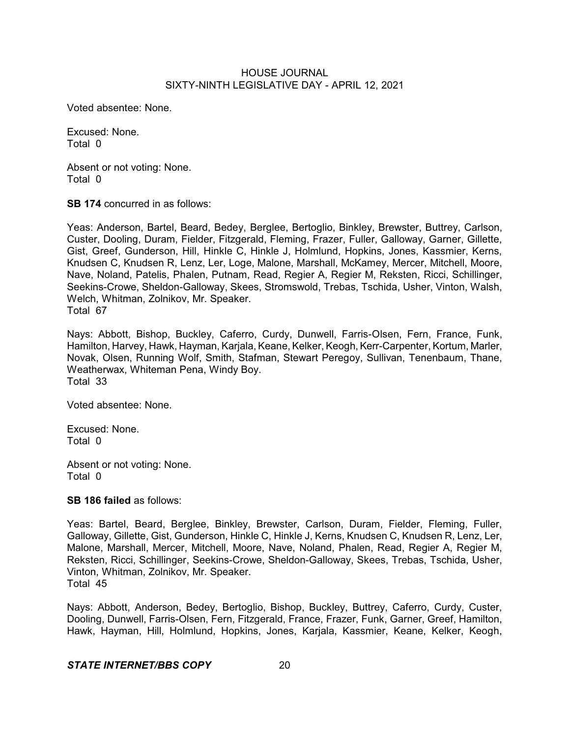Voted absentee: None.

Excused: None.
Total 0

Absent or not voting: None.
Total 0

**SB 174** concurred in as follows:

Yeas: Anderson, Bartel, Beard, Bedey, Berglee, Bertoglio, Binkley, Brewster, Buttrey, Carlson, Custer, Dooling, Duram, Fielder, Fitzgerald, Fleming, Frazer, Fuller, Galloway, Garner, Gillette, Gist, Greef, Gunderson, Hill, Hinkle C, Hinkle J, Holmlund, Hopkins, Jones, Kassmier, Kerns, Knudsen C, Knudsen R, Lenz, Ler, Loge, Malone, Marshall, McKamey, Mercer, Mitchell, Moore, Nave, Noland, Patelis, Phalen, Putnam, Read, Regier A, Regier M, Reksten, Ricci, Schillinger, Seekins-Crowe, Sheldon-Galloway, Skees, Stromswold, Trebas, Tschida, Usher, Vinton, Walsh, Welch, Whitman, Zolnikov, Mr. Speaker.
Total 67

Nays: Abbott, Bishop, Buckley, Caferro, Curdy, Dunwell, Farris-Olsen, Fern, France, Funk, Hamilton, Harvey, Hawk, Hayman, Karjala, Keane, Kelker, Keogh, Kerr-Carpenter, Kortum, Marler, Novak, Olsen, Running Wolf, Smith, Stafman, Stewart Peregoy, Sullivan, Tenenbaum, Thane, Weatherwax, Whiteman Pena, Windy Boy.
Total 33

Voted absentee: None.

Excused: None.
Total 0

Absent or not voting: None.
Total 0

**SB 186 failed** as follows:

Yeas: Bartel, Beard, Berglee, Binkley, Brewster, Carlson, Duram, Fielder, Fleming, Fuller, Galloway, Gillette, Gist, Gunderson, Hinkle C, Hinkle J, Kerns, Knudsen C, Knudsen R, Lenz, Ler, Malone, Marshall, Mercer, Mitchell, Moore, Nave, Noland, Phalen, Read, Regier A, Regier M, Reksten, Ricci, Schillinger, Seekins-Crowe, Sheldon-Galloway, Skees, Trebas, Tschida, Usher, Vinton, Whitman, Zolnikov, Mr. Speaker.
Total 45

Nays: Abbott, Anderson, Bedey, Bertoglio, Bishop, Buckley, Buttrey, Caferro, Curdy, Custer, Dooling, Dunwell, Farris-Olsen, Fern, Fitzgerald, France, Frazer, Funk, Garner, Greef, Hamilton, Hawk, Hayman, Hill, Holmlund, Hopkins, Jones, Karjala, Kassmier, Keane, Kelker, Keogh,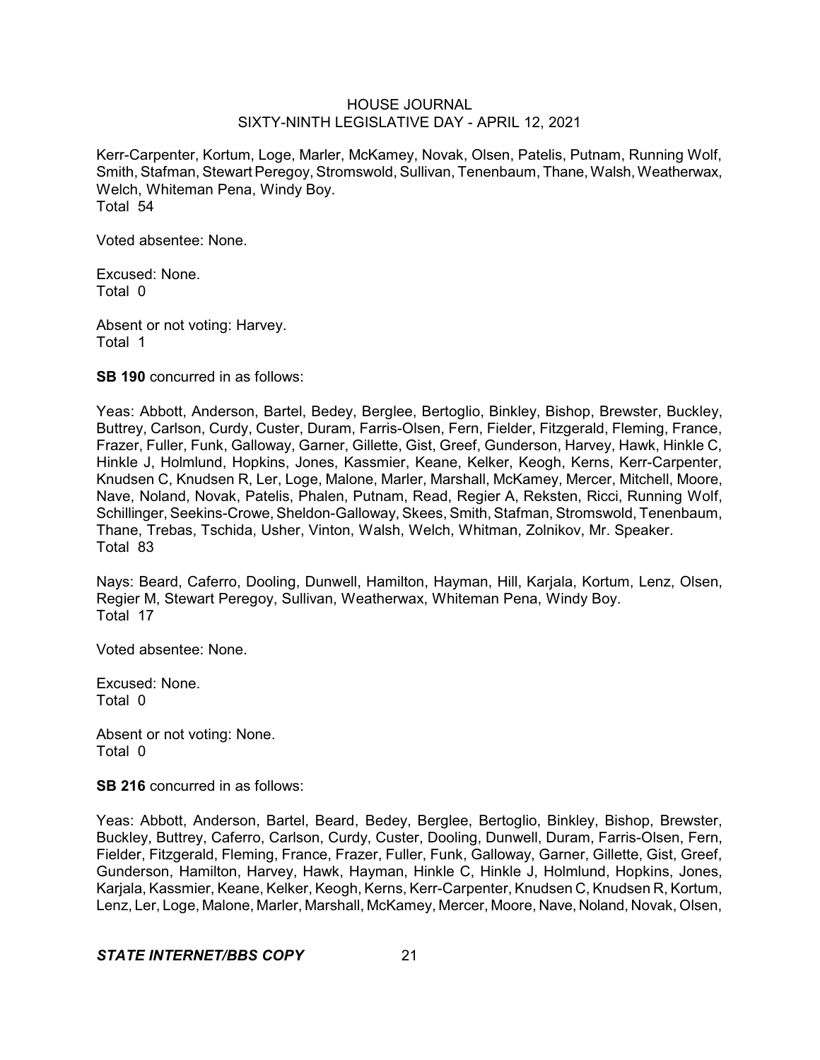Kerr-Carpenter, Kortum, Loge, Marler, McKamey, Novak, Olsen, Patelis, Putnam, Running Wolf, Smith, Stafman, Stewart Peregoy, Stromswold, Sullivan, Tenenbaum, Thane, Walsh, Weatherwax, Welch, Whiteman Pena, Windy Boy.
Total 54

Voted absentee: None.

Excused: None.
Total 0

Absent or not voting: Harvey.
Total 1

**SB 190** concurred in as follows:

Yeas: Abbott, Anderson, Bartel, Bedey, Berglee, Bertoglio, Binkley, Bishop, Brewster, Buckley, Buttrey, Carlson, Curdy, Custer, Duram, Farris-Olsen, Fern, Fielder, Fitzgerald, Fleming, France, Frazer, Fuller, Funk, Galloway, Garner, Gillette, Gist, Greef, Gunderson, Harvey, Hawk, Hinkle C, Hinkle J, Holmlund, Hopkins, Jones, Kassmier, Keane, Kelker, Keogh, Kerns, Kerr-Carpenter, Knudsen C, Knudsen R, Ler, Loge, Malone, Marler, Marshall, McKamey, Mercer, Mitchell, Moore, Nave, Noland, Novak, Patelis, Phalen, Putnam, Read, Regier A, Reksten, Ricci, Running Wolf, Schillinger, Seekins-Crowe, Sheldon-Galloway, Skees, Smith, Stafman, Stromswold, Tenenbaum, Thane, Trebas, Tschida, Usher, Vinton, Walsh, Welch, Whitman, Zolnikov, Mr. Speaker.
Total 83

Nays: Beard, Caferro, Dooling, Dunwell, Hamilton, Hayman, Hill, Karjala, Kortum, Lenz, Olsen, Regier M, Stewart Peregoy, Sullivan, Weatherwax, Whiteman Pena, Windy Boy.
Total 17

Voted absentee: None.

Excused: None.
Total 0

Absent or not voting: None.
Total 0

**SB 216** concurred in as follows:

Yeas: Abbott, Anderson, Bartel, Beard, Bedey, Berglee, Bertoglio, Binkley, Bishop, Brewster, Buckley, Buttrey, Caferro, Carlson, Curdy, Custer, Dooling, Dunwell, Duram, Farris-Olsen, Fern, Fielder, Fitzgerald, Fleming, France, Frazer, Fuller, Funk, Galloway, Garner, Gillette, Gist, Greef, Gunderson, Hamilton, Harvey, Hawk, Hayman, Hinkle C, Hinkle J, Holmlund, Hopkins, Jones, Karjala, Kassmier, Keane, Kelker, Keogh, Kerns, Kerr-Carpenter, Knudsen C, Knudsen R, Kortum, Lenz, Ler, Loge, Malone, Marler, Marshall, McKamey, Mercer, Moore, Nave, Noland, Novak, Olsen,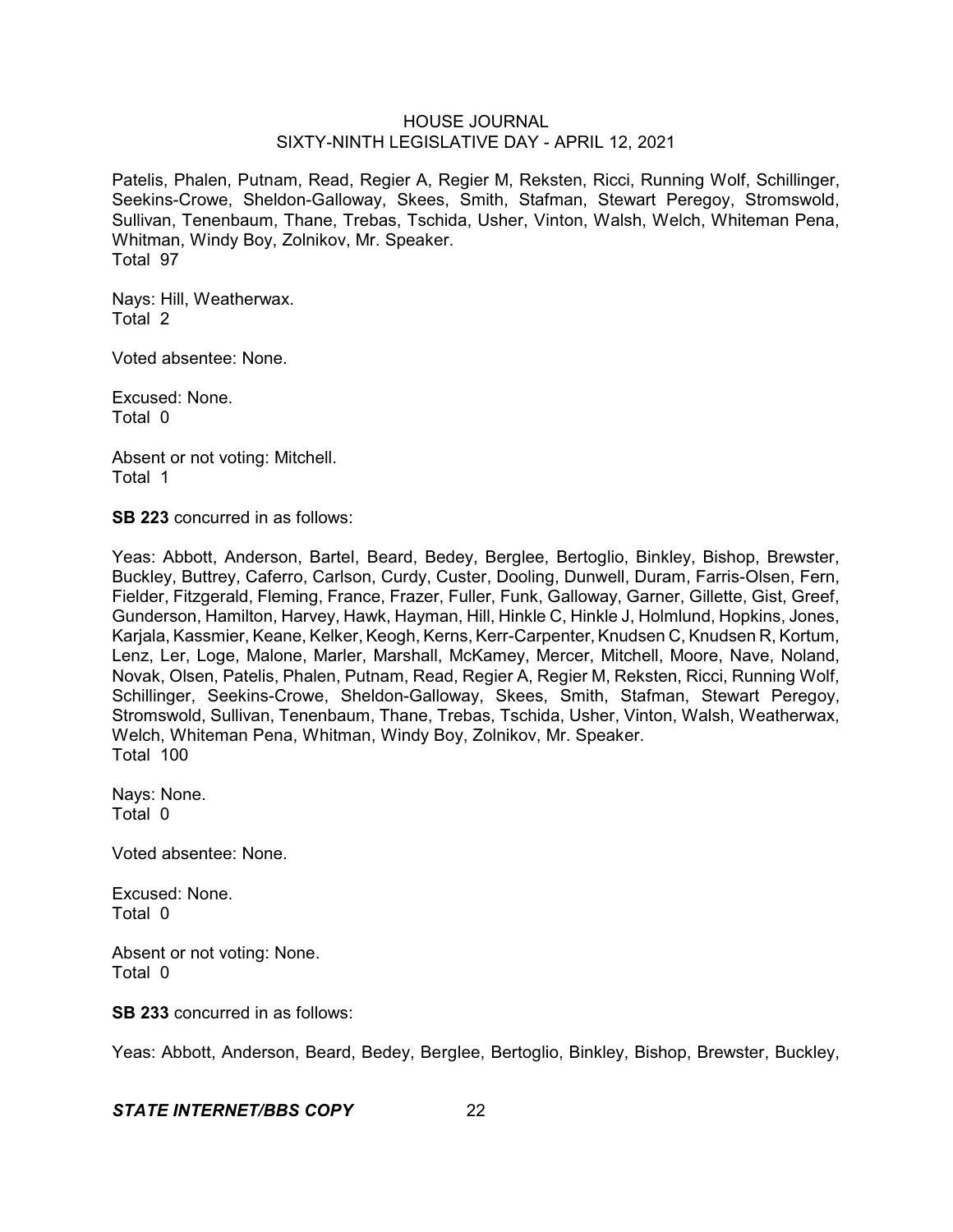Patelis, Phalen, Putnam, Read, Regier A, Regier M, Reksten, Ricci, Running Wolf, Schillinger, Seekins-Crowe, Sheldon-Galloway, Skees, Smith, Stafman, Stewart Peregoy, Stromswold, Sullivan, Tenenbaum, Thane, Trebas, Tschida, Usher, Vinton, Walsh, Welch, Whiteman Pena, Whitman, Windy Boy, Zolnikov, Mr. Speaker.
Total 97

Nays: Hill, Weatherwax.
Total 2

Voted absentee: None.

Excused: None.
Total 0

Absent or not voting: Mitchell.
Total 1

**SB 223** concurred in as follows:

Yeas: Abbott, Anderson, Bartel, Beard, Bedey, Berglee, Bertoglio, Binkley, Bishop, Brewster, Buckley, Buttrey, Caferro, Carlson, Curdy, Custer, Dooling, Dunwell, Duram, Farris-Olsen, Fern, Fielder, Fitzgerald, Fleming, France, Frazer, Fuller, Funk, Galloway, Garner, Gillette, Gist, Greef, Gunderson, Hamilton, Harvey, Hawk, Hayman, Hill, Hinkle C, Hinkle J, Holmlund, Hopkins, Jones, Karjala, Kassmier, Keane, Kelker, Keogh, Kerns, Kerr-Carpenter, Knudsen C, Knudsen R, Kortum, Lenz, Ler, Loge, Malone, Marler, Marshall, McKamey, Mercer, Mitchell, Moore, Nave, Noland, Novak, Olsen, Patelis, Phalen, Putnam, Read, Regier A, Regier M, Reksten, Ricci, Running Wolf, Schillinger, Seekins-Crowe, Sheldon-Galloway, Skees, Smith, Stafman, Stewart Peregoy, Stromswold, Sullivan, Tenenbaum, Thane, Trebas, Tschida, Usher, Vinton, Walsh, Weatherwax, Welch, Whiteman Pena, Whitman, Windy Boy, Zolnikov, Mr. Speaker.
Total 100

Nays: None.
Total 0

Voted absentee: None.

Excused: None.
Total 0

Absent or not voting: None.
Total 0

**SB 233** concurred in as follows:

Yeas: Abbott, Anderson, Beard, Bedey, Berglee, Bertoglio, Binkley, Bishop, Brewster, Buckley,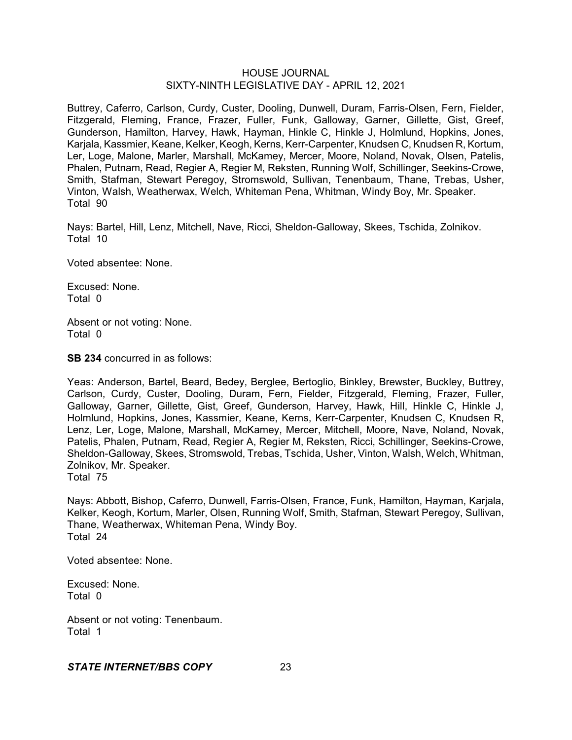Buttrey, Caferro, Carlson, Curdy, Custer, Dooling, Dunwell, Duram, Farris-Olsen, Fern, Fielder, Fitzgerald, Fleming, France, Frazer, Fuller, Funk, Galloway, Garner, Gillette, Gist, Greef, Gunderson, Hamilton, Harvey, Hawk, Hayman, Hinkle C, Hinkle J, Holmlund, Hopkins, Jones, Karjala, Kassmier, Keane, Kelker, Keogh, Kerns, Kerr-Carpenter, Knudsen C, Knudsen R, Kortum, Ler, Loge, Malone, Marler, Marshall, McKamey, Mercer, Moore, Noland, Novak, Olsen, Patelis, Phalen, Putnam, Read, Regier A, Regier M, Reksten, Running Wolf, Schillinger, Seekins-Crowe, Smith, Stafman, Stewart Peregoy, Stromswold, Sullivan, Tenenbaum, Thane, Trebas, Usher, Vinton, Walsh, Weatherwax, Welch, Whiteman Pena, Whitman, Windy Boy, Mr. Speaker.
Total 90

Nays: Bartel, Hill, Lenz, Mitchell, Nave, Ricci, Sheldon-Galloway, Skees, Tschida, Zolnikov.
Total 10

Voted absentee: None.

Excused: None.
Total 0

Absent or not voting: None.
Total 0

**SB 234** concurred in as follows:

Yeas: Anderson, Bartel, Beard, Bedey, Berglee, Bertoglio, Binkley, Brewster, Buckley, Buttrey, Carlson, Curdy, Custer, Dooling, Duram, Fern, Fielder, Fitzgerald, Fleming, Frazer, Fuller, Galloway, Garner, Gillette, Gist, Greef, Gunderson, Harvey, Hawk, Hill, Hinkle C, Hinkle J, Holmlund, Hopkins, Jones, Kassmier, Keane, Kerns, Kerr-Carpenter, Knudsen C, Knudsen R, Lenz, Ler, Loge, Malone, Marshall, McKamey, Mercer, Mitchell, Moore, Nave, Noland, Novak, Patelis, Phalen, Putnam, Read, Regier A, Regier M, Reksten, Ricci, Schillinger, Seekins-Crowe, Sheldon-Galloway, Skees, Stromswold, Trebas, Tschida, Usher, Vinton, Walsh, Welch, Whitman, Zolnikov, Mr. Speaker.
Total 75

Nays: Abbott, Bishop, Caferro, Dunwell, Farris-Olsen, France, Funk, Hamilton, Hayman, Karjala, Kelker, Keogh, Kortum, Marler, Olsen, Running Wolf, Smith, Stafman, Stewart Peregoy, Sullivan, Thane, Weatherwax, Whiteman Pena, Windy Boy.
Total 24

Voted absentee: None.

Excused: None.
Total 0

Absent or not voting: Tenenbaum.
Total 1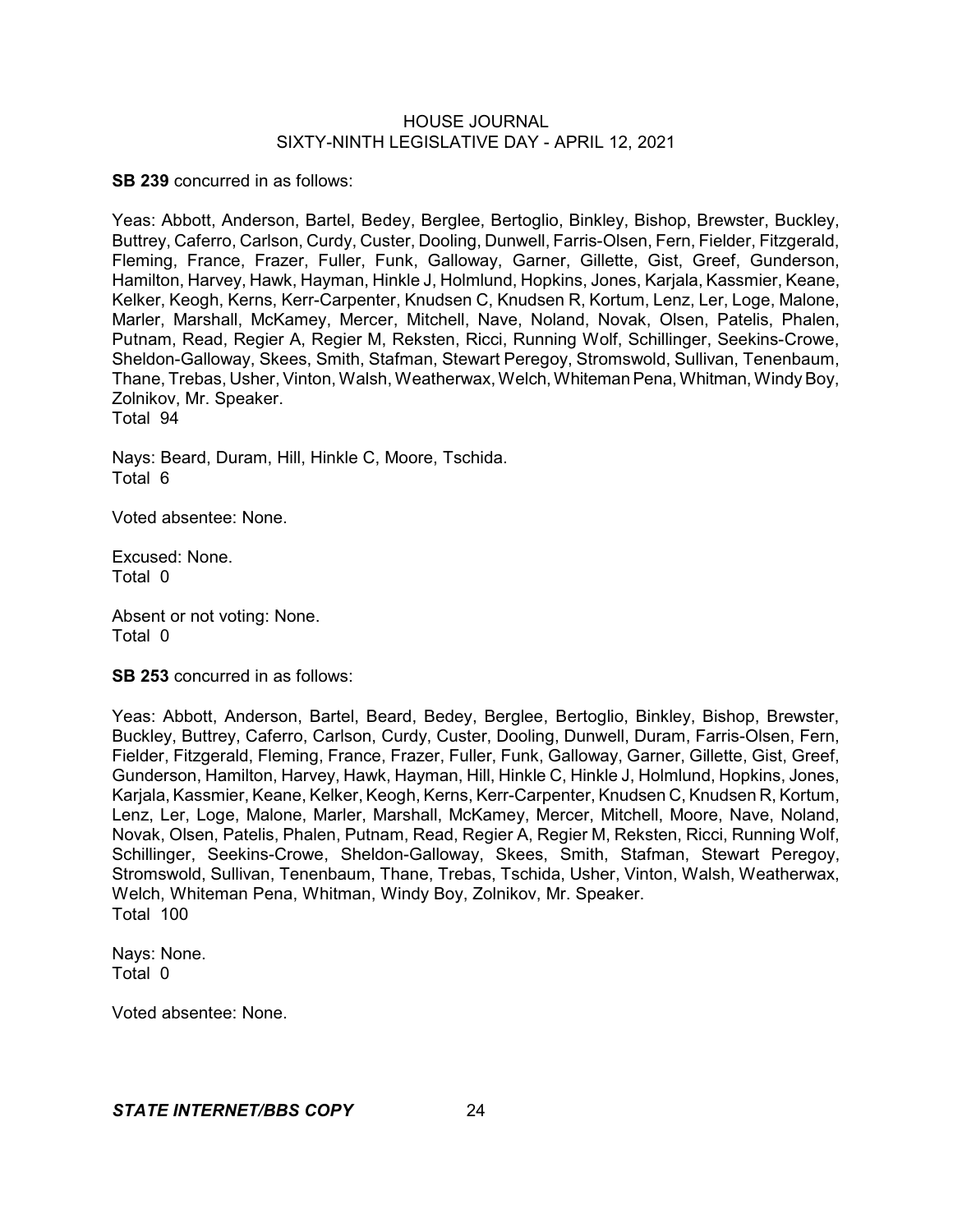**SB 239** concurred in as follows:

Yeas: Abbott, Anderson, Bartel, Bedey, Berglee, Bertoglio, Binkley, Bishop, Brewster, Buckley, Buttrey, Caferro, Carlson, Curdy, Custer, Dooling, Dunwell, Farris-Olsen, Fern, Fielder, Fitzgerald, Fleming, France, Frazer, Fuller, Funk, Galloway, Garner, Gillette, Gist, Greef, Gunderson, Hamilton, Harvey, Hawk, Hayman, Hinkle J, Holmlund, Hopkins, Jones, Karjala, Kassmier, Keane, Kelker, Keogh, Kerns, Kerr-Carpenter, Knudsen C, Knudsen R, Kortum, Lenz, Ler, Loge, Malone, Marler, Marshall, McKamey, Mercer, Mitchell, Nave, Noland, Novak, Olsen, Patelis, Phalen, Putnam, Read, Regier A, Regier M, Reksten, Ricci, Running Wolf, Schillinger, Seekins-Crowe, Sheldon-Galloway, Skees, Smith, Stafman, Stewart Peregoy, Stromswold, Sullivan, Tenenbaum, Thane, Trebas, Usher, Vinton, Walsh, Weatherwax, Welch, Whiteman Pena, Whitman, Windy Boy, Zolnikov, Mr. Speaker.
Total 94

Nays: Beard, Duram, Hill, Hinkle C, Moore, Tschida.
Total 6

Voted absentee: None.

Excused: None.
Total 0

Absent or not voting: None.
Total 0

**SB 253** concurred in as follows:

Yeas: Abbott, Anderson, Bartel, Beard, Bedey, Berglee, Bertoglio, Binkley, Bishop, Brewster, Buckley, Buttrey, Caferro, Carlson, Curdy, Custer, Dooling, Dunwell, Duram, Farris-Olsen, Fern, Fielder, Fitzgerald, Fleming, France, Frazer, Fuller, Funk, Galloway, Garner, Gillette, Gist, Greef, Gunderson, Hamilton, Harvey, Hawk, Hayman, Hill, Hinkle C, Hinkle J, Holmlund, Hopkins, Jones, Karjala, Kassmier, Keane, Kelker, Keogh, Kerns, Kerr-Carpenter, Knudsen C, Knudsen R, Kortum, Lenz, Ler, Loge, Malone, Marler, Marshall, McKamey, Mercer, Mitchell, Moore, Nave, Noland, Novak, Olsen, Patelis, Phalen, Putnam, Read, Regier A, Regier M, Reksten, Ricci, Running Wolf, Schillinger, Seekins-Crowe, Sheldon-Galloway, Skees, Smith, Stafman, Stewart Peregoy, Stromswold, Sullivan, Tenenbaum, Thane, Trebas, Tschida, Usher, Vinton, Walsh, Weatherwax, Welch, Whiteman Pena, Whitman, Windy Boy, Zolnikov, Mr. Speaker.
Total 100

Nays: None.
Total 0

Voted absentee: None.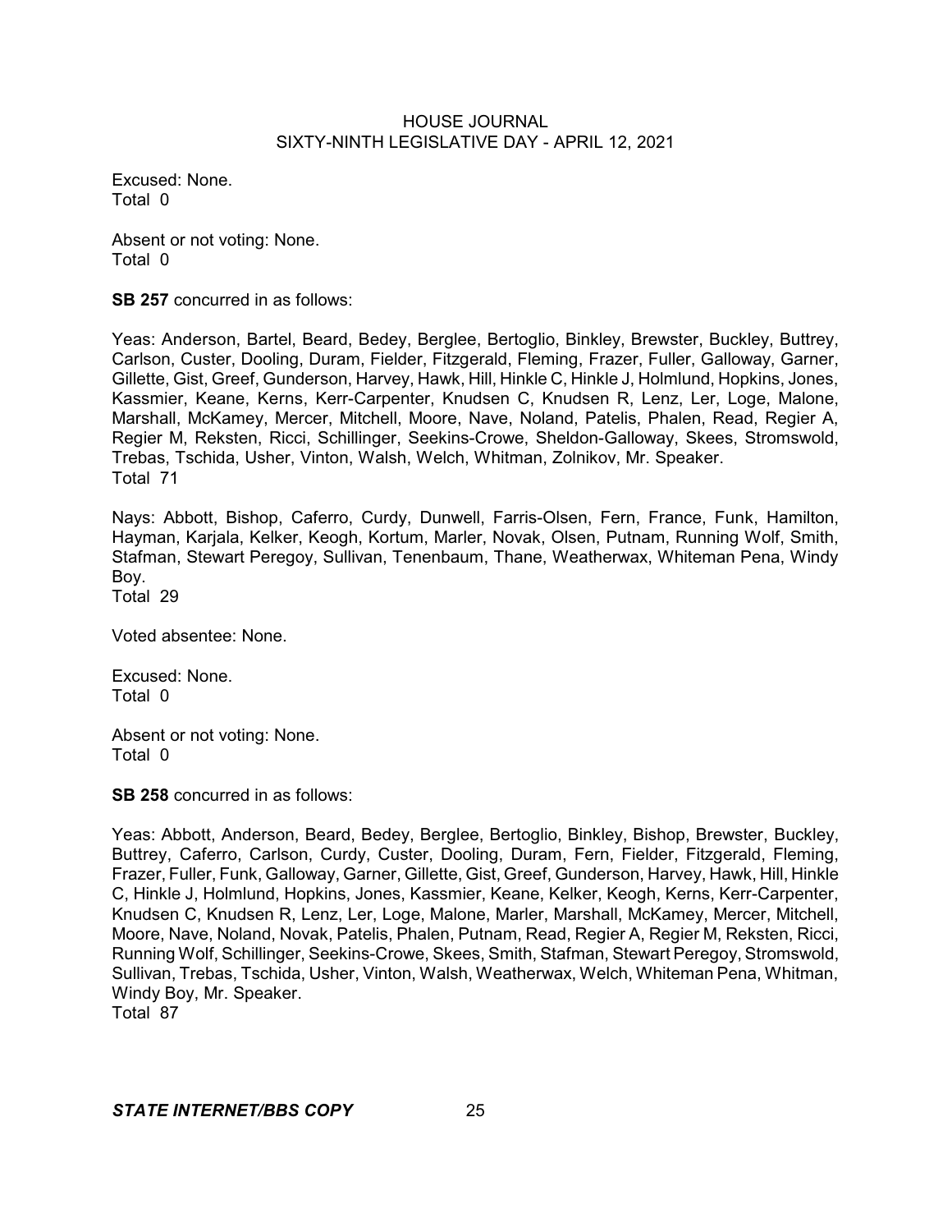Excused: None.
Total 0

Absent or not voting: None.
Total 0

**SB 257** concurred in as follows:

Yeas: Anderson, Bartel, Beard, Bedey, Berglee, Bertoglio, Binkley, Brewster, Buckley, Buttrey, Carlson, Custer, Dooling, Duram, Fielder, Fitzgerald, Fleming, Frazer, Fuller, Galloway, Garner, Gillette, Gist, Greef, Gunderson, Harvey, Hawk, Hill, Hinkle C, Hinkle J, Holmlund, Hopkins, Jones, Kassmier, Keane, Kerns, Kerr-Carpenter, Knudsen C, Knudsen R, Lenz, Ler, Loge, Malone, Marshall, McKamey, Mercer, Mitchell, Moore, Nave, Noland, Patelis, Phalen, Read, Regier A, Regier M, Reksten, Ricci, Schillinger, Seekins-Crowe, Sheldon-Galloway, Skees, Stromswold, Trebas, Tschida, Usher, Vinton, Walsh, Welch, Whitman, Zolnikov, Mr. Speaker.
Total 71

Nays: Abbott, Bishop, Caferro, Curdy, Dunwell, Farris-Olsen, Fern, France, Funk, Hamilton, Hayman, Karjala, Kelker, Keogh, Kortum, Marler, Novak, Olsen, Putnam, Running Wolf, Smith, Stafman, Stewart Peregoy, Sullivan, Tenenbaum, Thane, Weatherwax, Whiteman Pena, Windy Boy.
Total 29

Voted absentee: None.

Excused: None.
Total 0

Absent or not voting: None.
Total 0

**SB 258** concurred in as follows:

Yeas: Abbott, Anderson, Beard, Bedey, Berglee, Bertoglio, Binkley, Bishop, Brewster, Buckley, Buttrey, Caferro, Carlson, Curdy, Custer, Dooling, Duram, Fern, Fielder, Fitzgerald, Fleming, Frazer, Fuller, Funk, Galloway, Garner, Gillette, Gist, Greef, Gunderson, Harvey, Hawk, Hill, Hinkle C, Hinkle J, Holmlund, Hopkins, Jones, Kassmier, Keane, Kelker, Keogh, Kerns, Kerr-Carpenter, Knudsen C, Knudsen R, Lenz, Ler, Loge, Malone, Marler, Marshall, McKamey, Mercer, Mitchell, Moore, Nave, Noland, Novak, Patelis, Phalen, Putnam, Read, Regier A, Regier M, Reksten, Ricci, Running Wolf, Schillinger, Seekins-Crowe, Skees, Smith, Stafman, Stewart Peregoy, Stromswold, Sullivan, Trebas, Tschida, Usher, Vinton, Walsh, Weatherwax, Welch, Whiteman Pena, Whitman, Windy Boy, Mr. Speaker.
Total 87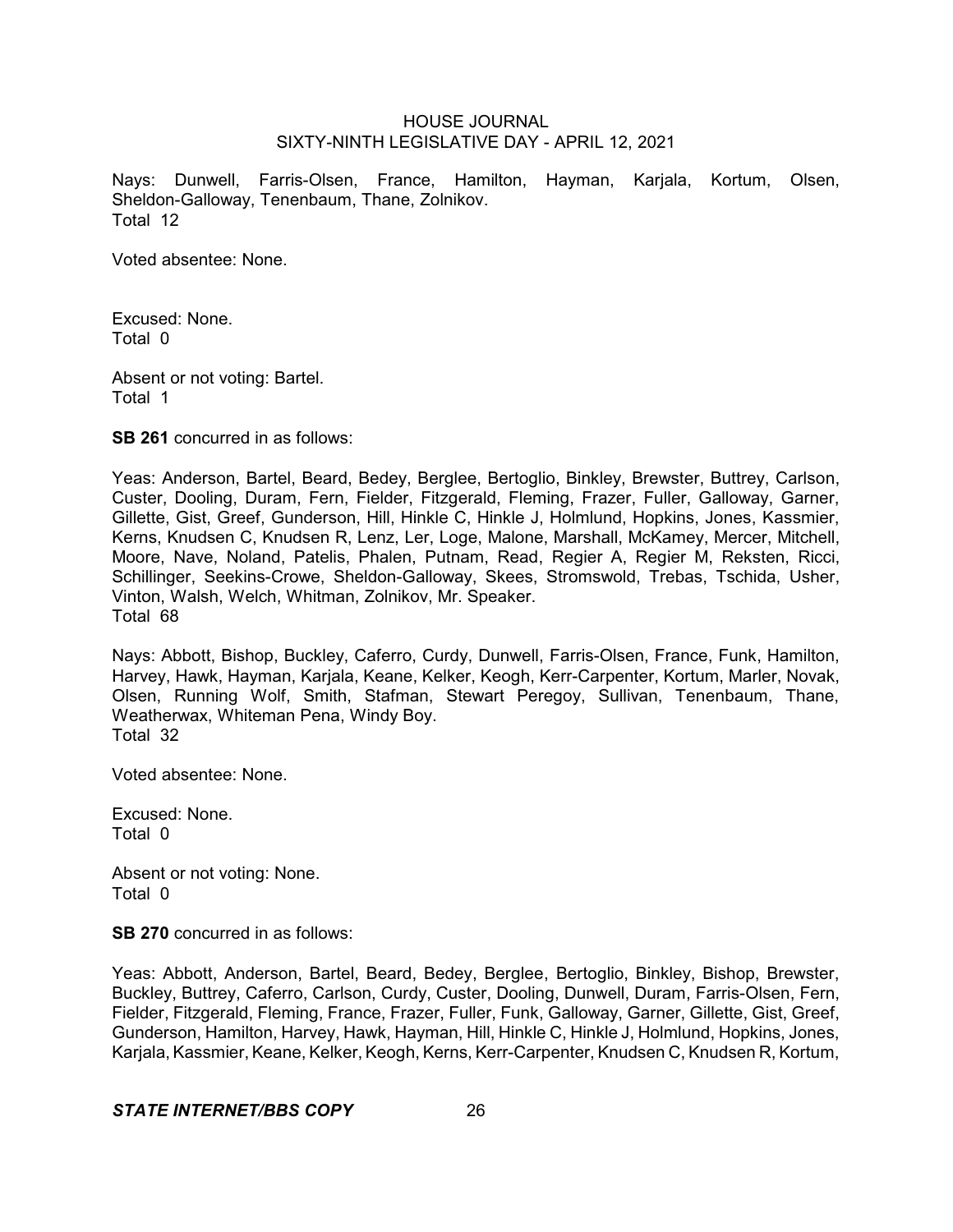Nays: Dunwell, Farris-Olsen, France, Hamilton, Hayman, Karjala, Kortum, Olsen, Sheldon-Galloway, Tenenbaum, Thane, Zolnikov.
Total 12

Voted absentee: None.

Excused: None.
Total 0

Absent or not voting: Bartel.
Total 1

**SB 261** concurred in as follows:

Yeas: Anderson, Bartel, Beard, Bedey, Berglee, Bertoglio, Binkley, Brewster, Buttrey, Carlson, Custer, Dooling, Duram, Fern, Fielder, Fitzgerald, Fleming, Frazer, Fuller, Galloway, Garner, Gillette, Gist, Greef, Gunderson, Hill, Hinkle C, Hinkle J, Holmlund, Hopkins, Jones, Kassmier, Kerns, Knudsen C, Knudsen R, Lenz, Ler, Loge, Malone, Marshall, McKamey, Mercer, Mitchell, Moore, Nave, Noland, Patelis, Phalen, Putnam, Read, Regier A, Regier M, Reksten, Ricci, Schillinger, Seekins-Crowe, Sheldon-Galloway, Skees, Stromswold, Trebas, Tschida, Usher, Vinton, Walsh, Welch, Whitman, Zolnikov, Mr. Speaker.
Total 68

Nays: Abbott, Bishop, Buckley, Caferro, Curdy, Dunwell, Farris-Olsen, France, Funk, Hamilton, Harvey, Hawk, Hayman, Karjala, Keane, Kelker, Keogh, Kerr-Carpenter, Kortum, Marler, Novak, Olsen, Running Wolf, Smith, Stafman, Stewart Peregoy, Sullivan, Tenenbaum, Thane, Weatherwax, Whiteman Pena, Windy Boy.
Total 32

Voted absentee: None.

Excused: None.
Total 0

Absent or not voting: None.
Total 0

**SB 270** concurred in as follows:

Yeas: Abbott, Anderson, Bartel, Beard, Bedey, Berglee, Bertoglio, Binkley, Bishop, Brewster, Buckley, Buttrey, Caferro, Carlson, Curdy, Custer, Dooling, Dunwell, Duram, Farris-Olsen, Fern, Fielder, Fitzgerald, Fleming, France, Frazer, Fuller, Funk, Galloway, Garner, Gillette, Gist, Greef, Gunderson, Hamilton, Harvey, Hawk, Hayman, Hill, Hinkle C, Hinkle J, Holmlund, Hopkins, Jones, Karjala, Kassmier, Keane, Kelker, Keogh, Kerns, Kerr-Carpenter, Knudsen C, Knudsen R, Kortum,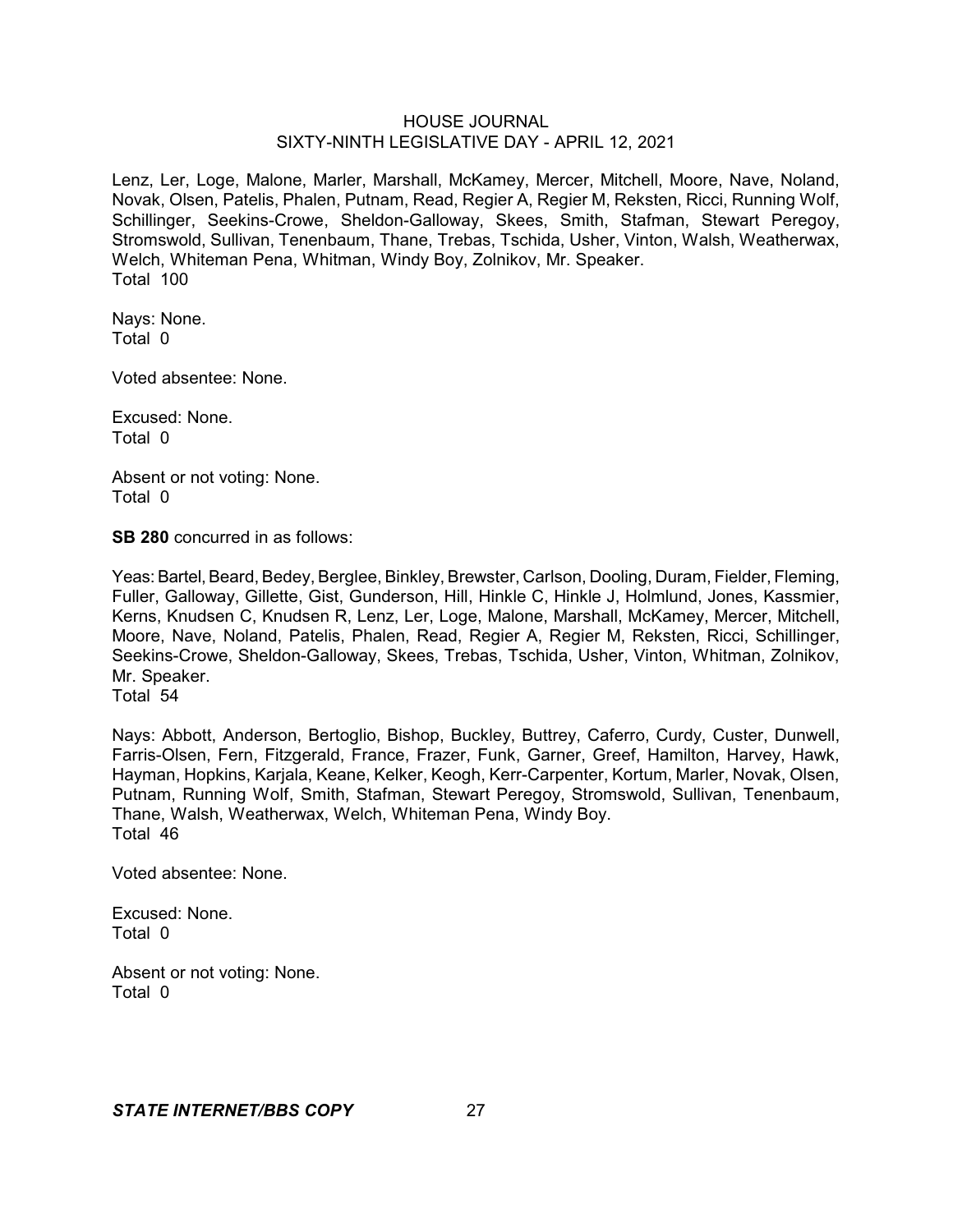Lenz, Ler, Loge, Malone, Marler, Marshall, McKamey, Mercer, Mitchell, Moore, Nave, Noland, Novak, Olsen, Patelis, Phalen, Putnam, Read, Regier A, Regier M, Reksten, Ricci, Running Wolf, Schillinger, Seekins-Crowe, Sheldon-Galloway, Skees, Smith, Stafman, Stewart Peregoy, Stromswold, Sullivan, Tenenbaum, Thane, Trebas, Tschida, Usher, Vinton, Walsh, Weatherwax, Welch, Whiteman Pena, Whitman, Windy Boy, Zolnikov, Mr. Speaker.
Total 100

Nays: None.
Total 0

Voted absentee: None.

Excused: None.
Total 0

Absent or not voting: None.
Total 0

**SB 280** concurred in as follows:

Yeas: Bartel, Beard, Bedey, Berglee, Binkley, Brewster, Carlson, Dooling, Duram, Fielder, Fleming, Fuller, Galloway, Gillette, Gist, Gunderson, Hill, Hinkle C, Hinkle J, Holmlund, Jones, Kassmier, Kerns, Knudsen C, Knudsen R, Lenz, Ler, Loge, Malone, Marshall, McKamey, Mercer, Mitchell, Moore, Nave, Noland, Patelis, Phalen, Read, Regier A, Regier M, Reksten, Ricci, Schillinger, Seekins-Crowe, Sheldon-Galloway, Skees, Trebas, Tschida, Usher, Vinton, Whitman, Zolnikov, Mr. Speaker.
Total 54

Nays: Abbott, Anderson, Bertoglio, Bishop, Buckley, Buttrey, Caferro, Curdy, Custer, Dunwell, Farris-Olsen, Fern, Fitzgerald, France, Frazer, Funk, Garner, Greef, Hamilton, Harvey, Hawk, Hayman, Hopkins, Karjala, Keane, Kelker, Keogh, Kerr-Carpenter, Kortum, Marler, Novak, Olsen, Putnam, Running Wolf, Smith, Stafman, Stewart Peregoy, Stromswold, Sullivan, Tenenbaum, Thane, Walsh, Weatherwax, Welch, Whiteman Pena, Windy Boy.
Total 46

Voted absentee: None.

Excused: None.
Total 0

Absent or not voting: None.
Total 0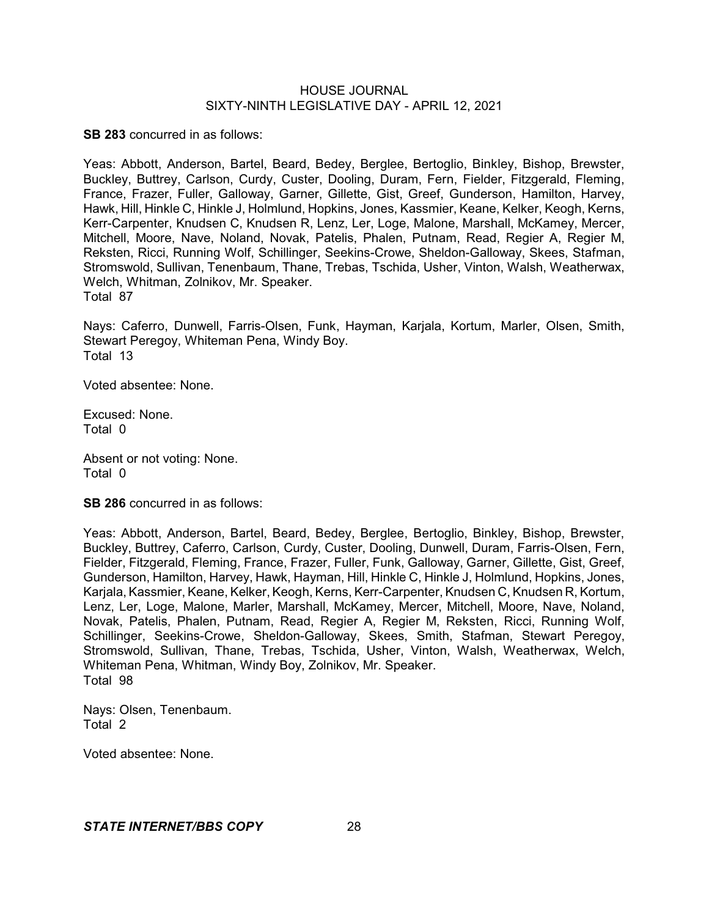**SB 283** concurred in as follows:

Yeas: Abbott, Anderson, Bartel, Beard, Bedey, Berglee, Bertoglio, Binkley, Bishop, Brewster, Buckley, Buttrey, Carlson, Curdy, Custer, Dooling, Duram, Fern, Fielder, Fitzgerald, Fleming, France, Frazer, Fuller, Galloway, Garner, Gillette, Gist, Greef, Gunderson, Hamilton, Harvey, Hawk, Hill, Hinkle C, Hinkle J, Holmlund, Hopkins, Jones, Kassmier, Keane, Kelker, Keogh, Kerns, Kerr-Carpenter, Knudsen C, Knudsen R, Lenz, Ler, Loge, Malone, Marshall, McKamey, Mercer, Mitchell, Moore, Nave, Noland, Novak, Patelis, Phalen, Putnam, Read, Regier A, Regier M, Reksten, Ricci, Running Wolf, Schillinger, Seekins-Crowe, Sheldon-Galloway, Skees, Stafman, Stromswold, Sullivan, Tenenbaum, Thane, Trebas, Tschida, Usher, Vinton, Walsh, Weatherwax, Welch, Whitman, Zolnikov, Mr. Speaker.
Total 87

Nays: Caferro, Dunwell, Farris-Olsen, Funk, Hayman, Karjala, Kortum, Marler, Olsen, Smith, Stewart Peregoy, Whiteman Pena, Windy Boy.
Total 13

Voted absentee: None.

Excused: None.
Total 0

Absent or not voting: None.
Total 0

**SB 286** concurred in as follows:

Yeas: Abbott, Anderson, Bartel, Beard, Bedey, Berglee, Bertoglio, Binkley, Bishop, Brewster, Buckley, Buttrey, Caferro, Carlson, Curdy, Custer, Dooling, Dunwell, Duram, Farris-Olsen, Fern, Fielder, Fitzgerald, Fleming, France, Frazer, Fuller, Funk, Galloway, Garner, Gillette, Gist, Greef, Gunderson, Hamilton, Harvey, Hawk, Hayman, Hill, Hinkle C, Hinkle J, Holmlund, Hopkins, Jones, Karjala, Kassmier, Keane, Kelker, Keogh, Kerns, Kerr-Carpenter, Knudsen C, Knudsen R, Kortum, Lenz, Ler, Loge, Malone, Marler, Marshall, McKamey, Mercer, Mitchell, Moore, Nave, Noland, Novak, Patelis, Phalen, Putnam, Read, Regier A, Regier M, Reksten, Ricci, Running Wolf, Schillinger, Seekins-Crowe, Sheldon-Galloway, Skees, Smith, Stafman, Stewart Peregoy, Stromswold, Sullivan, Thane, Trebas, Tschida, Usher, Vinton, Walsh, Weatherwax, Welch, Whiteman Pena, Whitman, Windy Boy, Zolnikov, Mr. Speaker.
Total 98

Nays: Olsen, Tenenbaum.
Total 2

Voted absentee: None.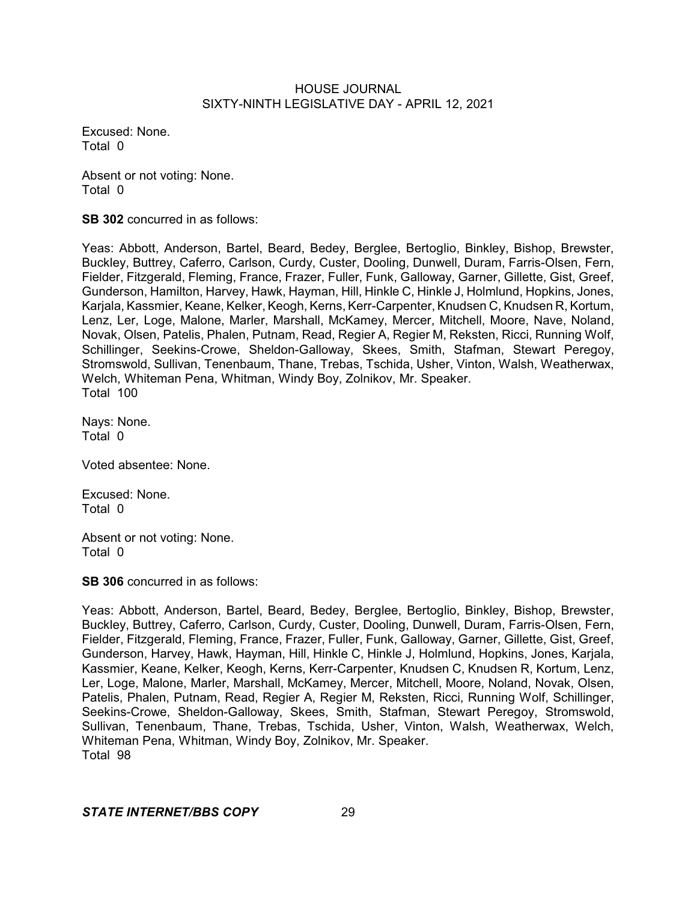Excused: None.
Total 0

Absent or not voting: None.
Total 0

**SB 302** concurred in as follows:

Yeas: Abbott, Anderson, Bartel, Beard, Bedey, Berglee, Bertoglio, Binkley, Bishop, Brewster, Buckley, Buttrey, Caferro, Carlson, Curdy, Custer, Dooling, Dunwell, Duram, Farris-Olsen, Fern, Fielder, Fitzgerald, Fleming, France, Frazer, Fuller, Funk, Galloway, Garner, Gillette, Gist, Greef, Gunderson, Hamilton, Harvey, Hawk, Hayman, Hill, Hinkle C, Hinkle J, Holmlund, Hopkins, Jones, Karjala, Kassmier, Keane, Kelker, Keogh, Kerns, Kerr-Carpenter, Knudsen C, Knudsen R, Kortum, Lenz, Ler, Loge, Malone, Marler, Marshall, McKamey, Mercer, Mitchell, Moore, Nave, Noland, Novak, Olsen, Patelis, Phalen, Putnam, Read, Regier A, Regier M, Reksten, Ricci, Running Wolf, Schillinger, Seekins-Crowe, Sheldon-Galloway, Skees, Smith, Stafman, Stewart Peregoy, Stromswold, Sullivan, Tenenbaum, Thane, Trebas, Tschida, Usher, Vinton, Walsh, Weatherwax, Welch, Whiteman Pena, Whitman, Windy Boy, Zolnikov, Mr. Speaker.
Total 100

Nays: None.
Total 0

Voted absentee: None.

Excused: None.
Total 0

Absent or not voting: None.
Total 0

**SB 306** concurred in as follows:

Yeas: Abbott, Anderson, Bartel, Beard, Bedey, Berglee, Bertoglio, Binkley, Bishop, Brewster, Buckley, Buttrey, Caferro, Carlson, Curdy, Custer, Dooling, Dunwell, Duram, Farris-Olsen, Fern, Fielder, Fitzgerald, Fleming, France, Frazer, Fuller, Funk, Galloway, Garner, Gillette, Gist, Greef, Gunderson, Harvey, Hawk, Hayman, Hill, Hinkle C, Hinkle J, Holmlund, Hopkins, Jones, Karjala, Kassmier, Keane, Kelker, Keogh, Kerns, Kerr-Carpenter, Knudsen C, Knudsen R, Kortum, Lenz, Ler, Loge, Malone, Marler, Marshall, McKamey, Mercer, Mitchell, Moore, Noland, Novak, Olsen, Patelis, Phalen, Putnam, Read, Regier A, Regier M, Reksten, Ricci, Running Wolf, Schillinger, Seekins-Crowe, Sheldon-Galloway, Skees, Smith, Stafman, Stewart Peregoy, Stromswold, Sullivan, Tenenbaum, Thane, Trebas, Tschida, Usher, Vinton, Walsh, Weatherwax, Welch, Whiteman Pena, Whitman, Windy Boy, Zolnikov, Mr. Speaker.
Total 98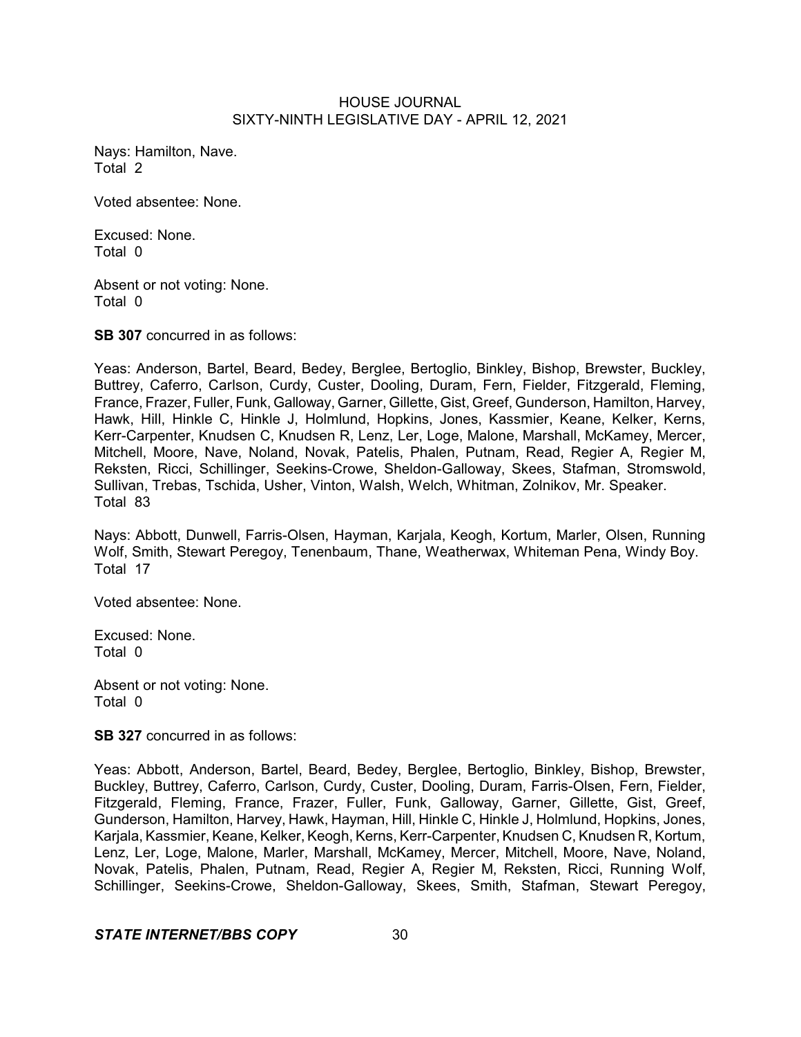Nays: Hamilton, Nave.
Total 2

Voted absentee: None.

Excused: None.
Total 0

Absent or not voting: None.
Total 0

**SB 307** concurred in as follows:

Yeas: Anderson, Bartel, Beard, Bedey, Berglee, Bertoglio, Binkley, Bishop, Brewster, Buckley, Buttrey, Caferro, Carlson, Curdy, Custer, Dooling, Duram, Fern, Fielder, Fitzgerald, Fleming, France, Frazer, Fuller, Funk, Galloway, Garner, Gillette, Gist, Greef, Gunderson, Hamilton, Harvey, Hawk, Hill, Hinkle C, Hinkle J, Holmlund, Hopkins, Jones, Kassmier, Keane, Kelker, Kerns, Kerr-Carpenter, Knudsen C, Knudsen R, Lenz, Ler, Loge, Malone, Marshall, McKamey, Mercer, Mitchell, Moore, Nave, Noland, Novak, Patelis, Phalen, Putnam, Read, Regier A, Regier M, Reksten, Ricci, Schillinger, Seekins-Crowe, Sheldon-Galloway, Skees, Stafman, Stromswold, Sullivan, Trebas, Tschida, Usher, Vinton, Walsh, Welch, Whitman, Zolnikov, Mr. Speaker.
Total 83

Nays: Abbott, Dunwell, Farris-Olsen, Hayman, Karjala, Keogh, Kortum, Marler, Olsen, Running Wolf, Smith, Stewart Peregoy, Tenenbaum, Thane, Weatherwax, Whiteman Pena, Windy Boy.
Total 17

Voted absentee: None.

Excused: None.
Total 0

Absent or not voting: None.
Total 0

**SB 327** concurred in as follows:

Yeas: Abbott, Anderson, Bartel, Beard, Bedey, Berglee, Bertoglio, Binkley, Bishop, Brewster, Buckley, Buttrey, Caferro, Carlson, Curdy, Custer, Dooling, Duram, Farris-Olsen, Fern, Fielder, Fitzgerald, Fleming, France, Frazer, Fuller, Funk, Galloway, Garner, Gillette, Gist, Greef, Gunderson, Hamilton, Harvey, Hawk, Hayman, Hill, Hinkle C, Hinkle J, Holmlund, Hopkins, Jones, Karjala, Kassmier, Keane, Kelker, Keogh, Kerns, Kerr-Carpenter, Knudsen C, Knudsen R, Kortum, Lenz, Ler, Loge, Malone, Marler, Marshall, McKamey, Mercer, Mitchell, Moore, Nave, Noland, Novak, Patelis, Phalen, Putnam, Read, Regier A, Regier M, Reksten, Ricci, Running Wolf, Schillinger, Seekins-Crowe, Sheldon-Galloway, Skees, Smith, Stafman, Stewart Peregoy,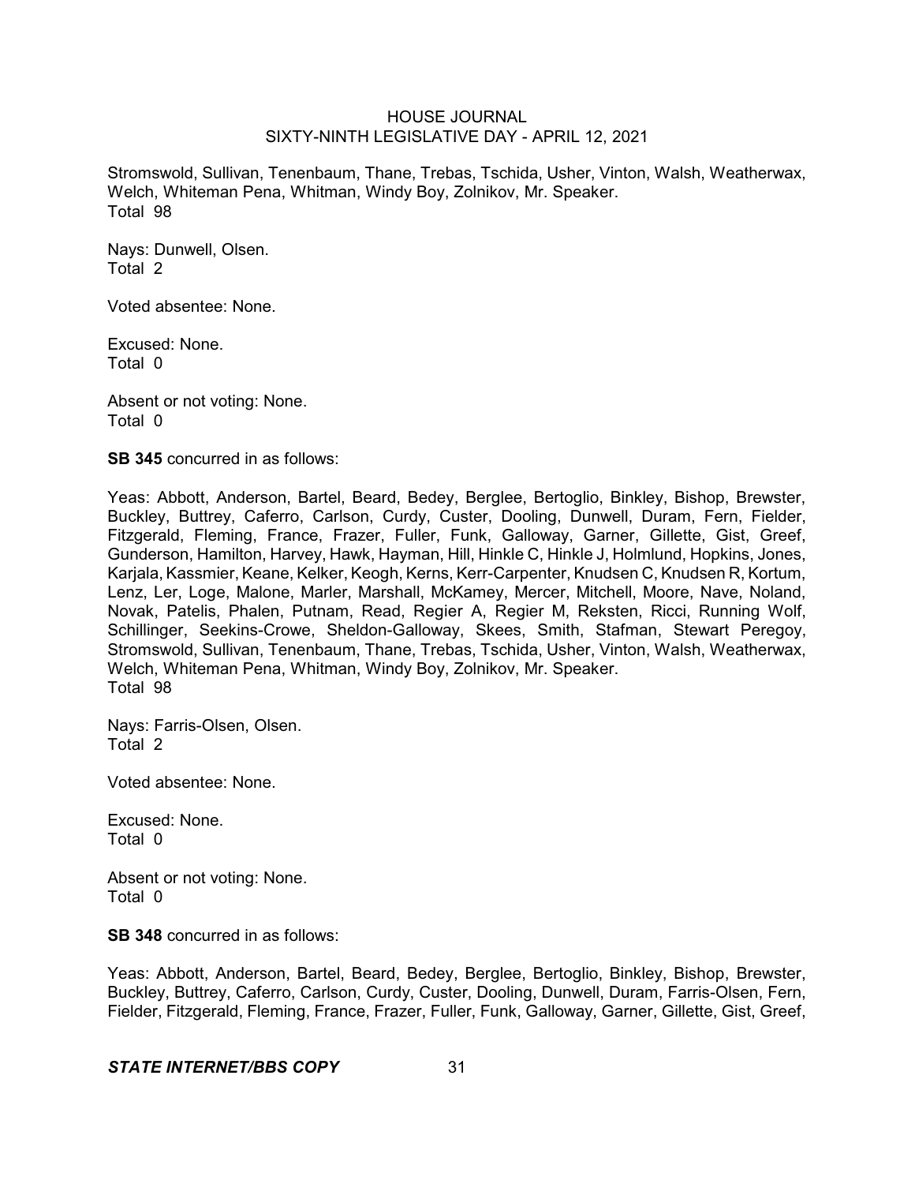Stromswold, Sullivan, Tenenbaum, Thane, Trebas, Tschida, Usher, Vinton, Walsh, Weatherwax, Welch, Whiteman Pena, Whitman, Windy Boy, Zolnikov, Mr. Speaker.
Total 98

Nays: Dunwell, Olsen.
Total 2

Voted absentee: None.

Excused: None.
Total 0

Absent or not voting: None.
Total 0

**SB 345** concurred in as follows:

Yeas: Abbott, Anderson, Bartel, Beard, Bedey, Berglee, Bertoglio, Binkley, Bishop, Brewster, Buckley, Buttrey, Caferro, Carlson, Curdy, Custer, Dooling, Dunwell, Duram, Fern, Fielder, Fitzgerald, Fleming, France, Frazer, Fuller, Funk, Galloway, Garner, Gillette, Gist, Greef, Gunderson, Hamilton, Harvey, Hawk, Hayman, Hill, Hinkle C, Hinkle J, Holmlund, Hopkins, Jones, Karjala, Kassmier, Keane, Kelker, Keogh, Kerns, Kerr-Carpenter, Knudsen C, Knudsen R, Kortum, Lenz, Ler, Loge, Malone, Marler, Marshall, McKamey, Mercer, Mitchell, Moore, Nave, Noland, Novak, Patelis, Phalen, Putnam, Read, Regier A, Regier M, Reksten, Ricci, Running Wolf, Schillinger, Seekins-Crowe, Sheldon-Galloway, Skees, Smith, Stafman, Stewart Peregoy, Stromswold, Sullivan, Tenenbaum, Thane, Trebas, Tschida, Usher, Vinton, Walsh, Weatherwax, Welch, Whiteman Pena, Whitman, Windy Boy, Zolnikov, Mr. Speaker.
Total 98

Nays: Farris-Olsen, Olsen.
Total 2

Voted absentee: None.

Excused: None.
Total 0

Absent or not voting: None.
Total 0

**SB 348** concurred in as follows:

Yeas: Abbott, Anderson, Bartel, Beard, Bedey, Berglee, Bertoglio, Binkley, Bishop, Brewster, Buckley, Buttrey, Caferro, Carlson, Curdy, Custer, Dooling, Dunwell, Duram, Farris-Olsen, Fern, Fielder, Fitzgerald, Fleming, France, Frazer, Fuller, Funk, Galloway, Garner, Gillette, Gist, Greef,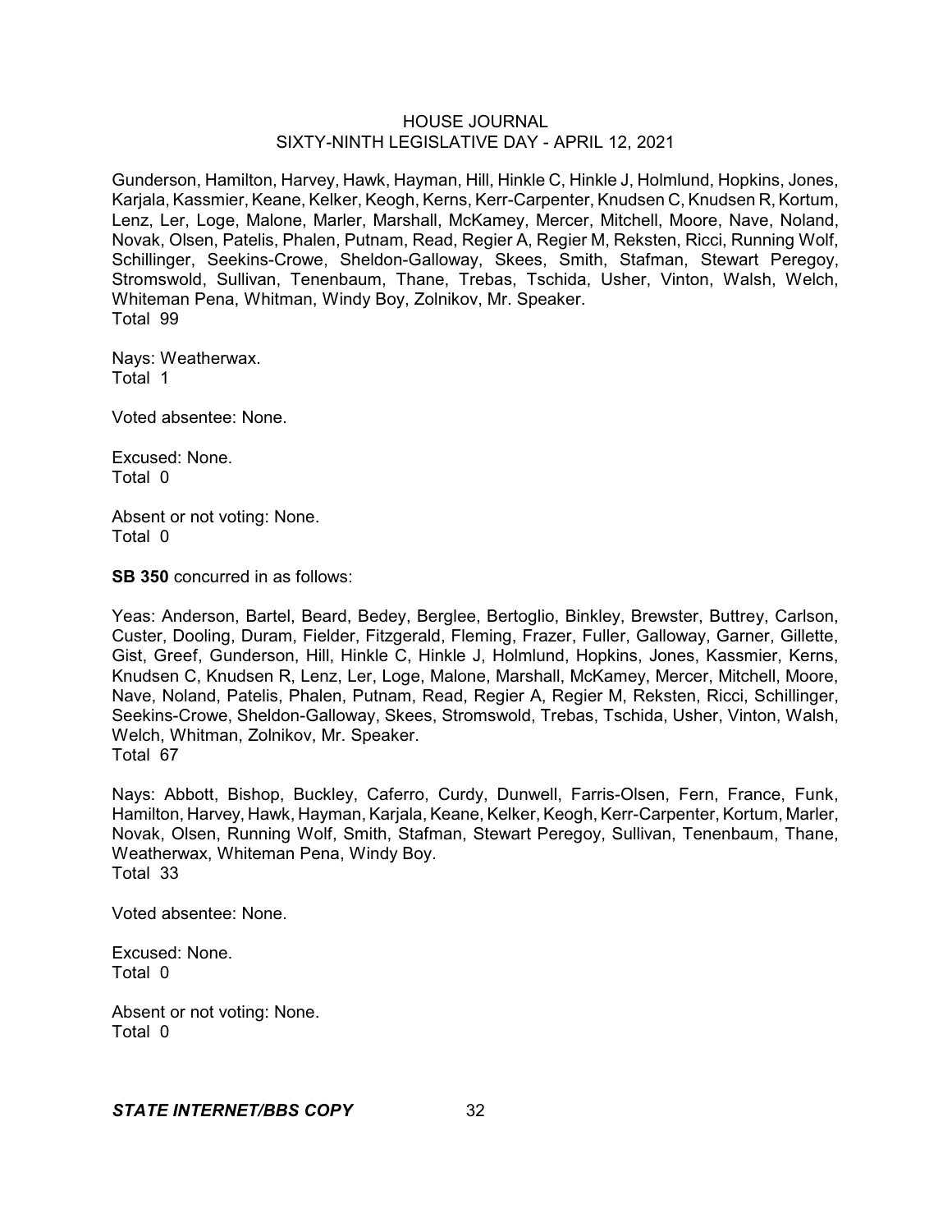Gunderson, Hamilton, Harvey, Hawk, Hayman, Hill, Hinkle C, Hinkle J, Holmlund, Hopkins, Jones, Karjala, Kassmier, Keane, Kelker, Keogh, Kerns, Kerr-Carpenter, Knudsen C, Knudsen R, Kortum, Lenz, Ler, Loge, Malone, Marler, Marshall, McKamey, Mercer, Mitchell, Moore, Nave, Noland, Novak, Olsen, Patelis, Phalen, Putnam, Read, Regier A, Regier M, Reksten, Ricci, Running Wolf, Schillinger, Seekins-Crowe, Sheldon-Galloway, Skees, Smith, Stafman, Stewart Peregoy, Stromswold, Sullivan, Tenenbaum, Thane, Trebas, Tschida, Usher, Vinton, Walsh, Welch, Whiteman Pena, Whitman, Windy Boy, Zolnikov, Mr. Speaker.
Total 99

Nays: Weatherwax.
Total 1

Voted absentee: None.

Excused: None.
Total 0

Absent or not voting: None.
Total 0

**SB 350** concurred in as follows:

Yeas: Anderson, Bartel, Beard, Bedey, Berglee, Bertoglio, Binkley, Brewster, Buttrey, Carlson, Custer, Dooling, Duram, Fielder, Fitzgerald, Fleming, Frazer, Fuller, Galloway, Garner, Gillette, Gist, Greef, Gunderson, Hill, Hinkle C, Hinkle J, Holmlund, Hopkins, Jones, Kassmier, Kerns, Knudsen C, Knudsen R, Lenz, Ler, Loge, Malone, Marshall, McKamey, Mercer, Mitchell, Moore, Nave, Noland, Patelis, Phalen, Putnam, Read, Regier A, Regier M, Reksten, Ricci, Schillinger, Seekins-Crowe, Sheldon-Galloway, Skees, Stromswold, Trebas, Tschida, Usher, Vinton, Walsh, Welch, Whitman, Zolnikov, Mr. Speaker.
Total 67

Nays: Abbott, Bishop, Buckley, Caferro, Curdy, Dunwell, Farris-Olsen, Fern, France, Funk, Hamilton, Harvey, Hawk, Hayman, Karjala, Keane, Kelker, Keogh, Kerr-Carpenter, Kortum, Marler, Novak, Olsen, Running Wolf, Smith, Stafman, Stewart Peregoy, Sullivan, Tenenbaum, Thane, Weatherwax, Whiteman Pena, Windy Boy.
Total 33

Voted absentee: None.

Excused: None.
Total 0

Absent or not voting: None.
Total 0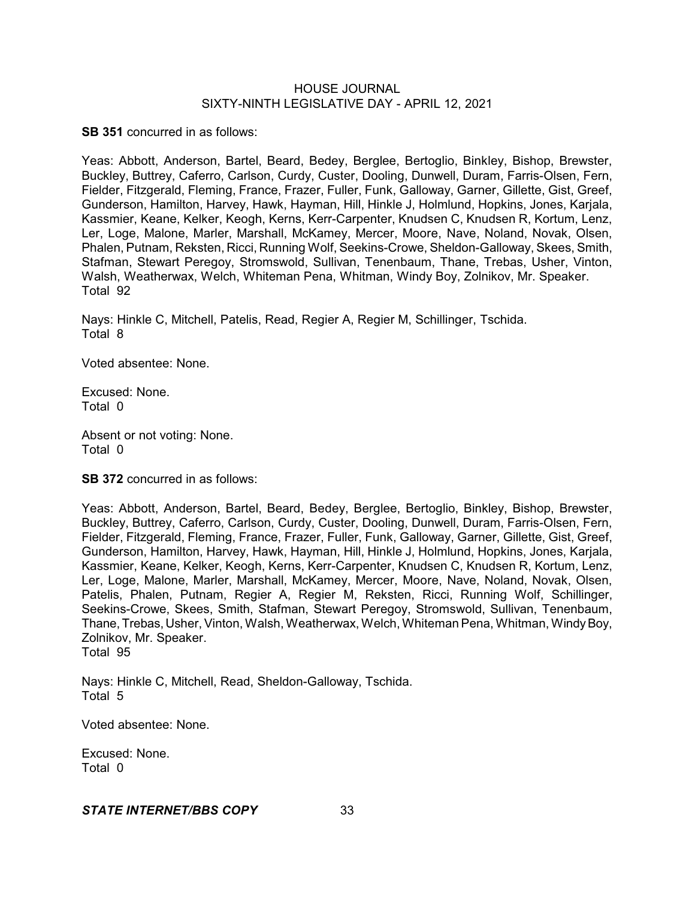**SB 351** concurred in as follows:

Yeas: Abbott, Anderson, Bartel, Beard, Bedey, Berglee, Bertoglio, Binkley, Bishop, Brewster, Buckley, Buttrey, Caferro, Carlson, Curdy, Custer, Dooling, Dunwell, Duram, Farris-Olsen, Fern, Fielder, Fitzgerald, Fleming, France, Frazer, Fuller, Funk, Galloway, Garner, Gillette, Gist, Greef, Gunderson, Hamilton, Harvey, Hawk, Hayman, Hill, Hinkle J, Holmlund, Hopkins, Jones, Karjala, Kassmier, Keane, Kelker, Keogh, Kerns, Kerr-Carpenter, Knudsen C, Knudsen R, Kortum, Lenz, Ler, Loge, Malone, Marler, Marshall, McKamey, Mercer, Moore, Nave, Noland, Novak, Olsen, Phalen, Putnam, Reksten, Ricci, Running Wolf, Seekins-Crowe, Sheldon-Galloway, Skees, Smith, Stafman, Stewart Peregoy, Stromswold, Sullivan, Tenenbaum, Thane, Trebas, Usher, Vinton, Walsh, Weatherwax, Welch, Whiteman Pena, Whitman, Windy Boy, Zolnikov, Mr. Speaker.
Total 92

Nays: Hinkle C, Mitchell, Patelis, Read, Regier A, Regier M, Schillinger, Tschida.
Total 8

Voted absentee: None.

Excused: None.
Total 0

Absent or not voting: None.
Total 0

**SB 372** concurred in as follows:

Yeas: Abbott, Anderson, Bartel, Beard, Bedey, Berglee, Bertoglio, Binkley, Bishop, Brewster, Buckley, Buttrey, Caferro, Carlson, Curdy, Custer, Dooling, Dunwell, Duram, Farris-Olsen, Fern, Fielder, Fitzgerald, Fleming, France, Frazer, Fuller, Funk, Galloway, Garner, Gillette, Gist, Greef, Gunderson, Hamilton, Harvey, Hawk, Hayman, Hill, Hinkle J, Holmlund, Hopkins, Jones, Karjala, Kassmier, Keane, Kelker, Keogh, Kerns, Kerr-Carpenter, Knudsen C, Knudsen R, Kortum, Lenz, Ler, Loge, Malone, Marler, Marshall, McKamey, Mercer, Moore, Nave, Noland, Novak, Olsen, Patelis, Phalen, Putnam, Regier A, Regier M, Reksten, Ricci, Running Wolf, Schillinger, Seekins-Crowe, Skees, Smith, Stafman, Stewart Peregoy, Stromswold, Sullivan, Tenenbaum, Thane, Trebas, Usher, Vinton, Walsh, Weatherwax, Welch, Whiteman Pena, Whitman, Windy Boy, Zolnikov, Mr. Speaker.
Total 95

Nays: Hinkle C, Mitchell, Read, Sheldon-Galloway, Tschida.
Total 5

Voted absentee: None.

Excused: None.
Total 0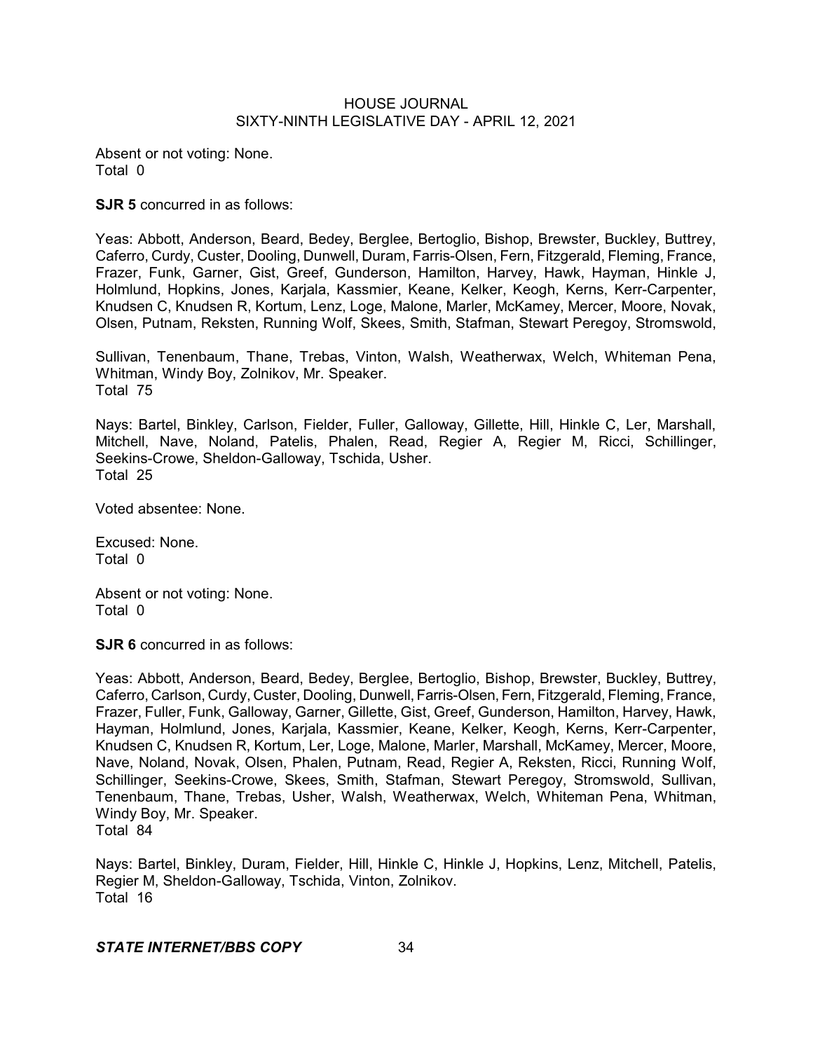Absent or not voting: None.
Total 0

**SJR 5** concurred in as follows:

Yeas: Abbott, Anderson, Beard, Bedey, Berglee, Bertoglio, Bishop, Brewster, Buckley, Buttrey, Caferro, Curdy, Custer, Dooling, Dunwell, Duram, Farris-Olsen, Fern, Fitzgerald, Fleming, France, Frazer, Funk, Garner, Gist, Greef, Gunderson, Hamilton, Harvey, Hawk, Hayman, Hinkle J, Holmlund, Hopkins, Jones, Karjala, Kassmier, Keane, Kelker, Keogh, Kerns, Kerr-Carpenter, Knudsen C, Knudsen R, Kortum, Lenz, Loge, Malone, Marler, McKamey, Mercer, Moore, Novak, Olsen, Putnam, Reksten, Running Wolf, Skees, Smith, Stafman, Stewart Peregoy, Stromswold, Sullivan, Tenenbaum, Thane, Trebas, Vinton, Walsh, Weatherwax, Welch, Whiteman Pena, Whitman, Windy Boy, Zolnikov, Mr. Speaker.
Total 75

Nays: Bartel, Binkley, Carlson, Fielder, Fuller, Galloway, Gillette, Hill, Hinkle C, Ler, Marshall, Mitchell, Nave, Noland, Patelis, Phalen, Read, Regier A, Regier M, Ricci, Schillinger, Seekins-Crowe, Sheldon-Galloway, Tschida, Usher.
Total 25

Voted absentee: None.

Excused: None.
Total 0

Absent or not voting: None.
Total 0

**SJR 6** concurred in as follows:

Yeas: Abbott, Anderson, Beard, Bedey, Berglee, Bertoglio, Bishop, Brewster, Buckley, Buttrey, Caferro, Carlson, Curdy, Custer, Dooling, Dunwell, Farris-Olsen, Fern, Fitzgerald, Fleming, France, Frazer, Fuller, Funk, Galloway, Garner, Gillette, Gist, Greef, Gunderson, Hamilton, Harvey, Hawk, Hayman, Holmlund, Jones, Karjala, Kassmier, Keane, Kelker, Keogh, Kerns, Kerr-Carpenter, Knudsen C, Knudsen R, Kortum, Ler, Loge, Malone, Marler, Marshall, McKamey, Mercer, Moore, Nave, Noland, Novak, Olsen, Phalen, Putnam, Read, Regier A, Reksten, Ricci, Running Wolf, Schillinger, Seekins-Crowe, Skees, Smith, Stafman, Stewart Peregoy, Stromswold, Sullivan, Tenenbaum, Thane, Trebas, Usher, Walsh, Weatherwax, Welch, Whiteman Pena, Whitman, Windy Boy, Mr. Speaker.
Total 84

Nays: Bartel, Binkley, Duram, Fielder, Hill, Hinkle C, Hinkle J, Hopkins, Lenz, Mitchell, Patelis, Regier M, Sheldon-Galloway, Tschida, Vinton, Zolnikov.
Total 16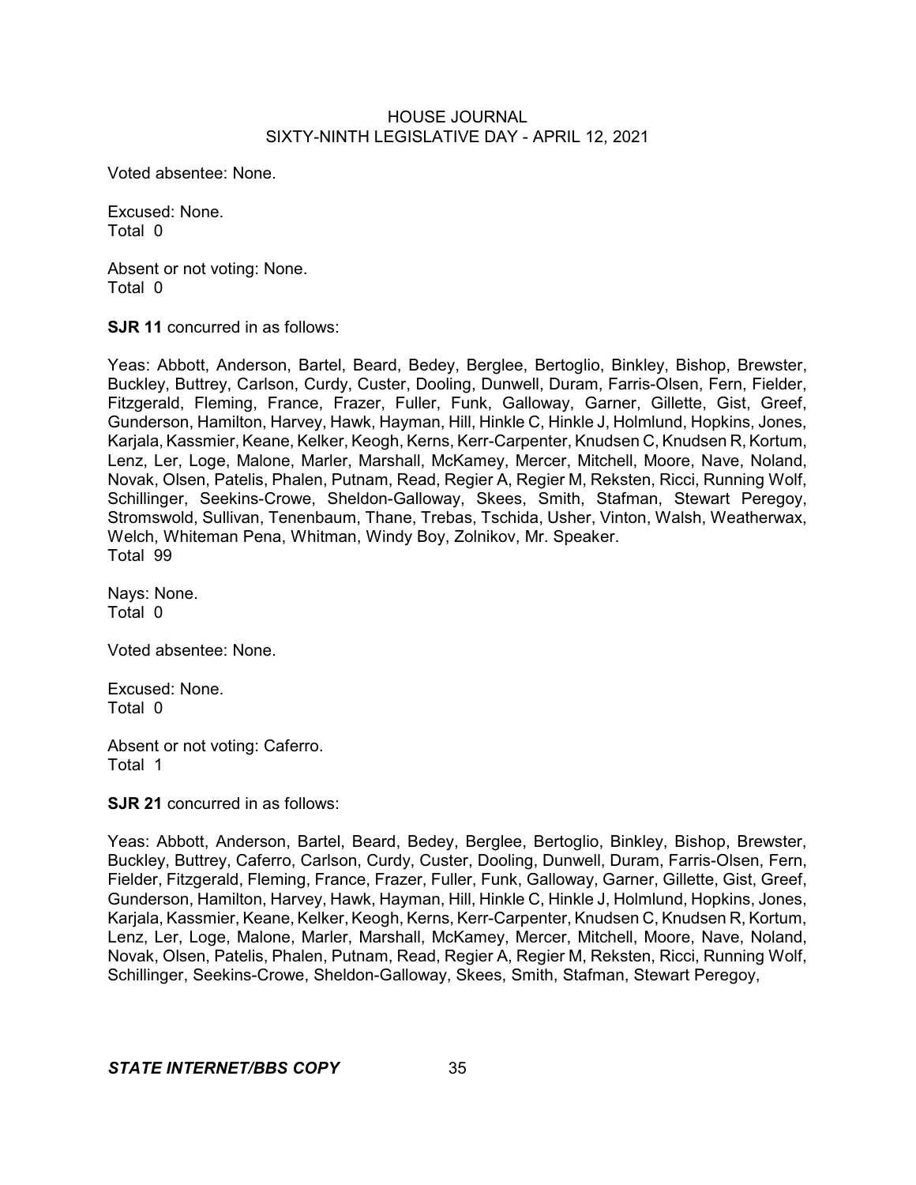Voted absentee: None.

Excused: None.
Total 0

Absent or not voting: None.
Total 0

**SJR 11** concurred in as follows:

Yeas: Abbott, Anderson, Bartel, Beard, Bedey, Berglee, Bertoglio, Binkley, Bishop, Brewster, Buckley, Buttrey, Carlson, Curdy, Custer, Dooling, Dunwell, Duram, Farris-Olsen, Fern, Fielder, Fitzgerald, Fleming, France, Frazer, Fuller, Funk, Galloway, Garner, Gillette, Gist, Greef, Gunderson, Hamilton, Harvey, Hawk, Hayman, Hill, Hinkle C, Hinkle J, Holmlund, Hopkins, Jones, Karjala, Kassmier, Keane, Kelker, Keogh, Kerns, Kerr-Carpenter, Knudsen C, Knudsen R, Kortum, Lenz, Ler, Loge, Malone, Marler, Marshall, McKamey, Mercer, Mitchell, Moore, Nave, Noland, Novak, Olsen, Patelis, Phalen, Putnam, Read, Regier A, Regier M, Reksten, Ricci, Running Wolf, Schillinger, Seekins-Crowe, Sheldon-Galloway, Skees, Smith, Stafman, Stewart Peregoy, Stromswold, Sullivan, Tenenbaum, Thane, Trebas, Tschida, Usher, Vinton, Walsh, Weatherwax, Welch, Whiteman Pena, Whitman, Windy Boy, Zolnikov, Mr. Speaker.
Total 99

Nays: None.
Total 0

Voted absentee: None.

Excused: None.
Total 0

Absent or not voting: Caferro.
Total 1

**SJR 21** concurred in as follows:

Yeas: Abbott, Anderson, Bartel, Beard, Bedey, Berglee, Bertoglio, Binkley, Bishop, Brewster, Buckley, Buttrey, Caferro, Carlson, Curdy, Custer, Dooling, Dunwell, Duram, Farris-Olsen, Fern, Fielder, Fitzgerald, Fleming, France, Frazer, Fuller, Funk, Galloway, Garner, Gillette, Gist, Greef, Gunderson, Hamilton, Harvey, Hawk, Hayman, Hill, Hinkle C, Hinkle J, Holmlund, Hopkins, Jones, Karjala, Kassmier, Keane, Kelker, Keogh, Kerns, Kerr-Carpenter, Knudsen C, Knudsen R, Kortum, Lenz, Ler, Loge, Malone, Marler, Marshall, McKamey, Mercer, Mitchell, Moore, Nave, Noland, Novak, Olsen, Patelis, Phalen, Putnam, Read, Regier A, Regier M, Reksten, Ricci, Running Wolf, Schillinger, Seekins-Crowe, Sheldon-Galloway, Skees, Smith, Stafman, Stewart Peregoy,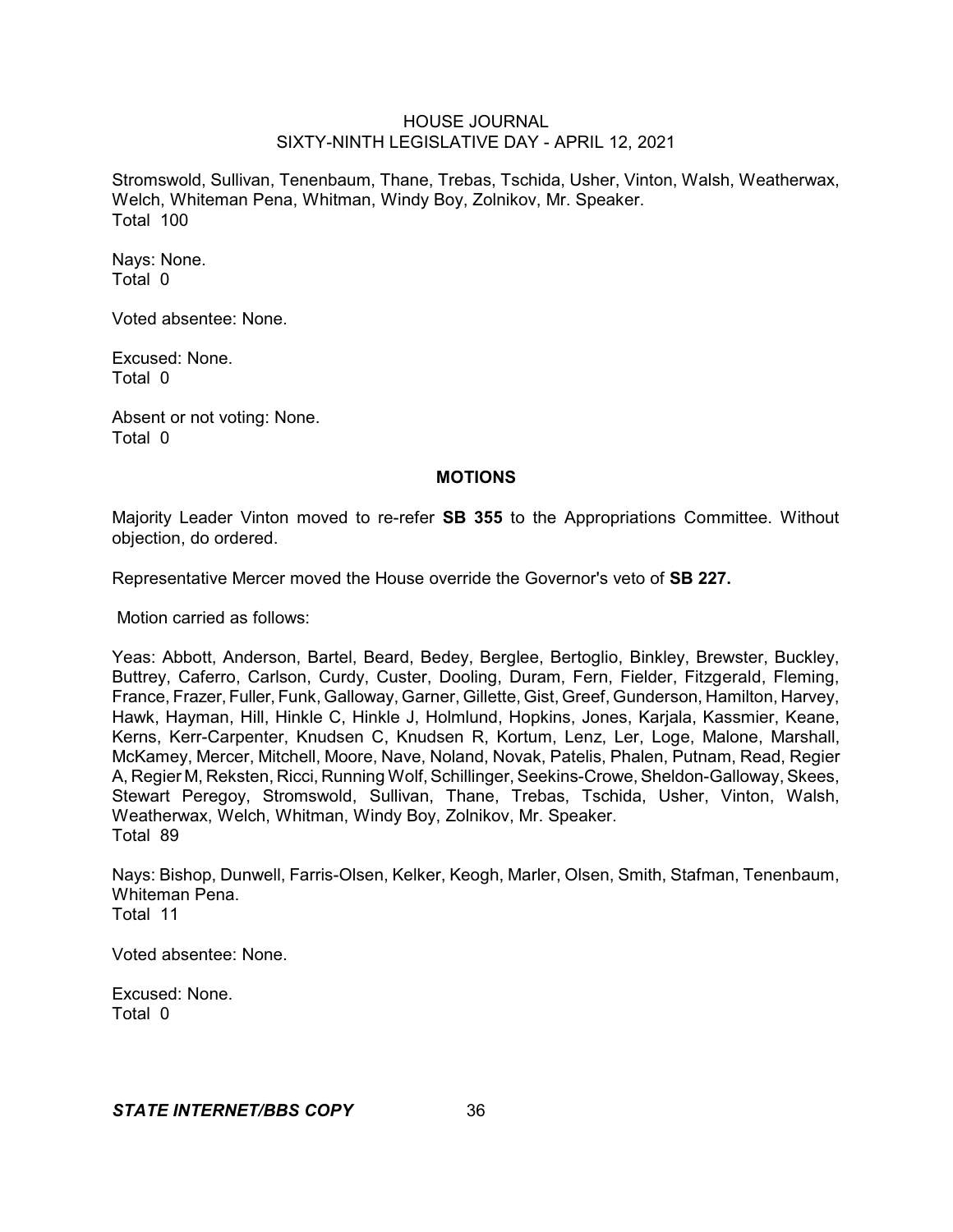Stromswold, Sullivan, Tenenbaum, Thane, Trebas, Tschida, Usher, Vinton, Walsh, Weatherwax, Welch, Whiteman Pena, Whitman, Windy Boy, Zolnikov, Mr. Speaker.
Total 100

Nays: None.
Total 0

Voted absentee: None.

Excused: None.
Total 0

Absent or not voting: None.
Total 0

## MOTIONS

Majority Leader Vinton moved to re-refer **SB 355** to the Appropriations Committee. Without objection, do ordered.

Representative Mercer moved the House override the Governor's veto of **SB 227.**

Motion carried as follows:

Yeas: Abbott, Anderson, Bartel, Beard, Bedey, Berglee, Bertoglio, Binkley, Brewster, Buckley, Buttrey, Caferro, Carlson, Curdy, Custer, Dooling, Duram, Fern, Fielder, Fitzgerald, Fleming, France, Frazer, Fuller, Funk, Galloway, Garner, Gillette, Gist, Greef, Gunderson, Hamilton, Harvey, Hawk, Hayman, Hill, Hinkle C, Hinkle J, Holmlund, Hopkins, Jones, Karjala, Kassmier, Keane, Kerns, Kerr-Carpenter, Knudsen C, Knudsen R, Kortum, Lenz, Ler, Loge, Malone, Marshall, McKamey, Mercer, Mitchell, Moore, Nave, Noland, Novak, Patelis, Phalen, Putnam, Read, Regier A, Regier M, Reksten, Ricci, Running Wolf, Schillinger, Seekins-Crowe, Sheldon-Galloway, Skees, Stewart Peregoy, Stromswold, Sullivan, Thane, Trebas, Tschida, Usher, Vinton, Walsh, Weatherwax, Welch, Whitman, Windy Boy, Zolnikov, Mr. Speaker.
Total 89

Nays: Bishop, Dunwell, Farris-Olsen, Kelker, Keogh, Marler, Olsen, Smith, Stafman, Tenenbaum, Whiteman Pena.
Total 11

Voted absentee: None.

Excused: None.
Total 0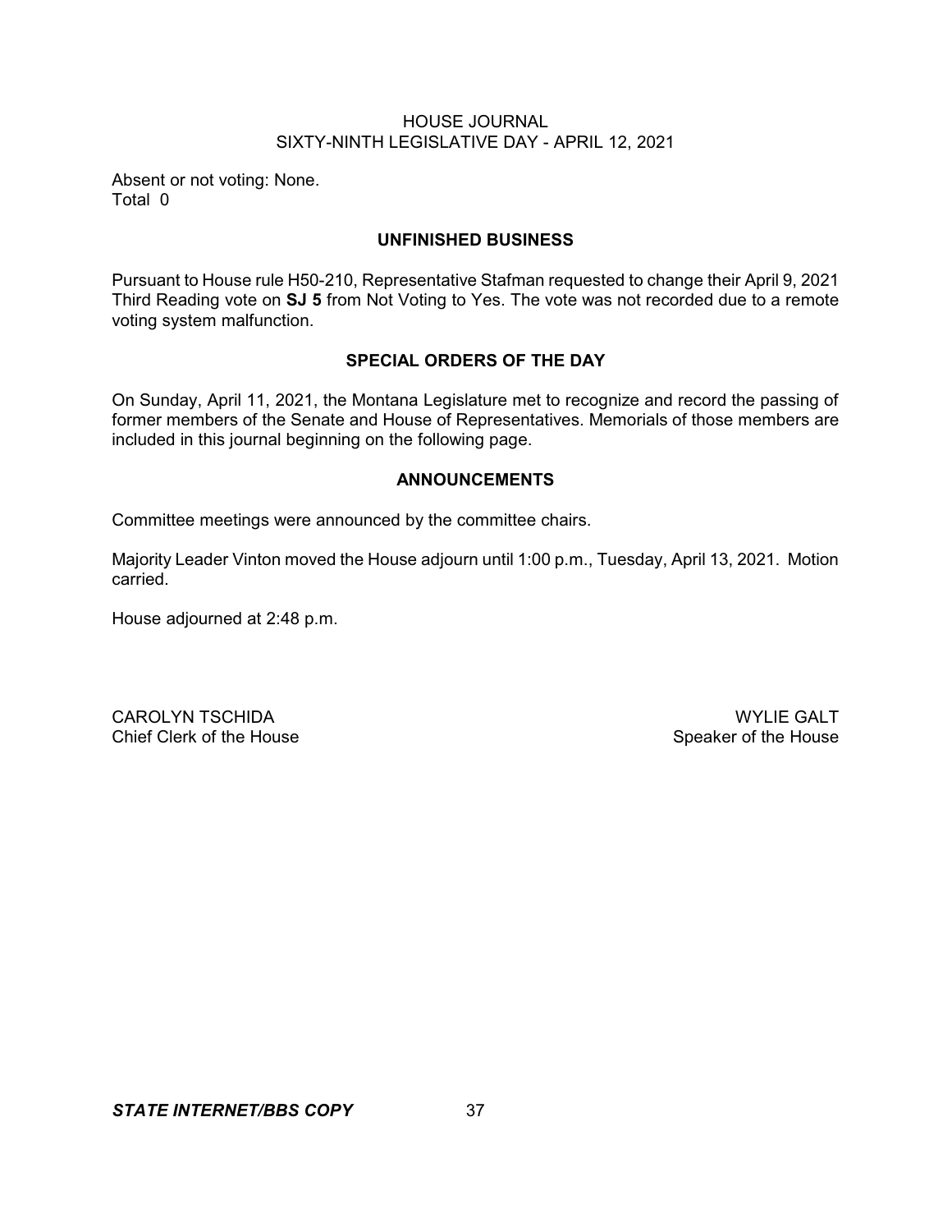Absent or not voting: None.
Total 0

## UNFINISHED BUSINESS

Pursuant to House rule H50-210, Representative Stafman requested to change their April 9, 2021 Third Reading vote on **SJ 5** from Not Voting to Yes. The vote was not recorded due to a remote voting system malfunction.

## SPECIAL ORDERS OF THE DAY

On Sunday, April 11, 2021, the Montana Legislature met to recognize and record the passing of former members of the Senate and House of Representatives. Memorials of those members are included in this journal beginning on the following page.

## ANNOUNCEMENTS

Committee meetings were announced by the committee chairs.

Majority Leader Vinton moved the House adjourn until 1:00 p.m., Tuesday, April 13, 2021. Motion carried.

House adjourned at 2:48 p.m.

CAROLYN TSCHIDA
Chief Clerk of the House

WYLIE GALT
Speaker of the House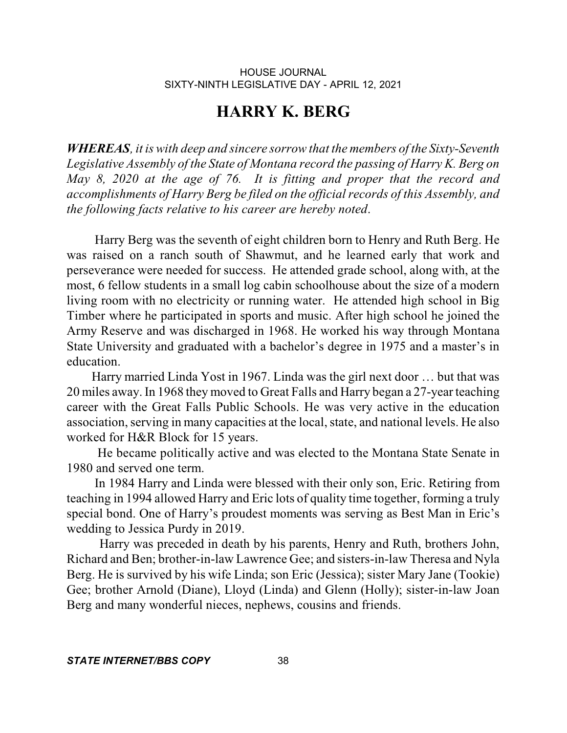# HARRY K. BERG

***WHEREAS**, it is with deep and sincere sorrow that the members of the Sixty-Seventh Legislative Assembly of the State of Montana record the passing of Harry K. Berg on May 8, 2020 at the age of 76. It is fitting and proper that the record and accomplishments of Harry Berg be filed on the official records of this Assembly, and the following facts relative to his career are hereby noted*.

Harry Berg was the seventh of eight children born to Henry and Ruth Berg. He was raised on a ranch south of Shawmut, and he learned early that work and perseverance were needed for success. He attended grade school, along with, at the most, 6 fellow students in a small log cabin schoolhouse about the size of a modern living room with no electricity or running water. He attended high school in Big Timber where he participated in sports and music. After high school he joined the Army Reserve and was discharged in 1968. He worked his way through Montana State University and graduated with a bachelor's degree in 1975 and a master's in education.

Harry married Linda Yost in 1967. Linda was the girl next door … but that was 20 miles away. In 1968 they moved to Great Falls and Harry began a 27-year teaching career with the Great Falls Public Schools. He was very active in the education association, serving in many capacities at the local, state, and national levels. He also worked for H&R Block for 15 years.

He became politically active and was elected to the Montana State Senate in 1980 and served one term.

In 1984 Harry and Linda were blessed with their only son, Eric. Retiring from teaching in 1994 allowed Harry and Eric lots of quality time together, forming a truly special bond. One of Harry's proudest moments was serving as Best Man in Eric's wedding to Jessica Purdy in 2019.

Harry was preceded in death by his parents, Henry and Ruth, brothers John, Richard and Ben; brother-in-law Lawrence Gee; and sisters-in-law Theresa and Nyla Berg. He is survived by his wife Linda; son Eric (Jessica); sister Mary Jane (Tookie) Gee; brother Arnold (Diane), Lloyd (Linda) and Glenn (Holly); sister-in-law Joan Berg and many wonderful nieces, nephews, cousins and friends.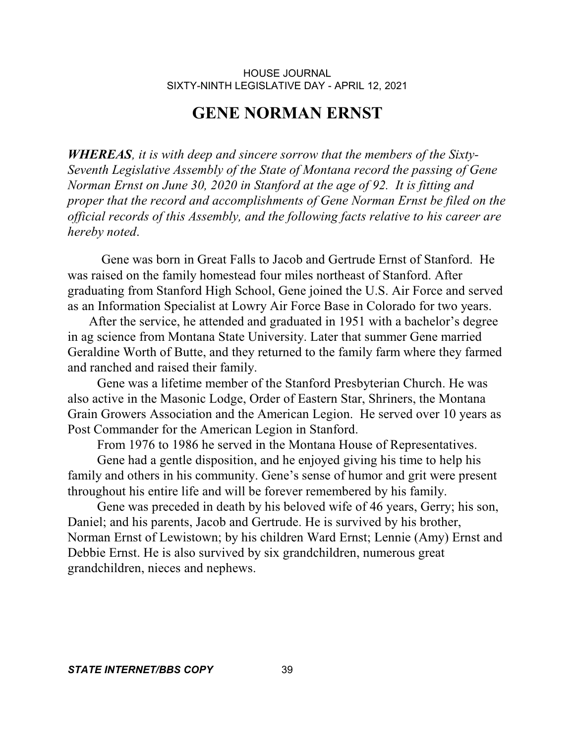# GENE NORMAN ERNST

***WHEREAS****, it is with deep and sincere sorrow that the members of the Sixty-Seventh Legislative Assembly of the State of Montana record the passing of Gene Norman Ernst on June 30, 2020 in Stanford at the age of 92. It is fitting and proper that the record and accomplishments of Gene Norman Ernst be filed on the official records of this Assembly, and the following facts relative to his career are hereby noted*.

Gene was born in Great Falls to Jacob and Gertrude Ernst of Stanford. He was raised on the family homestead four miles northeast of Stanford. After graduating from Stanford High School, Gene joined the U.S. Air Force and served as an Information Specialist at Lowry Air Force Base in Colorado for two years.

After the service, he attended and graduated in 1951 with a bachelor's degree in ag science from Montana State University. Later that summer Gene married Geraldine Worth of Butte, and they returned to the family farm where they farmed and ranched and raised their family.

Gene was a lifetime member of the Stanford Presbyterian Church. He was also active in the Masonic Lodge, Order of Eastern Star, Shriners, the Montana Grain Growers Association and the American Legion. He served over 10 years as Post Commander for the American Legion in Stanford.

From 1976 to 1986 he served in the Montana House of Representatives.

Gene had a gentle disposition, and he enjoyed giving his time to help his family and others in his community. Gene's sense of humor and grit were present throughout his entire life and will be forever remembered by his family.

Gene was preceded in death by his beloved wife of 46 years, Gerry; his son, Daniel; and his parents, Jacob and Gertrude. He is survived by his brother, Norman Ernst of Lewistown; by his children Ward Ernst; Lennie (Amy) Ernst and Debbie Ernst. He is also survived by six grandchildren, numerous great grandchildren, nieces and nephews.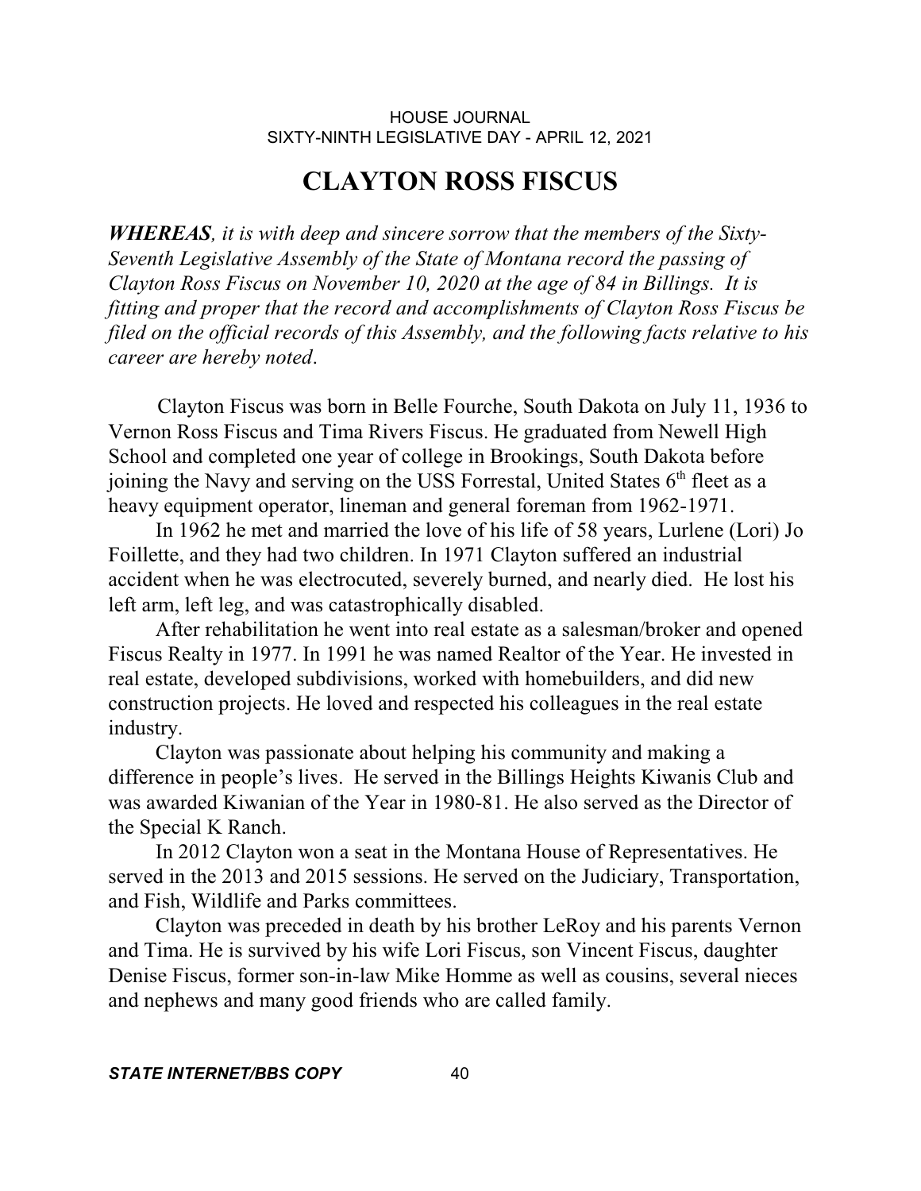# CLAYTON ROSS FISCUS

***WHEREAS**, it is with deep and sincere sorrow that the members of the Sixty-Seventh Legislative Assembly of the State of Montana record the passing of Clayton Ross Fiscus on November 10, 2020 at the age of 84 in Billings. It is fitting and proper that the record and accomplishments of Clayton Ross Fiscus be filed on the official records of this Assembly, and the following facts relative to his career are hereby noted*.

Clayton Fiscus was born in Belle Fourche, South Dakota on July 11, 1936 to Vernon Ross Fiscus and Tima Rivers Fiscus. He graduated from Newell High School and completed one year of college in Brookings, South Dakota before joining the Navy and serving on the USS Forrestal, United States 6th fleet as a heavy equipment operator, lineman and general foreman from 1962-1971.

In 1962 he met and married the love of his life of 58 years, Lurlene (Lori) Jo Foillette, and they had two children. In 1971 Clayton suffered an industrial accident when he was electrocuted, severely burned, and nearly died. He lost his left arm, left leg, and was catastrophically disabled.

After rehabilitation he went into real estate as a salesman/broker and opened Fiscus Realty in 1977. In 1991 he was named Realtor of the Year. He invested in real estate, developed subdivisions, worked with homebuilders, and did new construction projects. He loved and respected his colleagues in the real estate industry.

Clayton was passionate about helping his community and making a difference in people's lives. He served in the Billings Heights Kiwanis Club and was awarded Kiwanian of the Year in 1980-81. He also served as the Director of the Special K Ranch.

In 2012 Clayton won a seat in the Montana House of Representatives. He served in the 2013 and 2015 sessions. He served on the Judiciary, Transportation, and Fish, Wildlife and Parks committees.

Clayton was preceded in death by his brother LeRoy and his parents Vernon and Tima. He is survived by his wife Lori Fiscus, son Vincent Fiscus, daughter Denise Fiscus, former son-in-law Mike Homme as well as cousins, several nieces and nephews and many good friends who are called family.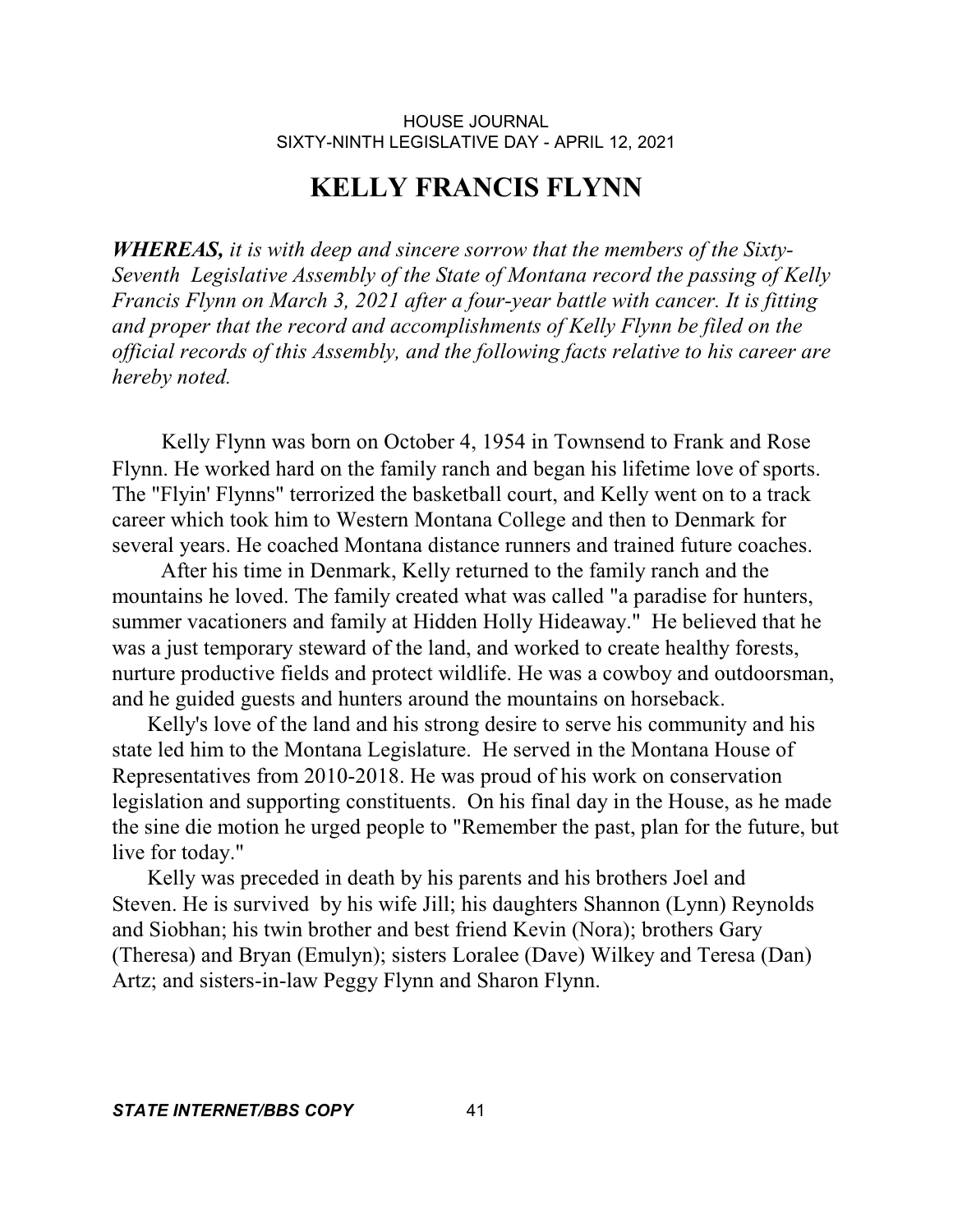# KELLY FRANCIS FLYNN

***WHEREAS,*** *it is with deep and sincere sorrow that the members of the Sixty-Seventh Legislative Assembly of the State of Montana record the passing of Kelly Francis Flynn on March 3, 2021 after a four-year battle with cancer. It is fitting and proper that the record and accomplishments of Kelly Flynn be filed on the official records of this Assembly, and the following facts relative to his career are hereby noted.*

Kelly Flynn was born on October 4, 1954 in Townsend to Frank and Rose Flynn. He worked hard on the family ranch and began his lifetime love of sports. The "Flyin' Flynns" terrorized the basketball court, and Kelly went on to a track career which took him to Western Montana College and then to Denmark for several years. He coached Montana distance runners and trained future coaches.

After his time in Denmark, Kelly returned to the family ranch and the mountains he loved. The family created what was called "a paradise for hunters, summer vacationers and family at Hidden Holly Hideaway." He believed that he was a just temporary steward of the land, and worked to create healthy forests, nurture productive fields and protect wildlife. He was a cowboy and outdoorsman, and he guided guests and hunters around the mountains on horseback.

Kelly's love of the land and his strong desire to serve his community and his state led him to the Montana Legislature. He served in the Montana House of Representatives from 2010-2018. He was proud of his work on conservation legislation and supporting constituents. On his final day in the House, as he made the sine die motion he urged people to "Remember the past, plan for the future, but live for today."

Kelly was preceded in death by his parents and his brothers Joel and Steven. He is survived by his wife Jill; his daughters Shannon (Lynn) Reynolds and Siobhan; his twin brother and best friend Kevin (Nora); brothers Gary (Theresa) and Bryan (Emulyn); sisters Loralee (Dave) Wilkey and Teresa (Dan) Artz; and sisters-in-law Peggy Flynn and Sharon Flynn.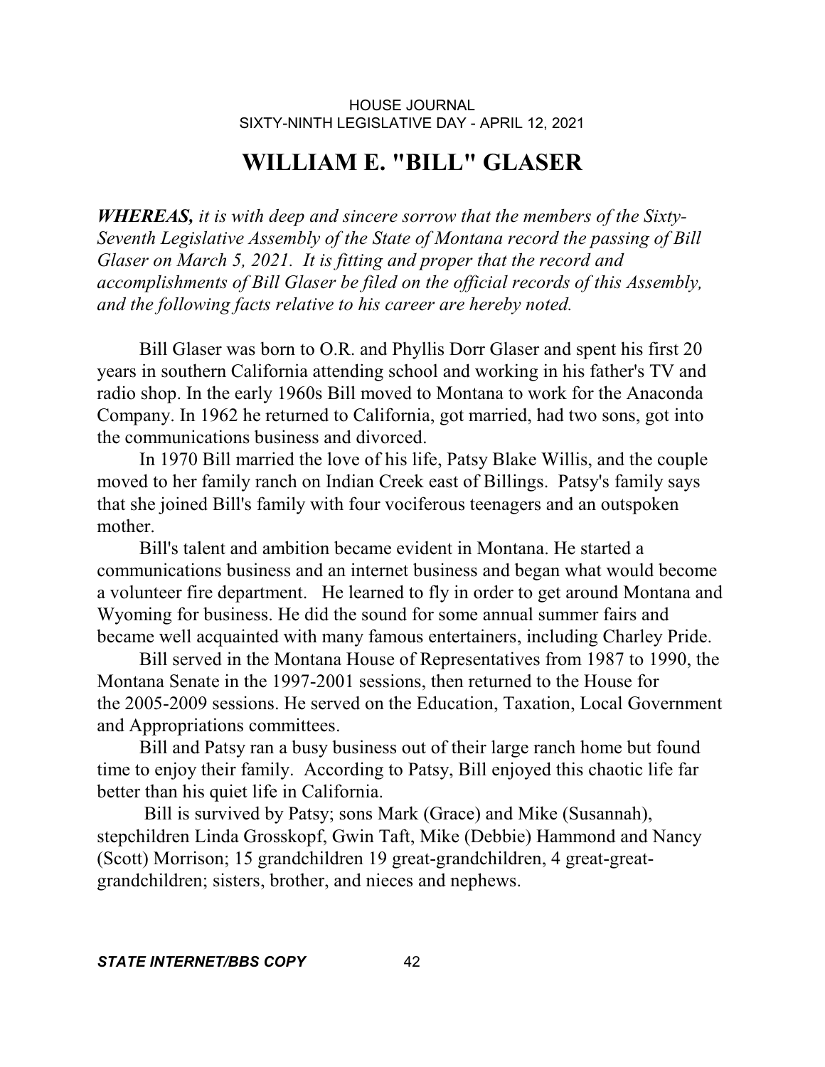# WILLIAM E. "BILL" GLASER

***WHEREAS,*** *it is with deep and sincere sorrow that the members of the Sixty-Seventh Legislative Assembly of the State of Montana record the passing of Bill Glaser on March 5, 2021. It is fitting and proper that the record and accomplishments of Bill Glaser be filed on the official records of this Assembly, and the following facts relative to his career are hereby noted.*

Bill Glaser was born to O.R. and Phyllis Dorr Glaser and spent his first 20 years in southern California attending school and working in his father's TV and radio shop. In the early 1960s Bill moved to Montana to work for the Anaconda Company. In 1962 he returned to California, got married, had two sons, got into the communications business and divorced.

In 1970 Bill married the love of his life, Patsy Blake Willis, and the couple moved to her family ranch on Indian Creek east of Billings. Patsy's family says that she joined Bill's family with four vociferous teenagers and an outspoken mother.

Bill's talent and ambition became evident in Montana. He started a communications business and an internet business and began what would become a volunteer fire department. He learned to fly in order to get around Montana and Wyoming for business. He did the sound for some annual summer fairs and became well acquainted with many famous entertainers, including Charley Pride.

Bill served in the Montana House of Representatives from 1987 to 1990, the Montana Senate in the 1997-2001 sessions, then returned to the House for the 2005-2009 sessions. He served on the Education, Taxation, Local Government and Appropriations committees.

Bill and Patsy ran a busy business out of their large ranch home but found time to enjoy their family. According to Patsy, Bill enjoyed this chaotic life far better than his quiet life in California.

Bill is survived by Patsy; sons Mark (Grace) and Mike (Susannah), stepchildren Linda Grosskopf, Gwin Taft, Mike (Debbie) Hammond and Nancy (Scott) Morrison; 15 grandchildren 19 great-grandchildren, 4 great-great-grandchildren; sisters, brother, and nieces and nephews.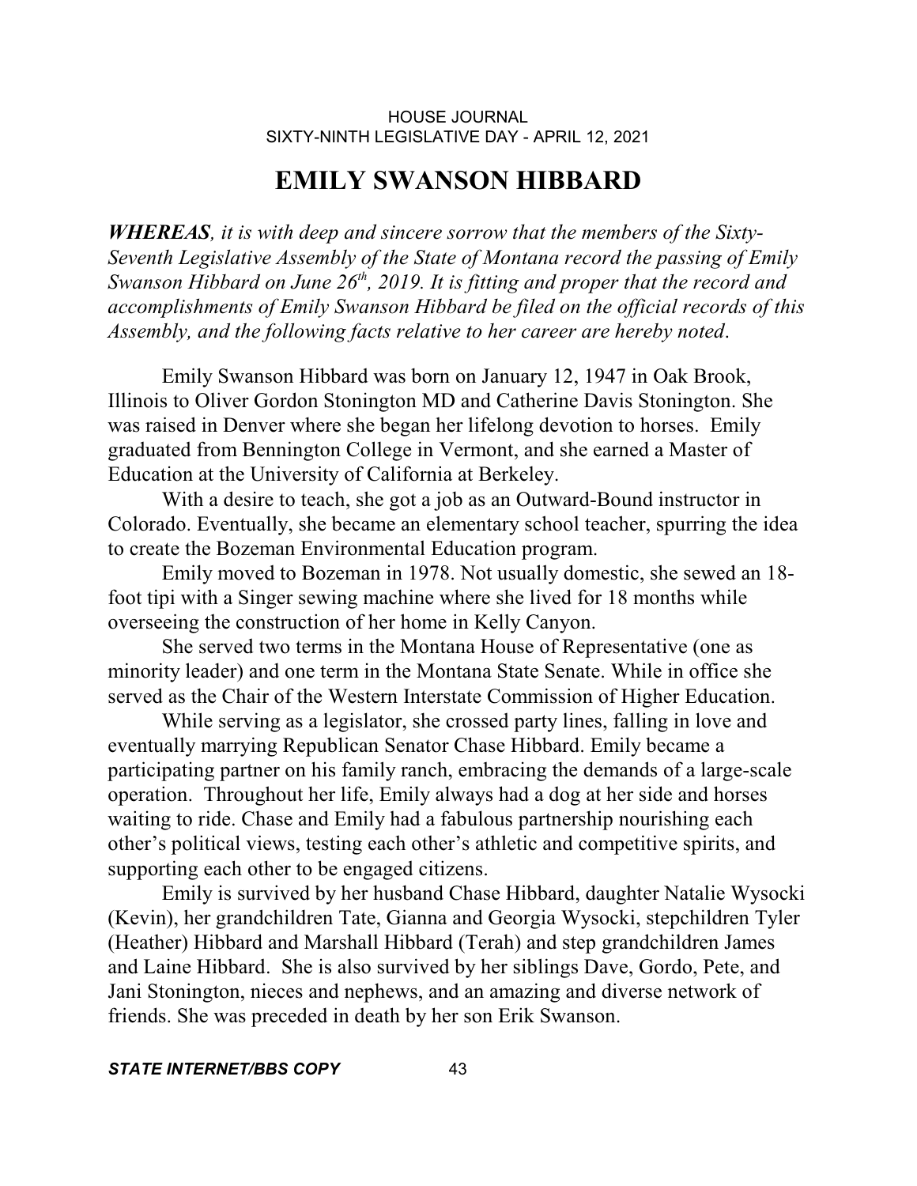# EMILY SWANSON HIBBARD

***WHEREAS**, it is with deep and sincere sorrow that the members of the Sixty-Seventh Legislative Assembly of the State of Montana record the passing of Emily Swanson Hibbard on June 26th, 2019. It is fitting and proper that the record and accomplishments of Emily Swanson Hibbard be filed on the official records of this Assembly, and the following facts relative to her career are hereby noted*.

Emily Swanson Hibbard was born on January 12, 1947 in Oak Brook, Illinois to Oliver Gordon Stonington MD and Catherine Davis Stonington. She was raised in Denver where she began her lifelong devotion to horses. Emily graduated from Bennington College in Vermont, and she earned a Master of Education at the University of California at Berkeley.

With a desire to teach, she got a job as an Outward-Bound instructor in Colorado. Eventually, she became an elementary school teacher, spurring the idea to create the Bozeman Environmental Education program.

Emily moved to Bozeman in 1978. Not usually domestic, she sewed an 18-foot tipi with a Singer sewing machine where she lived for 18 months while overseeing the construction of her home in Kelly Canyon.

She served two terms in the Montana House of Representative (one as minority leader) and one term in the Montana State Senate. While in office she served as the Chair of the Western Interstate Commission of Higher Education.

While serving as a legislator, she crossed party lines, falling in love and eventually marrying Republican Senator Chase Hibbard. Emily became a participating partner on his family ranch, embracing the demands of a large-scale operation. Throughout her life, Emily always had a dog at her side and horses waiting to ride. Chase and Emily had a fabulous partnership nourishing each other's political views, testing each other's athletic and competitive spirits, and supporting each other to be engaged citizens.

Emily is survived by her husband Chase Hibbard, daughter Natalie Wysocki (Kevin), her grandchildren Tate, Gianna and Georgia Wysocki, stepchildren Tyler (Heather) Hibbard and Marshall Hibbard (Terah) and step grandchildren James and Laine Hibbard. She is also survived by her siblings Dave, Gordo, Pete, and Jani Stonington, nieces and nephews, and an amazing and diverse network of friends. She was preceded in death by her son Erik Swanson.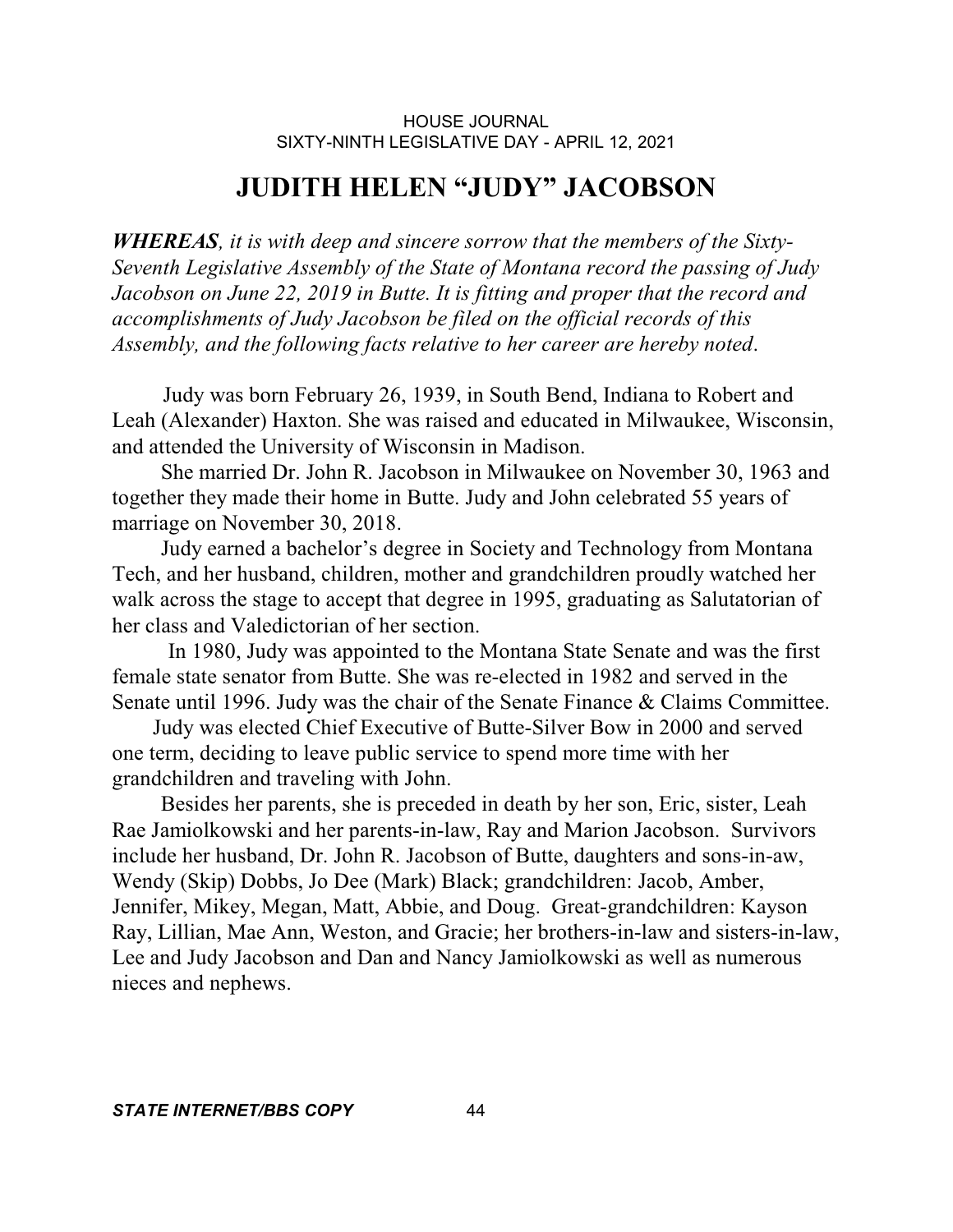# JUDITH HELEN "JUDY" JACOBSON

***WHEREAS**, it is with deep and sincere sorrow that the members of the Sixty-Seventh Legislative Assembly of the State of Montana record the passing of Judy Jacobson on June 22, 2019 in Butte. It is fitting and proper that the record and accomplishments of Judy Jacobson be filed on the official records of this Assembly, and the following facts relative to her career are hereby noted*.

Judy was born February 26, 1939, in South Bend, Indiana to Robert and Leah (Alexander) Haxton. She was raised and educated in Milwaukee, Wisconsin, and attended the University of Wisconsin in Madison.

She married Dr. John R. Jacobson in Milwaukee on November 30, 1963 and together they made their home in Butte. Judy and John celebrated 55 years of marriage on November 30, 2018.

Judy earned a bachelor's degree in Society and Technology from Montana Tech, and her husband, children, mother and grandchildren proudly watched her walk across the stage to accept that degree in 1995, graduating as Salutatorian of her class and Valedictorian of her section.

In 1980, Judy was appointed to the Montana State Senate and was the first female state senator from Butte. She was re-elected in 1982 and served in the Senate until 1996. Judy was the chair of the Senate Finance & Claims Committee.

Judy was elected Chief Executive of Butte-Silver Bow in 2000 and served one term, deciding to leave public service to spend more time with her grandchildren and traveling with John.

Besides her parents, she is preceded in death by her son, Eric, sister, Leah Rae Jamiolkowski and her parents-in-law, Ray and Marion Jacobson. Survivors include her husband, Dr. John R. Jacobson of Butte, daughters and sons-in-aw, Wendy (Skip) Dobbs, Jo Dee (Mark) Black; grandchildren: Jacob, Amber, Jennifer, Mikey, Megan, Matt, Abbie, and Doug. Great-grandchildren: Kayson Ray, Lillian, Mae Ann, Weston, and Gracie; her brothers-in-law and sisters-in-law, Lee and Judy Jacobson and Dan and Nancy Jamiolkowski as well as numerous nieces and nephews.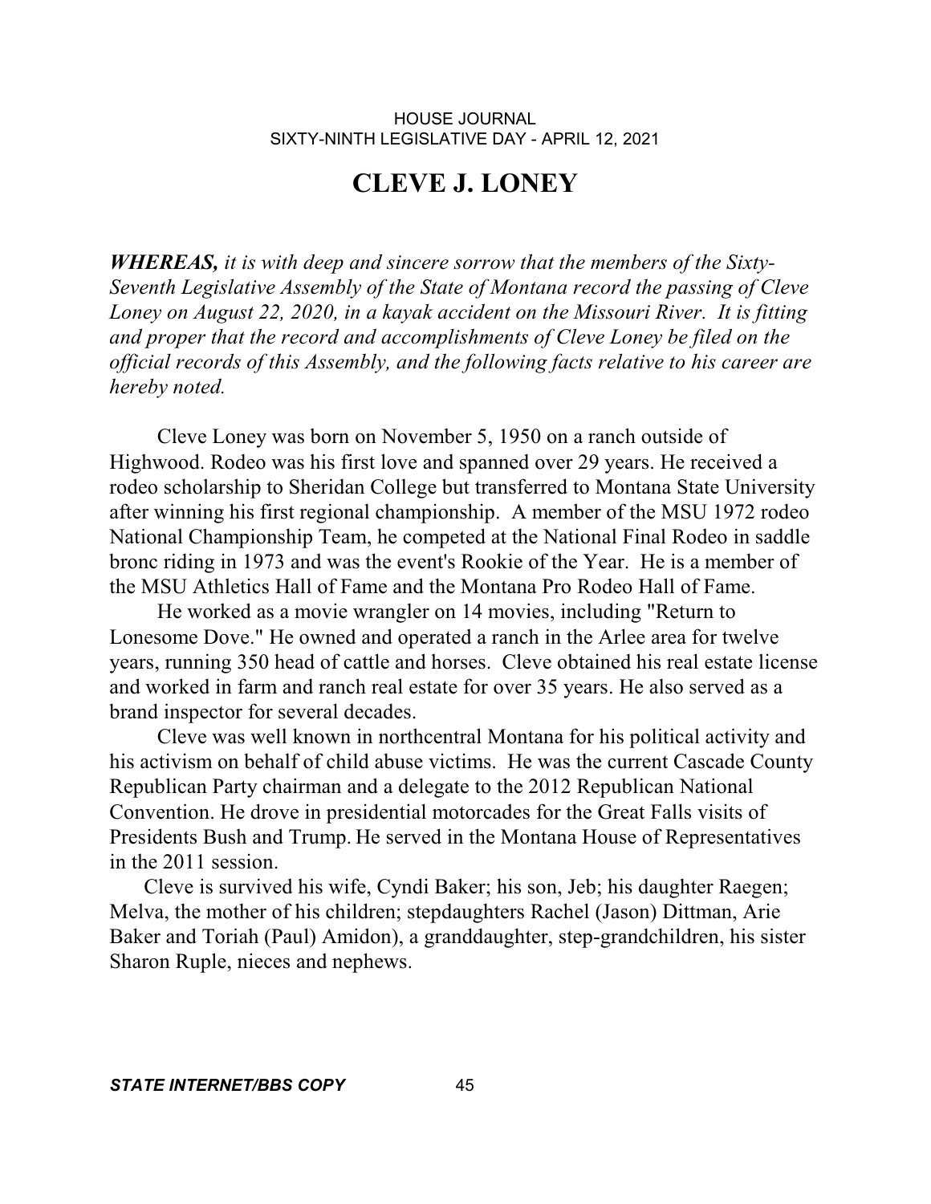# CLEVE J. LONEY

***WHEREAS,*** *it is with deep and sincere sorrow that the members of the Sixty-Seventh Legislative Assembly of the State of Montana record the passing of Cleve Loney on August 22, 2020, in a kayak accident on the Missouri River. It is fitting and proper that the record and accomplishments of Cleve Loney be filed on the official records of this Assembly, and the following facts relative to his career are hereby noted.*

Cleve Loney was born on November 5, 1950 on a ranch outside of Highwood. Rodeo was his first love and spanned over 29 years. He received a rodeo scholarship to Sheridan College but transferred to Montana State University after winning his first regional championship. A member of the MSU 1972 rodeo National Championship Team, he competed at the National Final Rodeo in saddle bronc riding in 1973 and was the event's Rookie of the Year. He is a member of the MSU Athletics Hall of Fame and the Montana Pro Rodeo Hall of Fame.

He worked as a movie wrangler on 14 movies, including "Return to Lonesome Dove." He owned and operated a ranch in the Arlee area for twelve years, running 350 head of cattle and horses. Cleve obtained his real estate license and worked in farm and ranch real estate for over 35 years. He also served as a brand inspector for several decades.

Cleve was well known in northcentral Montana for his political activity and his activism on behalf of child abuse victims. He was the current Cascade County Republican Party chairman and a delegate to the 2012 Republican National Convention. He drove in presidential motorcades for the Great Falls visits of Presidents Bush and Trump. He served in the Montana House of Representatives in the 2011 session.

Cleve is survived his wife, Cyndi Baker; his son, Jeb; his daughter Raegen; Melva, the mother of his children; stepdaughters Rachel (Jason) Dittman, Arie Baker and Toriah (Paul) Amidon), a granddaughter, step-grandchildren, his sister Sharon Ruple, nieces and nephews.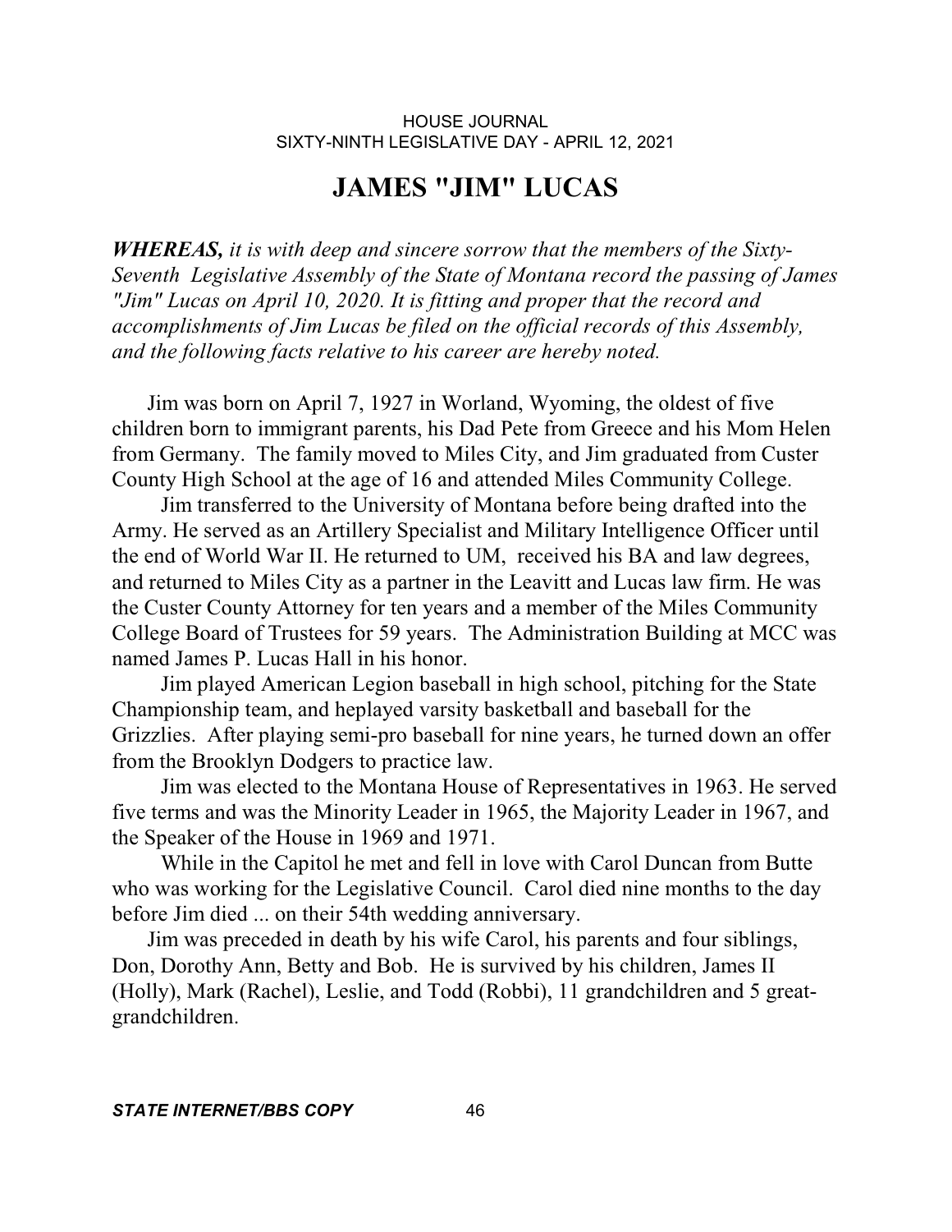# JAMES "JIM" LUCAS

***WHEREAS,*** *it is with deep and sincere sorrow that the members of the Sixty-Seventh Legislative Assembly of the State of Montana record the passing of James "Jim" Lucas on April 10, 2020. It is fitting and proper that the record and accomplishments of Jim Lucas be filed on the official records of this Assembly, and the following facts relative to his career are hereby noted.*

Jim was born on April 7, 1927 in Worland, Wyoming, the oldest of five children born to immigrant parents, his Dad Pete from Greece and his Mom Helen from Germany. The family moved to Miles City, and Jim graduated from Custer County High School at the age of 16 and attended Miles Community College.

Jim transferred to the University of Montana before being drafted into the Army. He served as an Artillery Specialist and Military Intelligence Officer until the end of World War II. He returned to UM, received his BA and law degrees, and returned to Miles City as a partner in the Leavitt and Lucas law firm. He was the Custer County Attorney for ten years and a member of the Miles Community College Board of Trustees for 59 years. The Administration Building at MCC was named James P. Lucas Hall in his honor.

Jim played American Legion baseball in high school, pitching for the State Championship team, and heplayed varsity basketball and baseball for the Grizzlies. After playing semi-pro baseball for nine years, he turned down an offer from the Brooklyn Dodgers to practice law.

Jim was elected to the Montana House of Representatives in 1963. He served five terms and was the Minority Leader in 1965, the Majority Leader in 1967, and the Speaker of the House in 1969 and 1971.

While in the Capitol he met and fell in love with Carol Duncan from Butte who was working for the Legislative Council. Carol died nine months to the day before Jim died ... on their 54th wedding anniversary.

Jim was preceded in death by his wife Carol, his parents and four siblings, Don, Dorothy Ann, Betty and Bob. He is survived by his children, James II (Holly), Mark (Rachel), Leslie, and Todd (Robbi), 11 grandchildren and 5 great-grandchildren.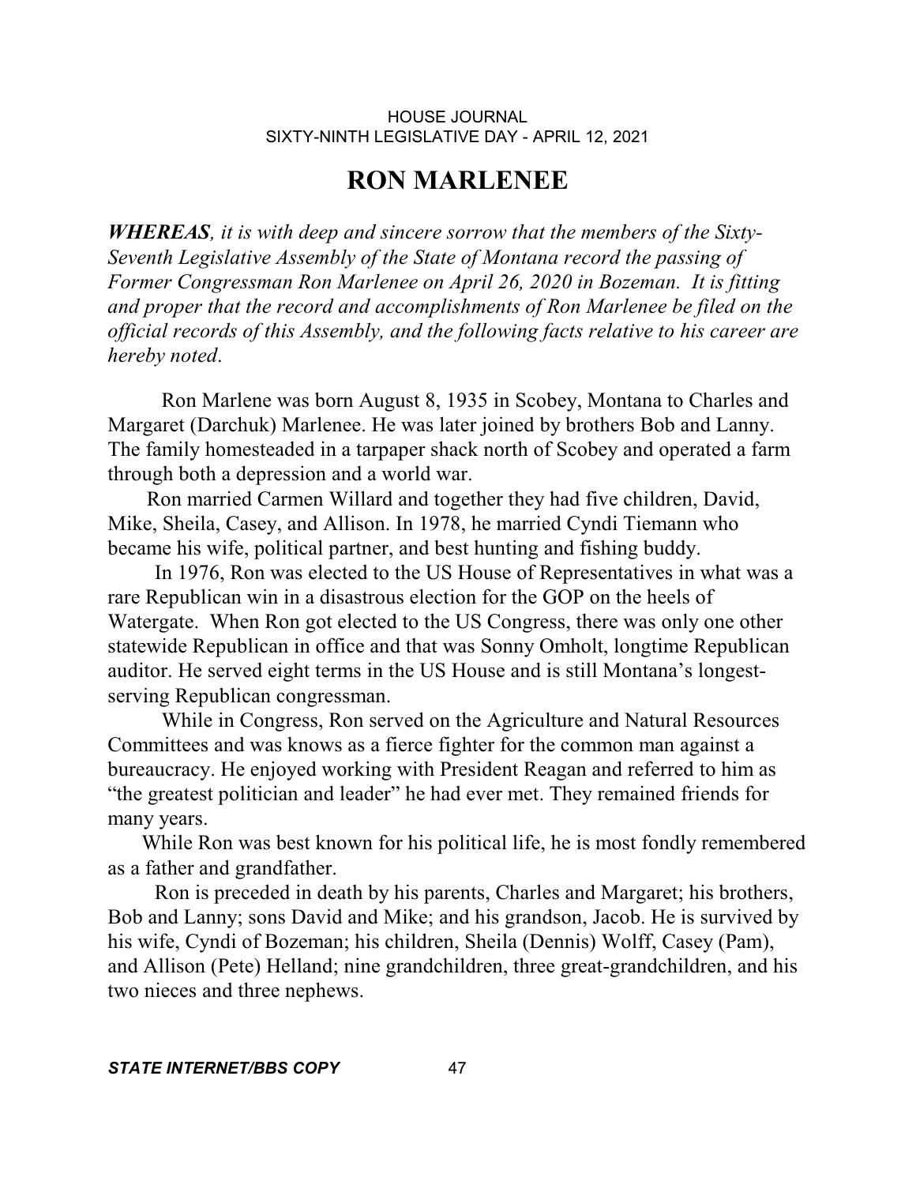# RON MARLENEE

***WHEREAS**, it is with deep and sincere sorrow that the members of the Sixty-Seventh Legislative Assembly of the State of Montana record the passing of Former Congressman Ron Marlenee on April 26, 2020 in Bozeman. It is fitting and proper that the record and accomplishments of Ron Marlenee be filed on the official records of this Assembly, and the following facts relative to his career are hereby noted.*

Ron Marlene was born August 8, 1935 in Scobey, Montana to Charles and Margaret (Darchuk) Marlenee. He was later joined by brothers Bob and Lanny. The family homesteaded in a tarpaper shack north of Scobey and operated a farm through both a depression and a world war.

Ron married Carmen Willard and together they had five children, David, Mike, Sheila, Casey, and Allison. In 1978, he married Cyndi Tiemann who became his wife, political partner, and best hunting and fishing buddy.

In 1976, Ron was elected to the US House of Representatives in what was a rare Republican win in a disastrous election for the GOP on the heels of Watergate. When Ron got elected to the US Congress, there was only one other statewide Republican in office and that was Sonny Omholt, longtime Republican auditor. He served eight terms in the US House and is still Montana's longest-serving Republican congressman.

While in Congress, Ron served on the Agriculture and Natural Resources Committees and was knows as a fierce fighter for the common man against a bureaucracy. He enjoyed working with President Reagan and referred to him as "the greatest politician and leader" he had ever met. They remained friends for many years.

While Ron was best known for his political life, he is most fondly remembered as a father and grandfather.

Ron is preceded in death by his parents, Charles and Margaret; his brothers, Bob and Lanny; sons David and Mike; and his grandson, Jacob. He is survived by his wife, Cyndi of Bozeman; his children, Sheila (Dennis) Wolff, Casey (Pam), and Allison (Pete) Helland; nine grandchildren, three great-grandchildren, and his two nieces and three nephews.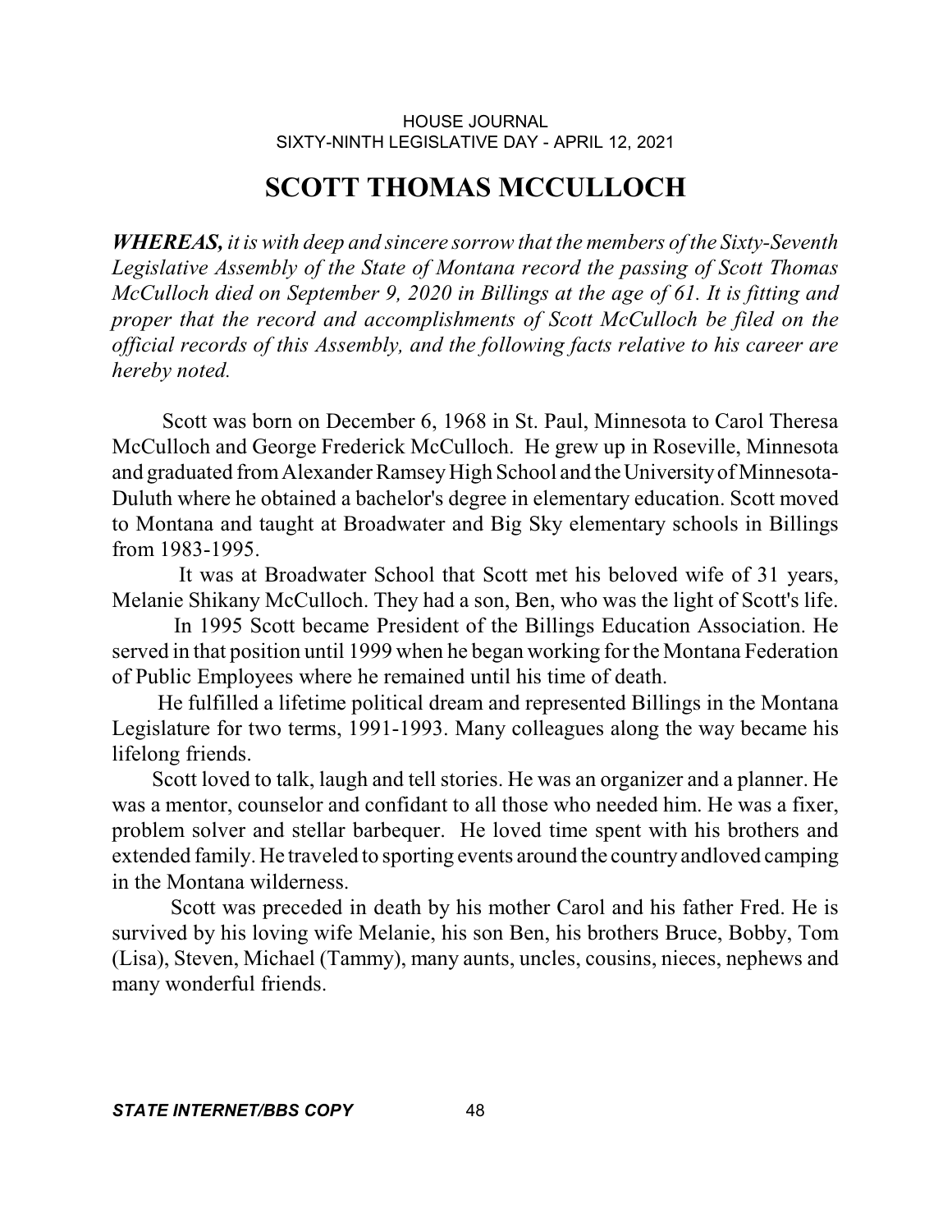# SCOTT THOMAS MCCULLOCH

***WHEREAS,*** *it is with deep and sincere sorrow that the members of the Sixty-Seventh Legislative Assembly of the State of Montana record the passing of Scott Thomas McCulloch died on September 9, 2020 in Billings at the age of 61. It is fitting and proper that the record and accomplishments of Scott McCulloch be filed on the official records of this Assembly, and the following facts relative to his career are hereby noted.*

Scott was born on December 6, 1968 in St. Paul, Minnesota to Carol Theresa McCulloch and George Frederick McCulloch. He grew up in Roseville, Minnesota and graduated from Alexander Ramsey High School and the University of Minnesota-Duluth where he obtained a bachelor's degree in elementary education. Scott moved to Montana and taught at Broadwater and Big Sky elementary schools in Billings from 1983-1995.

It was at Broadwater School that Scott met his beloved wife of 31 years, Melanie Shikany McCulloch. They had a son, Ben, who was the light of Scott's life.

In 1995 Scott became President of the Billings Education Association. He served in that position until 1999 when he began working for the Montana Federation of Public Employees where he remained until his time of death.

He fulfilled a lifetime political dream and represented Billings in the Montana Legislature for two terms, 1991-1993. Many colleagues along the way became his lifelong friends.

Scott loved to talk, laugh and tell stories. He was an organizer and a planner. He was a mentor, counselor and confidant to all those who needed him. He was a fixer, problem solver and stellar barbequer. He loved time spent with his brothers and extended family. He traveled to sporting events around the country andloved camping in the Montana wilderness.

Scott was preceded in death by his mother Carol and his father Fred. He is survived by his loving wife Melanie, his son Ben, his brothers Bruce, Bobby, Tom (Lisa), Steven, Michael (Tammy), many aunts, uncles, cousins, nieces, nephews and many wonderful friends.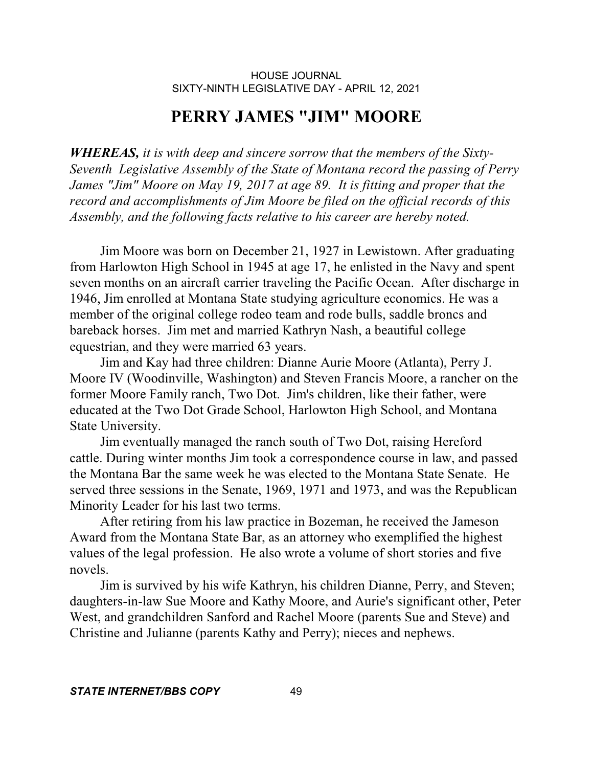# PERRY JAMES "JIM" MOORE

***WHEREAS,*** *it is with deep and sincere sorrow that the members of the Sixty-Seventh Legislative Assembly of the State of Montana record the passing of Perry James "Jim" Moore on May 19, 2017 at age 89. It is fitting and proper that the record and accomplishments of Jim Moore be filed on the official records of this Assembly, and the following facts relative to his career are hereby noted.*

Jim Moore was born on December 21, 1927 in Lewistown. After graduating from Harlowton High School in 1945 at age 17, he enlisted in the Navy and spent seven months on an aircraft carrier traveling the Pacific Ocean. After discharge in 1946, Jim enrolled at Montana State studying agriculture economics. He was a member of the original college rodeo team and rode bulls, saddle broncs and bareback horses. Jim met and married Kathryn Nash, a beautiful college equestrian, and they were married 63 years.

Jim and Kay had three children: Dianne Aurie Moore (Atlanta), Perry J. Moore IV (Woodinville, Washington) and Steven Francis Moore, a rancher on the former Moore Family ranch, Two Dot. Jim's children, like their father, were educated at the Two Dot Grade School, Harlowton High School, and Montana State University.

Jim eventually managed the ranch south of Two Dot, raising Hereford cattle. During winter months Jim took a correspondence course in law, and passed the Montana Bar the same week he was elected to the Montana State Senate. He served three sessions in the Senate, 1969, 1971 and 1973, and was the Republican Minority Leader for his last two terms.

After retiring from his law practice in Bozeman, he received the Jameson Award from the Montana State Bar, as an attorney who exemplified the highest values of the legal profession. He also wrote a volume of short stories and five novels.

Jim is survived by his wife Kathryn, his children Dianne, Perry, and Steven; daughters-in-law Sue Moore and Kathy Moore, and Aurie's significant other, Peter West, and grandchildren Sanford and Rachel Moore (parents Sue and Steve) and Christine and Julianne (parents Kathy and Perry); nieces and nephews.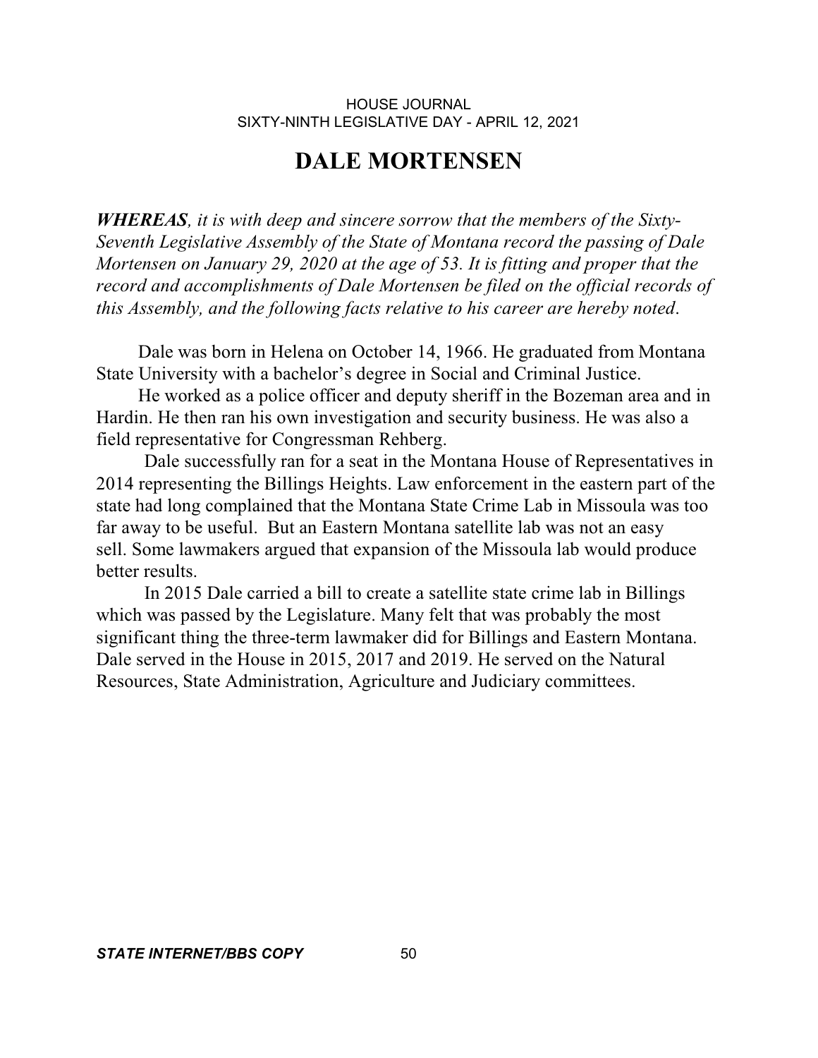# DALE MORTENSEN

***WHEREAS****, it is with deep and sincere sorrow that the members of the Sixty-Seventh Legislative Assembly of the State of Montana record the passing of Dale Mortensen on January 29, 2020 at the age of 53. It is fitting and proper that the record and accomplishments of Dale Mortensen be filed on the official records of this Assembly, and the following facts relative to his career are hereby noted*.

Dale was born in Helena on October 14, 1966. He graduated from Montana State University with a bachelor's degree in Social and Criminal Justice.

He worked as a police officer and deputy sheriff in the Bozeman area and in Hardin. He then ran his own investigation and security business. He was also a field representative for Congressman Rehberg.

Dale successfully ran for a seat in the Montana House of Representatives in 2014 representing the Billings Heights. Law enforcement in the eastern part of the state had long complained that the Montana State Crime Lab in Missoula was too far away to be useful. But an Eastern Montana satellite lab was not an easy sell. Some lawmakers argued that expansion of the Missoula lab would produce better results.

In 2015 Dale carried a bill to create a satellite state crime lab in Billings which was passed by the Legislature. Many felt that was probably the most significant thing the three-term lawmaker did for Billings and Eastern Montana. Dale served in the House in 2015, 2017 and 2019. He served on the Natural Resources, State Administration, Agriculture and Judiciary committees.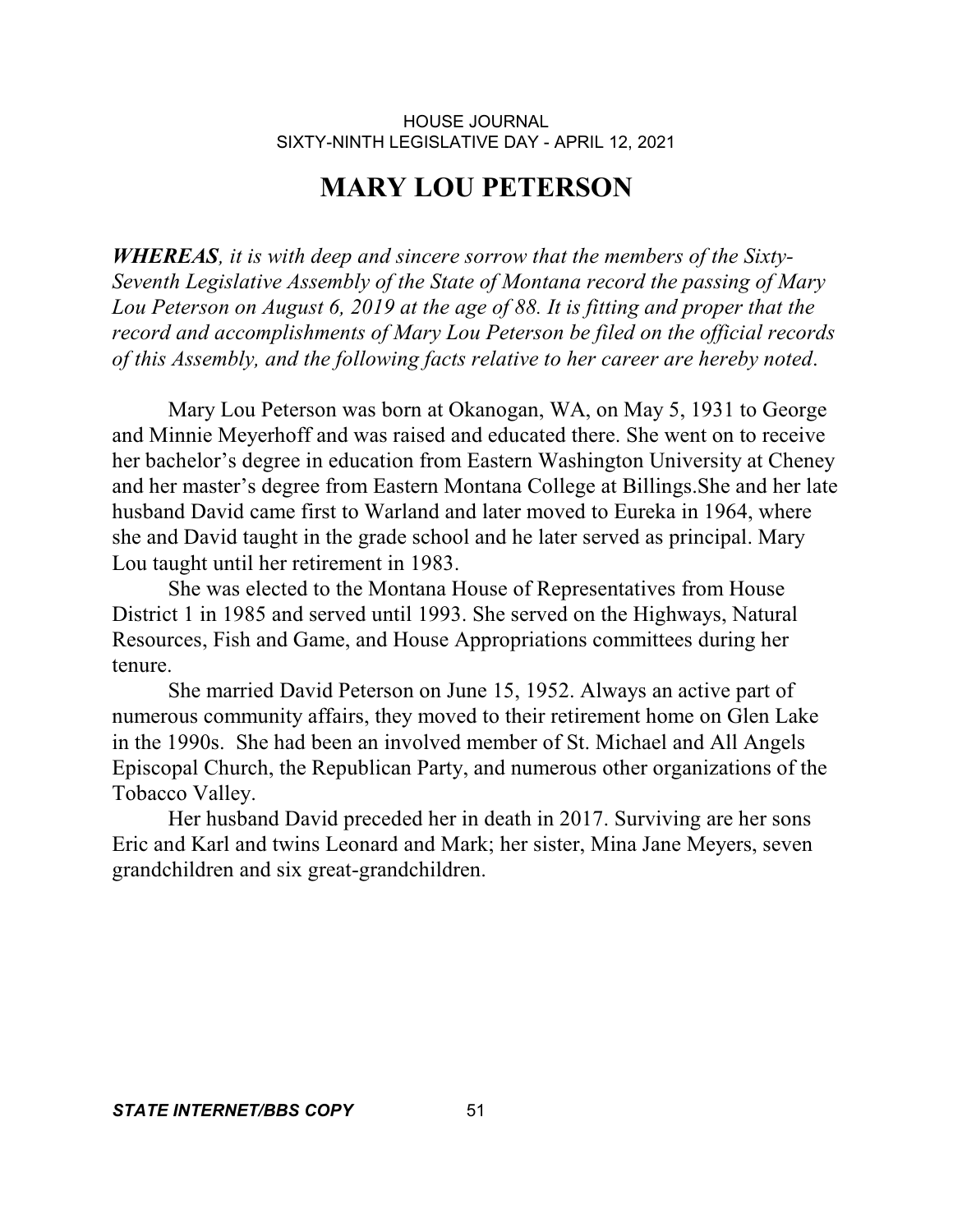# MARY LOU PETERSON

***WHEREAS**, it is with deep and sincere sorrow that the members of the Sixty-Seventh Legislative Assembly of the State of Montana record the passing of Mary Lou Peterson on August 6, 2019 at the age of 88. It is fitting and proper that the record and accomplishments of Mary Lou Peterson be filed on the official records of this Assembly, and the following facts relative to her career are hereby noted.*

Mary Lou Peterson was born at Okanogan, WA, on May 5, 1931 to George and Minnie Meyerhoff and was raised and educated there. She went on to receive her bachelor's degree in education from Eastern Washington University at Cheney and her master's degree from Eastern Montana College at Billings.She and her late husband David came first to Warland and later moved to Eureka in 1964, where she and David taught in the grade school and he later served as principal. Mary Lou taught until her retirement in 1983.

She was elected to the Montana House of Representatives from House District 1 in 1985 and served until 1993. She served on the Highways, Natural Resources, Fish and Game, and House Appropriations committees during her tenure.

She married David Peterson on June 15, 1952. Always an active part of numerous community affairs, they moved to their retirement home on Glen Lake in the 1990s. She had been an involved member of St. Michael and All Angels Episcopal Church, the Republican Party, and numerous other organizations of the Tobacco Valley.

Her husband David preceded her in death in 2017. Surviving are her sons Eric and Karl and twins Leonard and Mark; her sister, Mina Jane Meyers, seven grandchildren and six great-grandchildren.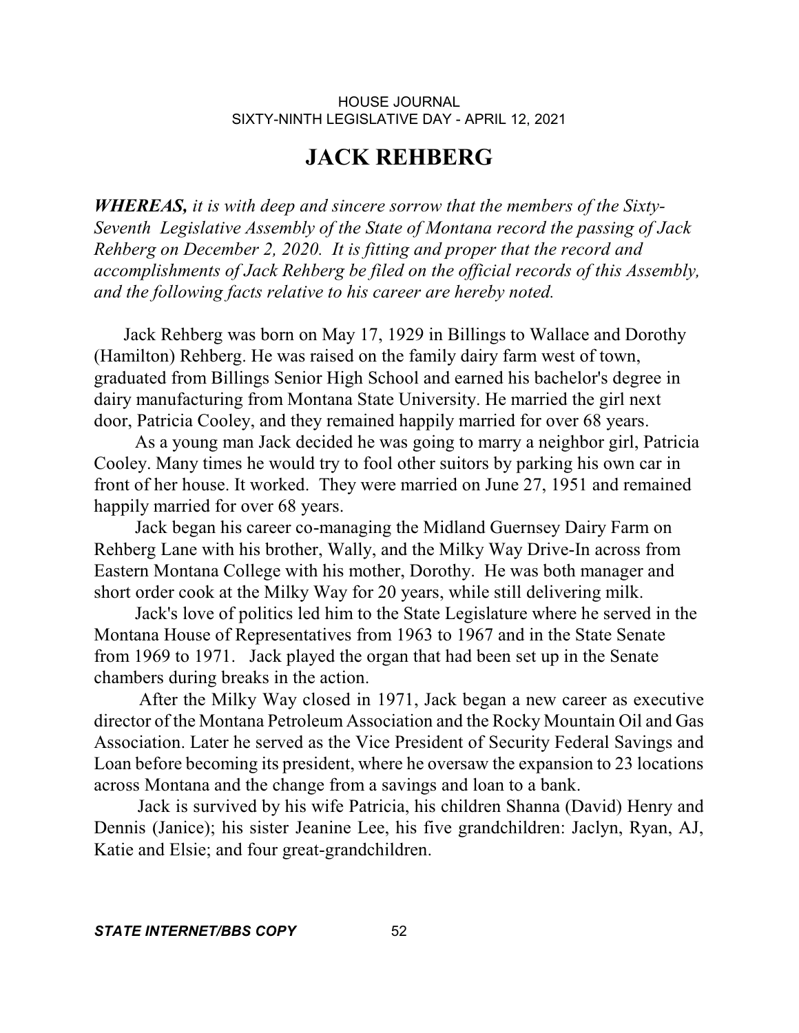# JACK REHBERG

***WHEREAS,*** *it is with deep and sincere sorrow that the members of the Sixty-Seventh Legislative Assembly of the State of Montana record the passing of Jack Rehberg on December 2, 2020. It is fitting and proper that the record and accomplishments of Jack Rehberg be filed on the official records of this Assembly, and the following facts relative to his career are hereby noted.*

Jack Rehberg was born on May 17, 1929 in Billings to Wallace and Dorothy (Hamilton) Rehberg. He was raised on the family dairy farm west of town, graduated from Billings Senior High School and earned his bachelor's degree in dairy manufacturing from Montana State University. He married the girl next door, Patricia Cooley, and they remained happily married for over 68 years.

As a young man Jack decided he was going to marry a neighbor girl, Patricia Cooley. Many times he would try to fool other suitors by parking his own car in front of her house. It worked. They were married on June 27, 1951 and remained happily married for over 68 years.

Jack began his career co-managing the Midland Guernsey Dairy Farm on Rehberg Lane with his brother, Wally, and the Milky Way Drive-In across from Eastern Montana College with his mother, Dorothy. He was both manager and short order cook at the Milky Way for 20 years, while still delivering milk.

Jack's love of politics led him to the State Legislature where he served in the Montana House of Representatives from 1963 to 1967 and in the State Senate from 1969 to 1971. Jack played the organ that had been set up in the Senate chambers during breaks in the action.

After the Milky Way closed in 1971, Jack began a new career as executive director of the Montana Petroleum Association and the Rocky Mountain Oil and Gas Association. Later he served as the Vice President of Security Federal Savings and Loan before becoming its president, where he oversaw the expansion to 23 locations across Montana and the change from a savings and loan to a bank.

Jack is survived by his wife Patricia, his children Shanna (David) Henry and Dennis (Janice); his sister Jeanine Lee, his five grandchildren: Jaclyn, Ryan, AJ, Katie and Elsie; and four great-grandchildren.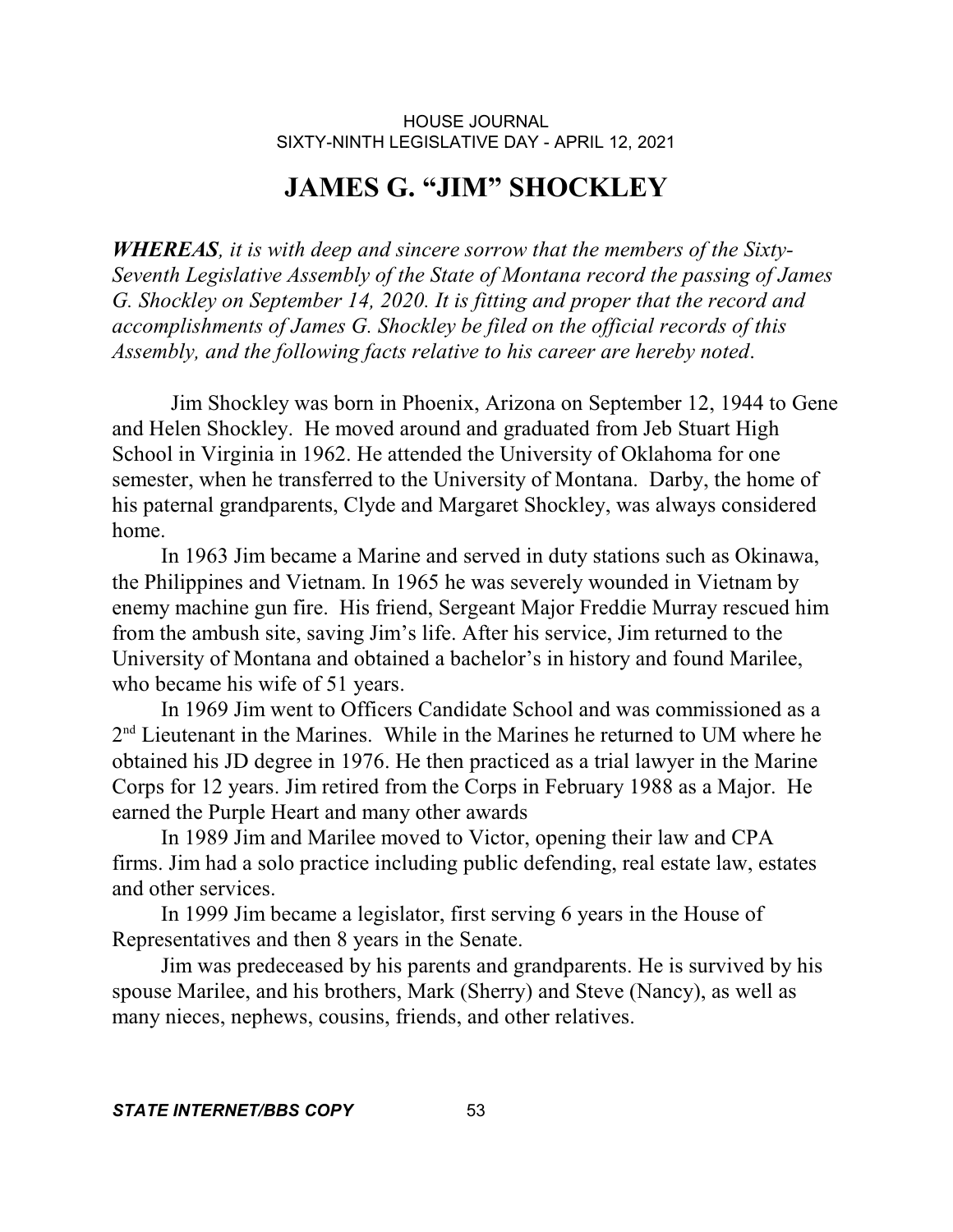# JAMES G. "JIM" SHOCKLEY

***WHEREAS**, it is with deep and sincere sorrow that the members of the Sixty-Seventh Legislative Assembly of the State of Montana record the passing of James G. Shockley on September 14, 2020. It is fitting and proper that the record and accomplishments of James G. Shockley be filed on the official records of this Assembly, and the following facts relative to his career are hereby noted.*

Jim Shockley was born in Phoenix, Arizona on September 12, 1944 to Gene and Helen Shockley. He moved around and graduated from Jeb Stuart High School in Virginia in 1962. He attended the University of Oklahoma for one semester, when he transferred to the University of Montana. Darby, the home of his paternal grandparents, Clyde and Margaret Shockley, was always considered home.

In 1963 Jim became a Marine and served in duty stations such as Okinawa, the Philippines and Vietnam. In 1965 he was severely wounded in Vietnam by enemy machine gun fire. His friend, Sergeant Major Freddie Murray rescued him from the ambush site, saving Jim's life. After his service, Jim returned to the University of Montana and obtained a bachelor's in history and found Marilee, who became his wife of 51 years.

In 1969 Jim went to Officers Candidate School and was commissioned as a 2nd Lieutenant in the Marines. While in the Marines he returned to UM where he obtained his JD degree in 1976. He then practiced as a trial lawyer in the Marine Corps for 12 years. Jim retired from the Corps in February 1988 as a Major. He earned the Purple Heart and many other awards

In 1989 Jim and Marilee moved to Victor, opening their law and CPA firms. Jim had a solo practice including public defending, real estate law, estates and other services.

In 1999 Jim became a legislator, first serving 6 years in the House of Representatives and then 8 years in the Senate.

Jim was predeceased by his parents and grandparents. He is survived by his spouse Marilee, and his brothers, Mark (Sherry) and Steve (Nancy), as well as many nieces, nephews, cousins, friends, and other relatives.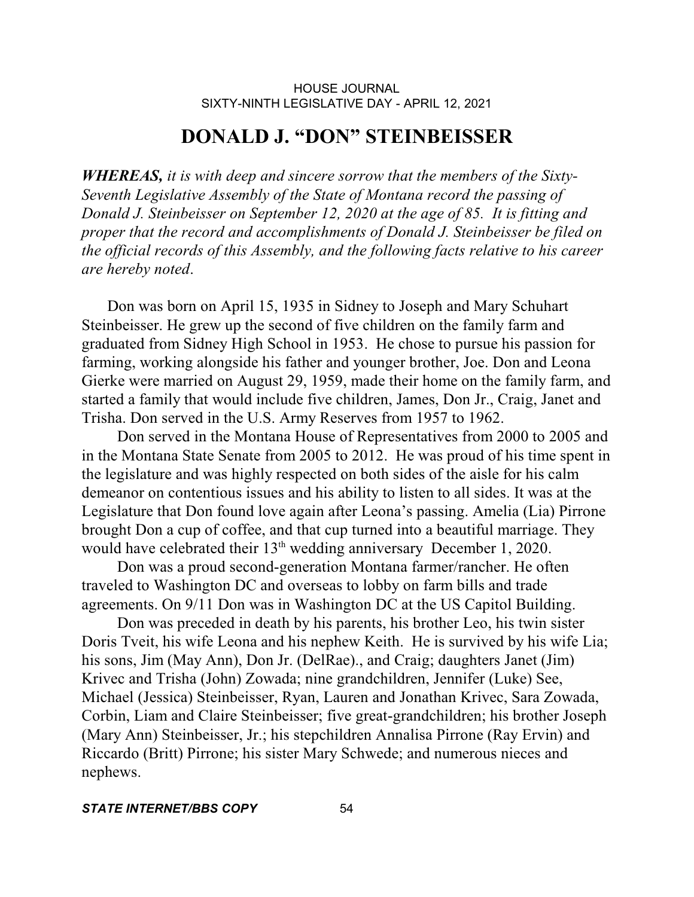# DONALD J. "DON" STEINBEISSER

***WHEREAS,*** *it is with deep and sincere sorrow that the members of the Sixty-Seventh Legislative Assembly of the State of Montana record the passing of Donald J. Steinbeisser on September 12, 2020 at the age of 85. It is fitting and proper that the record and accomplishments of Donald J. Steinbeisser be filed on the official records of this Assembly, and the following facts relative to his career are hereby noted*.

Don was born on April 15, 1935 in Sidney to Joseph and Mary Schuhart Steinbeisser. He grew up the second of five children on the family farm and graduated from Sidney High School in 1953. He chose to pursue his passion for farming, working alongside his father and younger brother, Joe. Don and Leona Gierke were married on August 29, 1959, made their home on the family farm, and started a family that would include five children, James, Don Jr., Craig, Janet and Trisha. Don served in the U.S. Army Reserves from 1957 to 1962.

Don served in the Montana House of Representatives from 2000 to 2005 and in the Montana State Senate from 2005 to 2012. He was proud of his time spent in the legislature and was highly respected on both sides of the aisle for his calm demeanor on contentious issues and his ability to listen to all sides. It was at the Legislature that Don found love again after Leona's passing. Amelia (Lia) Pirrone brought Don a cup of coffee, and that cup turned into a beautiful marriage. They would have celebrated their 13th wedding anniversary December 1, 2020.

Don was a proud second-generation Montana farmer/rancher. He often traveled to Washington DC and overseas to lobby on farm bills and trade agreements. On 9/11 Don was in Washington DC at the US Capitol Building.

Don was preceded in death by his parents, his brother Leo, his twin sister Doris Tveit, his wife Leona and his nephew Keith. He is survived by his wife Lia; his sons, Jim (May Ann), Don Jr. (DelRae)., and Craig; daughters Janet (Jim) Krivec and Trisha (John) Zowada; nine grandchildren, Jennifer (Luke) See, Michael (Jessica) Steinbeisser, Ryan, Lauren and Jonathan Krivec, Sara Zowada, Corbin, Liam and Claire Steinbeisser; five great-grandchildren; his brother Joseph (Mary Ann) Steinbeisser, Jr.; his stepchildren Annalisa Pirrone (Ray Ervin) and Riccardo (Britt) Pirrone; his sister Mary Schwede; and numerous nieces and nephews.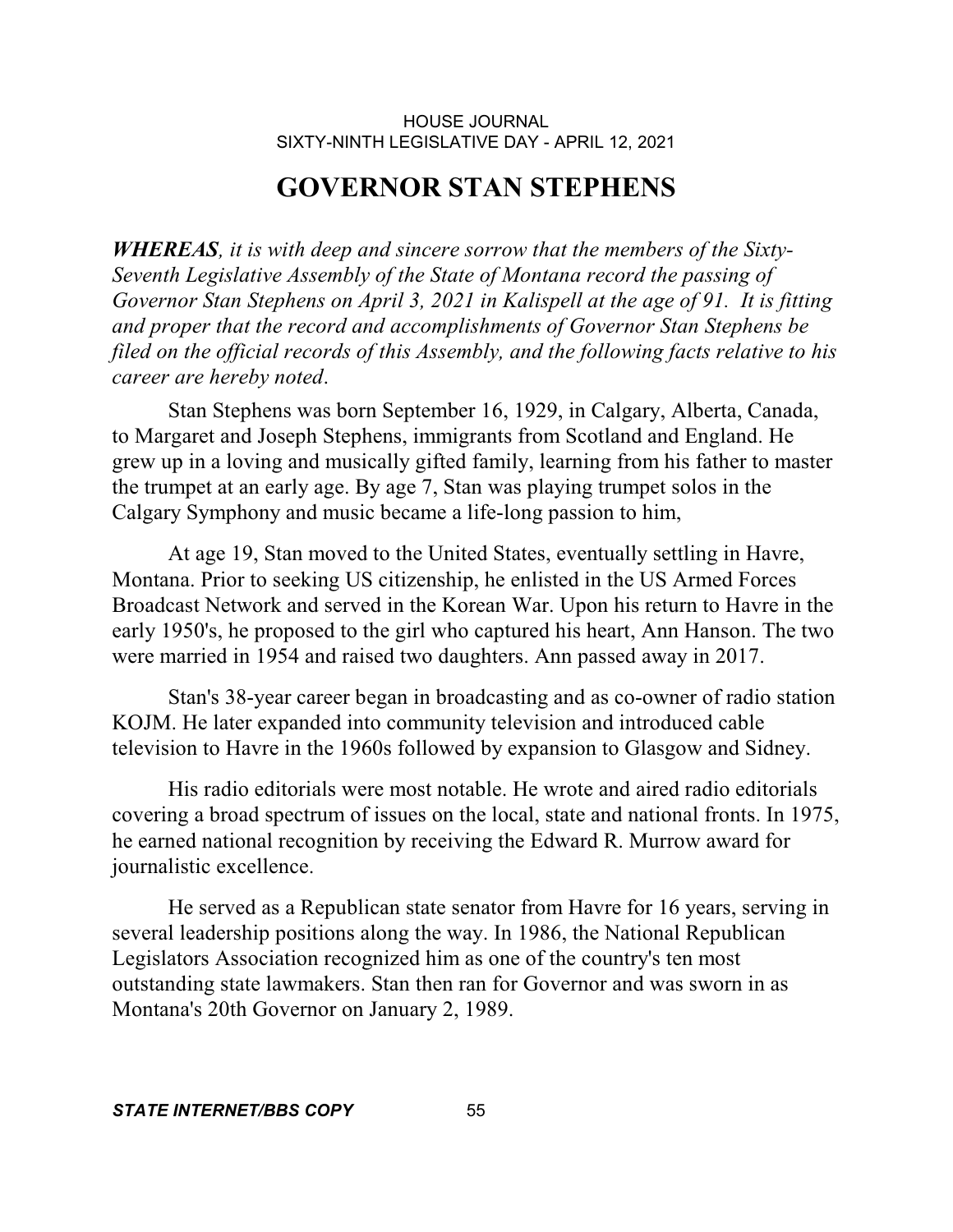# GOVERNOR STAN STEPHENS

***WHEREAS**, it is with deep and sincere sorrow that the members of the Sixty-Seventh Legislative Assembly of the State of Montana record the passing of Governor Stan Stephens on April 3, 2021 in Kalispell at the age of 91. It is fitting and proper that the record and accomplishments of Governor Stan Stephens be filed on the official records of this Assembly, and the following facts relative to his career are hereby noted*.

Stan Stephens was born September 16, 1929, in Calgary, Alberta, Canada, to Margaret and Joseph Stephens, immigrants from Scotland and England. He grew up in a loving and musically gifted family, learning from his father to master the trumpet at an early age. By age 7, Stan was playing trumpet solos in the Calgary Symphony and music became a life-long passion to him,

At age 19, Stan moved to the United States, eventually settling in Havre, Montana. Prior to seeking US citizenship, he enlisted in the US Armed Forces Broadcast Network and served in the Korean War. Upon his return to Havre in the early 1950's, he proposed to the girl who captured his heart, Ann Hanson. The two were married in 1954 and raised two daughters. Ann passed away in 2017.

Stan's 38-year career began in broadcasting and as co-owner of radio station KOJM. He later expanded into community television and introduced cable television to Havre in the 1960s followed by expansion to Glasgow and Sidney.

His radio editorials were most notable. He wrote and aired radio editorials covering a broad spectrum of issues on the local, state and national fronts. In 1975, he earned national recognition by receiving the Edward R. Murrow award for journalistic excellence.

He served as a Republican state senator from Havre for 16 years, serving in several leadership positions along the way. In 1986, the National Republican Legislators Association recognized him as one of the country's ten most outstanding state lawmakers. Stan then ran for Governor and was sworn in as Montana's 20th Governor on January 2, 1989.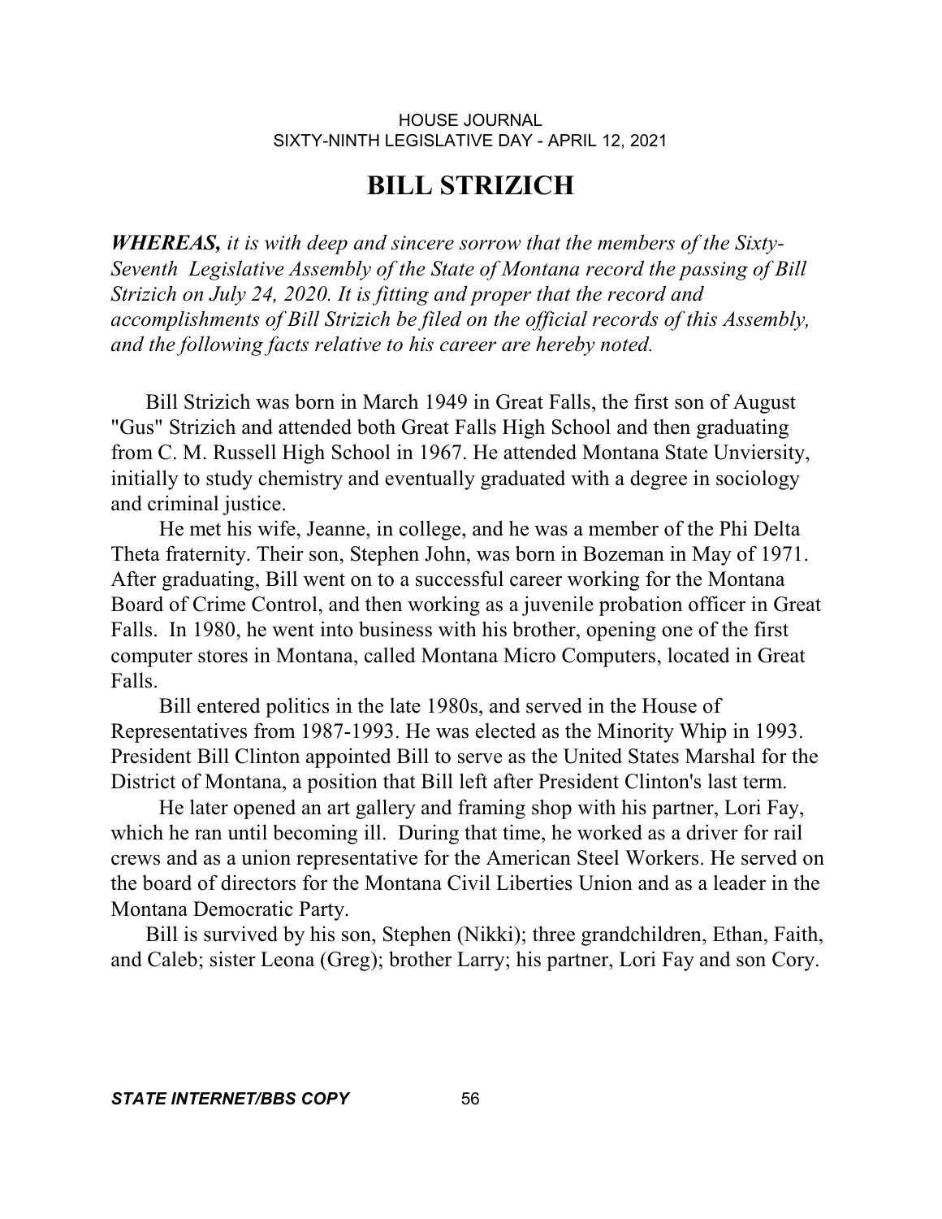# BILL STRIZICH

***WHEREAS,*** *it is with deep and sincere sorrow that the members of the Sixty-Seventh Legislative Assembly of the State of Montana record the passing of Bill Strizich on July 24, 2020. It is fitting and proper that the record and accomplishments of Bill Strizich be filed on the official records of this Assembly, and the following facts relative to his career are hereby noted.*

Bill Strizich was born in March 1949 in Great Falls, the first son of August "Gus" Strizich and attended both Great Falls High School and then graduating from C. M. Russell High School in 1967. He attended Montana State Unviersity, initially to study chemistry and eventually graduated with a degree in sociology and criminal justice.

He met his wife, Jeanne, in college, and he was a member of the Phi Delta Theta fraternity. Their son, Stephen John, was born in Bozeman in May of 1971. After graduating, Bill went on to a successful career working for the Montana Board of Crime Control, and then working as a juvenile probation officer in Great Falls. In 1980, he went into business with his brother, opening one of the first computer stores in Montana, called Montana Micro Computers, located in Great Falls.

Bill entered politics in the late 1980s, and served in the House of Representatives from 1987-1993. He was elected as the Minority Whip in 1993. President Bill Clinton appointed Bill to serve as the United States Marshal for the District of Montana, a position that Bill left after President Clinton's last term.

He later opened an art gallery and framing shop with his partner, Lori Fay, which he ran until becoming ill. During that time, he worked as a driver for rail crews and as a union representative for the American Steel Workers. He served on the board of directors for the Montana Civil Liberties Union and as a leader in the Montana Democratic Party.

Bill is survived by his son, Stephen (Nikki); three grandchildren, Ethan, Faith, and Caleb; sister Leona (Greg); brother Larry; his partner, Lori Fay and son Cory.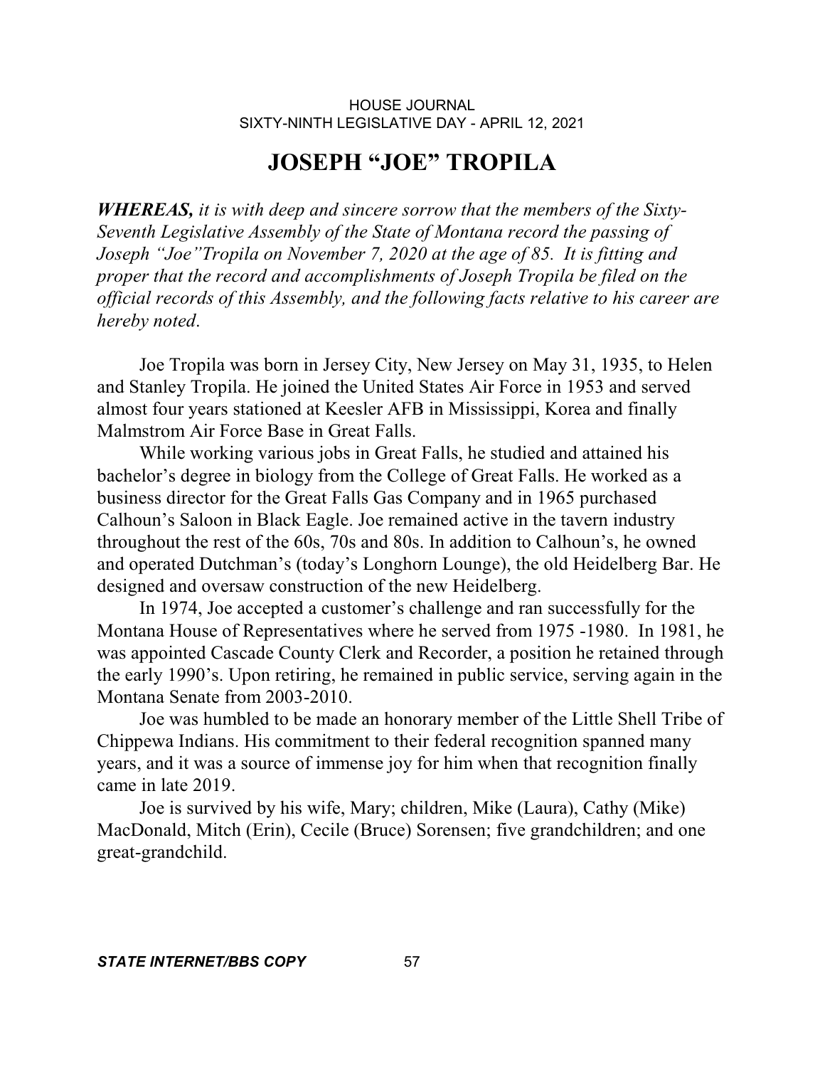# JOSEPH "JOE" TROPILA

***WHEREAS,*** *it is with deep and sincere sorrow that the members of the Sixty-Seventh Legislative Assembly of the State of Montana record the passing of Joseph "Joe"Tropila on November 7, 2020 at the age of 85. It is fitting and proper that the record and accomplishments of Joseph Tropila be filed on the official records of this Assembly, and the following facts relative to his career are hereby noted.*

Joe Tropila was born in Jersey City, New Jersey on May 31, 1935, to Helen and Stanley Tropila. He joined the United States Air Force in 1953 and served almost four years stationed at Keesler AFB in Mississippi, Korea and finally Malmstrom Air Force Base in Great Falls.

While working various jobs in Great Falls, he studied and attained his bachelor's degree in biology from the College of Great Falls. He worked as a business director for the Great Falls Gas Company and in 1965 purchased Calhoun's Saloon in Black Eagle. Joe remained active in the tavern industry throughout the rest of the 60s, 70s and 80s. In addition to Calhoun's, he owned and operated Dutchman's (today's Longhorn Lounge), the old Heidelberg Bar. He designed and oversaw construction of the new Heidelberg.

In 1974, Joe accepted a customer's challenge and ran successfully for the Montana House of Representatives where he served from 1975 -1980. In 1981, he was appointed Cascade County Clerk and Recorder, a position he retained through the early 1990's. Upon retiring, he remained in public service, serving again in the Montana Senate from 2003-2010.

Joe was humbled to be made an honorary member of the Little Shell Tribe of Chippewa Indians. His commitment to their federal recognition spanned many years, and it was a source of immense joy for him when that recognition finally came in late 2019.

Joe is survived by his wife, Mary; children, Mike (Laura), Cathy (Mike) MacDonald, Mitch (Erin), Cecile (Bruce) Sorensen; five grandchildren; and one great-grandchild.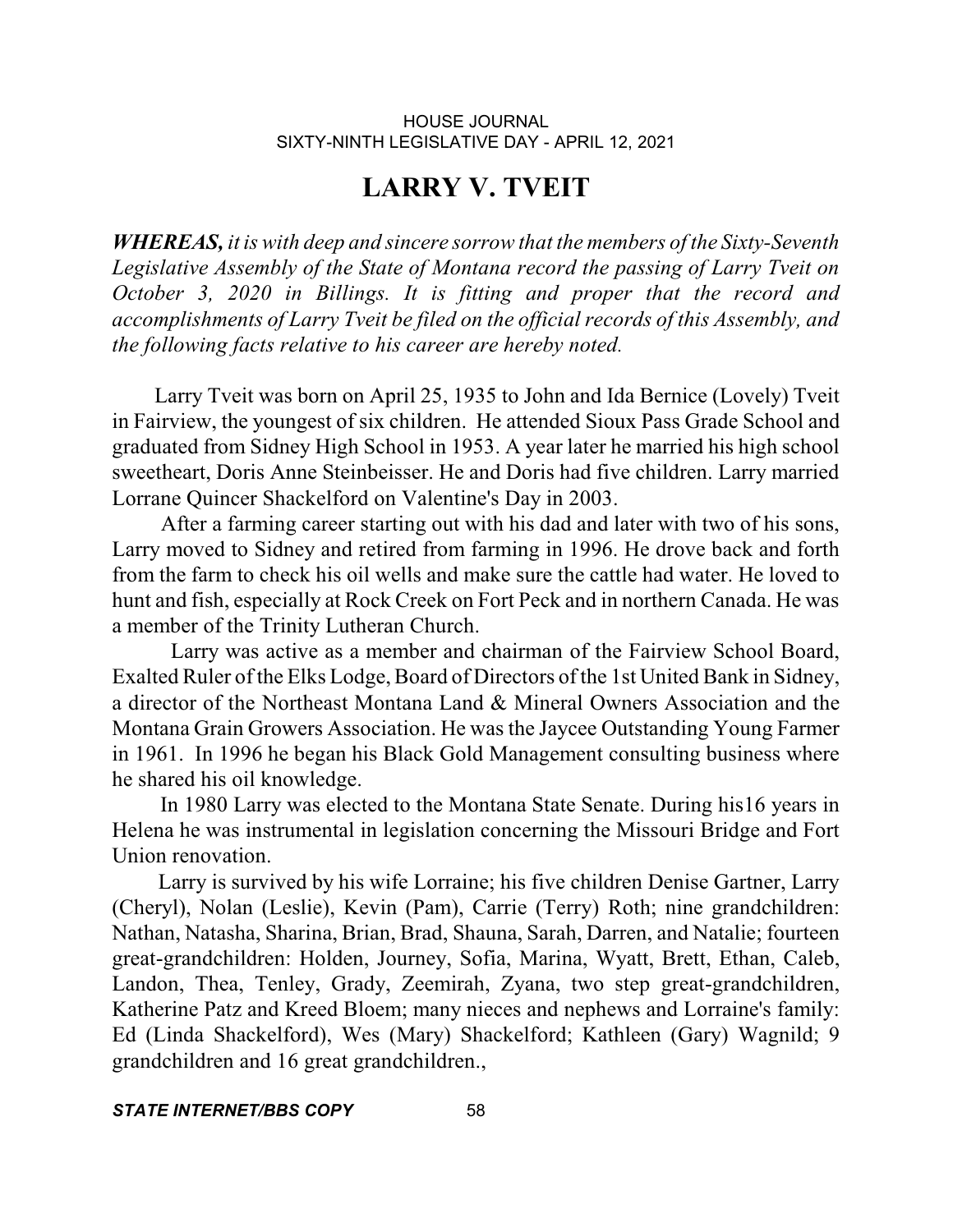# LARRY V. TVEIT

***WHEREAS,*** *it is with deep and sincere sorrow that the members of the Sixty-Seventh Legislative Assembly of the State of Montana record the passing of Larry Tveit on October 3, 2020 in Billings. It is fitting and proper that the record and accomplishments of Larry Tveit be filed on the official records of this Assembly, and the following facts relative to his career are hereby noted.*

Larry Tveit was born on April 25, 1935 to John and Ida Bernice (Lovely) Tveit in Fairview, the youngest of six children. He attended Sioux Pass Grade School and graduated from Sidney High School in 1953. A year later he married his high school sweetheart, Doris Anne Steinbeisser. He and Doris had five children. Larry married Lorrane Quincer Shackelford on Valentine's Day in 2003.

After a farming career starting out with his dad and later with two of his sons, Larry moved to Sidney and retired from farming in 1996. He drove back and forth from the farm to check his oil wells and make sure the cattle had water. He loved to hunt and fish, especially at Rock Creek on Fort Peck and in northern Canada. He was a member of the Trinity Lutheran Church.

Larry was active as a member and chairman of the Fairview School Board, Exalted Ruler of the Elks Lodge, Board of Directors of the 1st United Bank in Sidney, a director of the Northeast Montana Land & Mineral Owners Association and the Montana Grain Growers Association. He was the Jaycee Outstanding Young Farmer in 1961. In 1996 he began his Black Gold Management consulting business where he shared his oil knowledge.

In 1980 Larry was elected to the Montana State Senate. During his16 years in Helena he was instrumental in legislation concerning the Missouri Bridge and Fort Union renovation.

Larry is survived by his wife Lorraine; his five children Denise Gartner, Larry (Cheryl), Nolan (Leslie), Kevin (Pam), Carrie (Terry) Roth; nine grandchildren: Nathan, Natasha, Sharina, Brian, Brad, Shauna, Sarah, Darren, and Natalie; fourteen great-grandchildren: Holden, Journey, Sofia, Marina, Wyatt, Brett, Ethan, Caleb, Landon, Thea, Tenley, Grady, Zeemirah, Zyana, two step great-grandchildren, Katherine Patz and Kreed Bloem; many nieces and nephews and Lorraine's family: Ed (Linda Shackelford), Wes (Mary) Shackelford; Kathleen (Gary) Wagnild; 9 grandchildren and 16 great grandchildren.,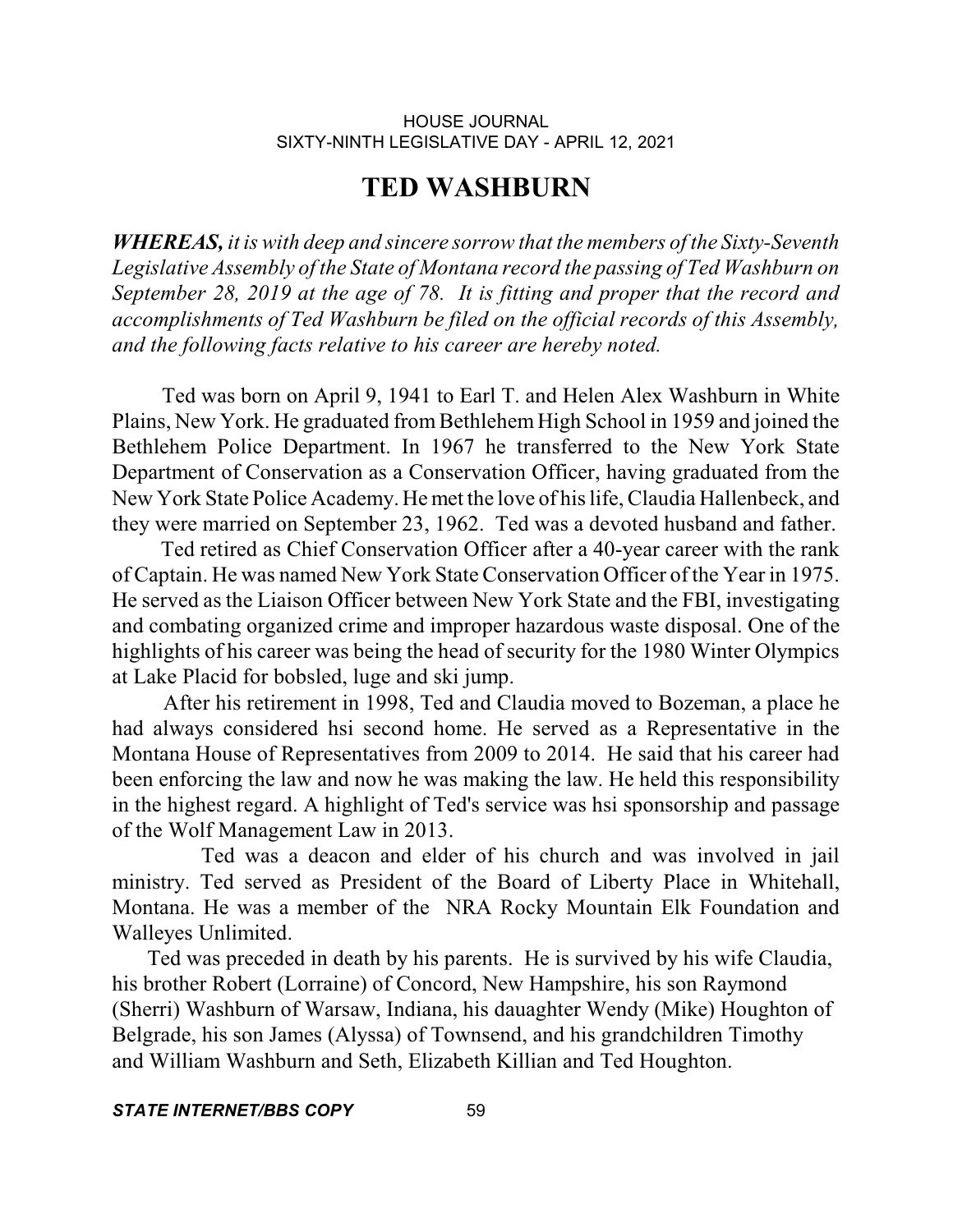# TED WASHBURN

***WHEREAS,*** *it is with deep and sincere sorrow that the members of the Sixty-Seventh Legislative Assembly of the State of Montana record the passing of Ted Washburn on September 28, 2019 at the age of 78. It is fitting and proper that the record and accomplishments of Ted Washburn be filed on the official records of this Assembly, and the following facts relative to his career are hereby noted.*

Ted was born on April 9, 1941 to Earl T. and Helen Alex Washburn in White Plains, New York. He graduated from Bethlehem High School in 1959 and joined the Bethlehem Police Department. In 1967 he transferred to the New York State Department of Conservation as a Conservation Officer, having graduated from the New York State Police Academy. He met the love of his life, Claudia Hallenbeck, and they were married on September 23, 1962. Ted was a devoted husband and father.

Ted retired as Chief Conservation Officer after a 40-year career with the rank of Captain. He was named New York State Conservation Officer of the Year in 1975. He served as the Liaison Officer between New York State and the FBI, investigating and combating organized crime and improper hazardous waste disposal. One of the highlights of his career was being the head of security for the 1980 Winter Olympics at Lake Placid for bobsled, luge and ski jump.

After his retirement in 1998, Ted and Claudia moved to Bozeman, a place he had always considered hsi second home. He served as a Representative in the Montana House of Representatives from 2009 to 2014. He said that his career had been enforcing the law and now he was making the law. He held this responsibility in the highest regard. A highlight of Ted's service was hsi sponsorship and passage of the Wolf Management Law in 2013.

Ted was a deacon and elder of his church and was involved in jail ministry. Ted served as President of the Board of Liberty Place in Whitehall, Montana. He was a member of the NRA Rocky Mountain Elk Foundation and Walleyes Unlimited.

Ted was preceded in death by his parents. He is survived by his wife Claudia, his brother Robert (Lorraine) of Concord, New Hampshire, his son Raymond (Sherri) Washburn of Warsaw, Indiana, his dauaghter Wendy (Mike) Houghton of Belgrade, his son James (Alyssa) of Townsend, and his grandchildren Timothy and William Washburn and Seth, Elizabeth Killian and Ted Houghton.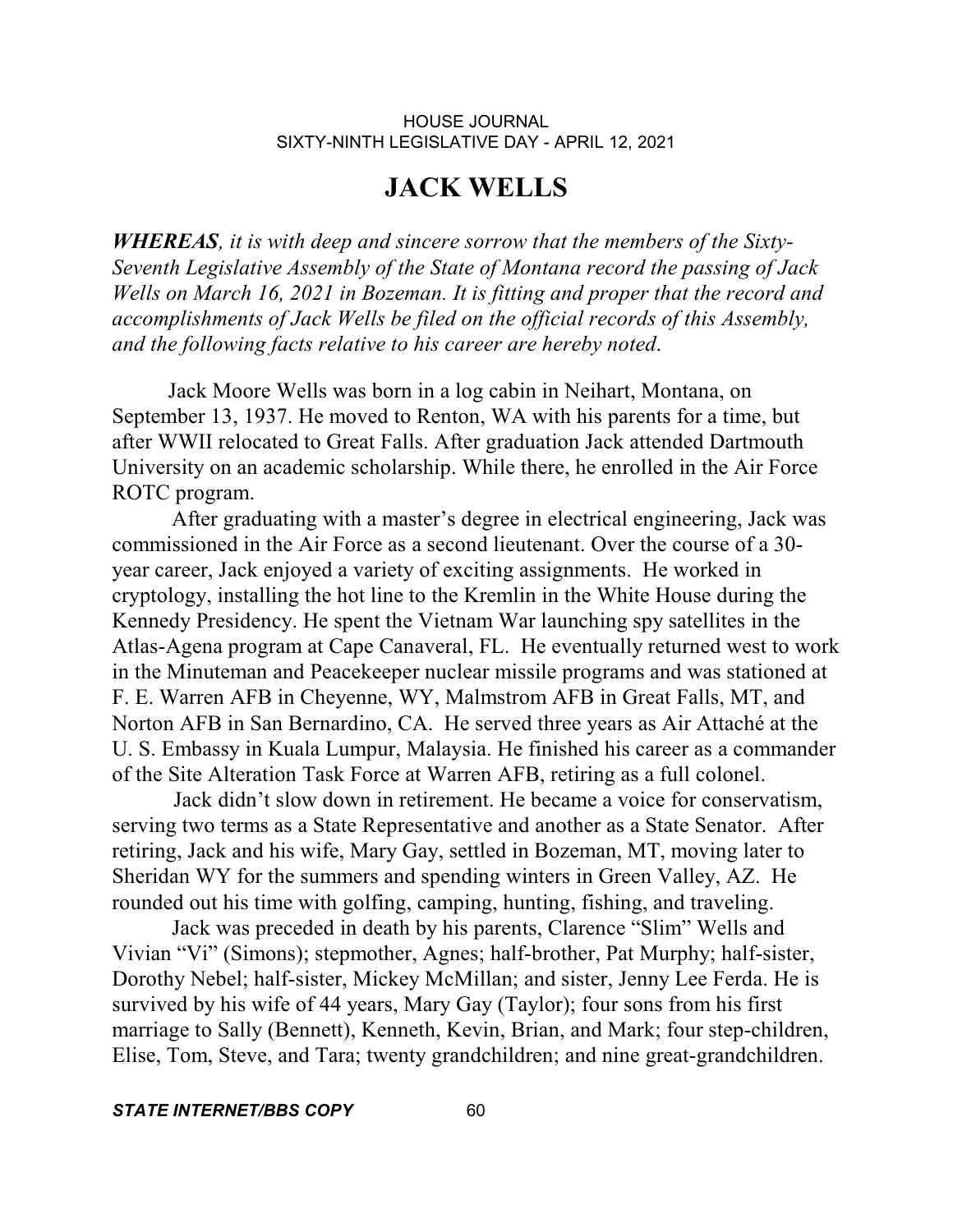# JACK WELLS

***WHEREAS****, it is with deep and sincere sorrow that the members of the Sixty-Seventh Legislative Assembly of the State of Montana record the passing of Jack Wells on March 16, 2021 in Bozeman. It is fitting and proper that the record and accomplishments of Jack Wells be filed on the official records of this Assembly, and the following facts relative to his career are hereby noted*.

Jack Moore Wells was born in a log cabin in Neihart, Montana, on September 13, 1937. He moved to Renton, WA with his parents for a time, but after WWII relocated to Great Falls. After graduation Jack attended Dartmouth University on an academic scholarship. While there, he enrolled in the Air Force ROTC program.

After graduating with a master's degree in electrical engineering, Jack was commissioned in the Air Force as a second lieutenant. Over the course of a 30-year career, Jack enjoyed a variety of exciting assignments. He worked in cryptology, installing the hot line to the Kremlin in the White House during the Kennedy Presidency. He spent the Vietnam War launching spy satellites in the Atlas-Agena program at Cape Canaveral, FL. He eventually returned west to work in the Minuteman and Peacekeeper nuclear missile programs and was stationed at F. E. Warren AFB in Cheyenne, WY, Malmstrom AFB in Great Falls, MT, and Norton AFB in San Bernardino, CA. He served three years as Air Attaché at the U. S. Embassy in Kuala Lumpur, Malaysia. He finished his career as a commander of the Site Alteration Task Force at Warren AFB, retiring as a full colonel.

Jack didn't slow down in retirement. He became a voice for conservatism, serving two terms as a State Representative and another as a State Senator. After retiring, Jack and his wife, Mary Gay, settled in Bozeman, MT, moving later to Sheridan WY for the summers and spending winters in Green Valley, AZ. He rounded out his time with golfing, camping, hunting, fishing, and traveling.

Jack was preceded in death by his parents, Clarence "Slim" Wells and Vivian "Vi" (Simons); stepmother, Agnes; half-brother, Pat Murphy; half-sister, Dorothy Nebel; half-sister, Mickey McMillan; and sister, Jenny Lee Ferda. He is survived by his wife of 44 years, Mary Gay (Taylor); four sons from his first marriage to Sally (Bennett), Kenneth, Kevin, Brian, and Mark; four step-children, Elise, Tom, Steve, and Tara; twenty grandchildren; and nine great-grandchildren.